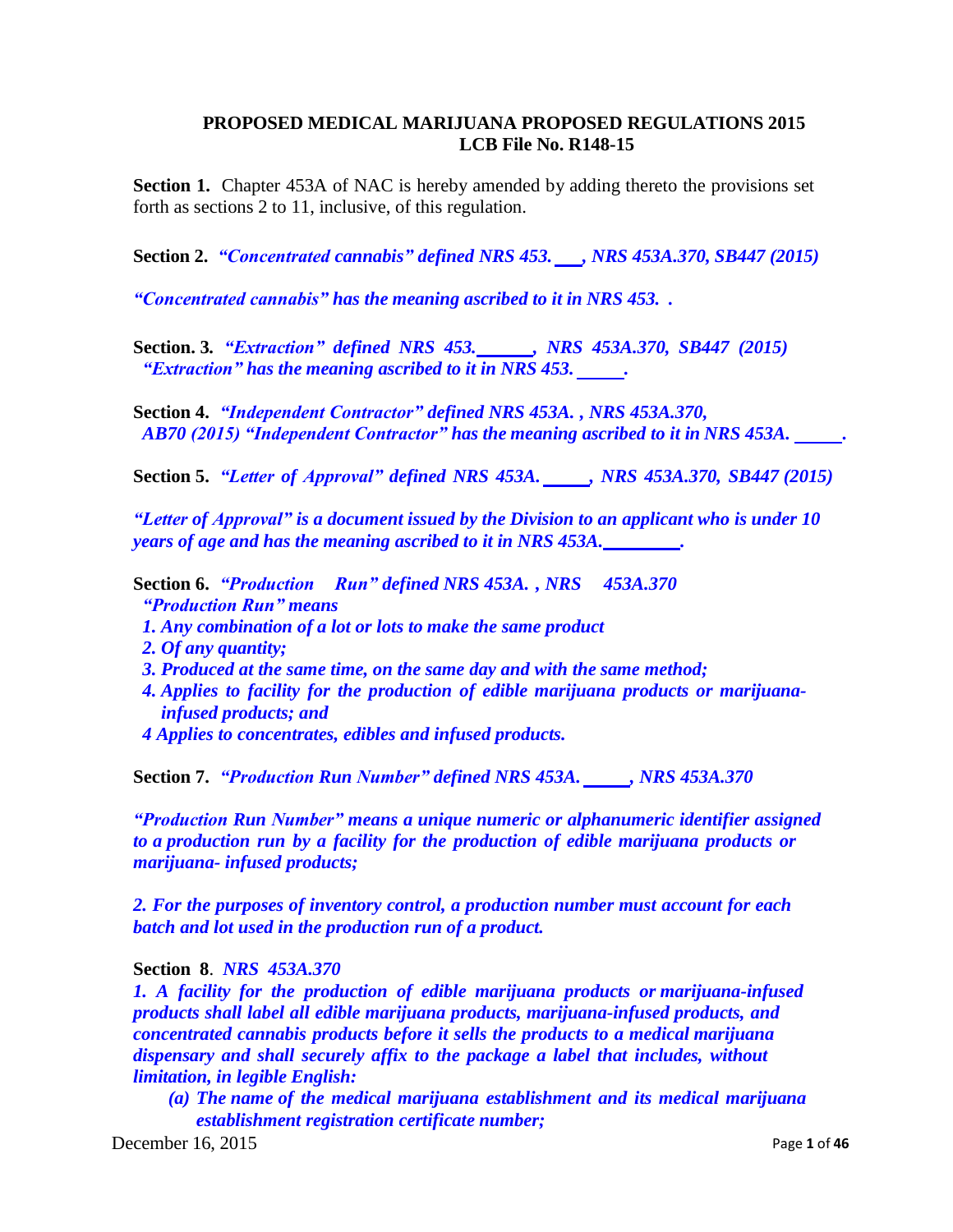**PROPOSED MEDICAL MARIJUANA PROPOSED REGULATIONS 2015**
**LCB File No. R148-15**

**Section 1.** Chapter 453A of NAC is hereby amended by adding thereto the provisions set forth as sections 2 to 11, inclusive, of this regulation.

**Section 2.** ***"Concentrated cannabis" defined NRS 453.___, NRS 453A.370, SB447 (2015)***

***"Concentrated cannabis" has the meaning ascribed to it in NRS 453. .***

**Section. 3.** ***"Extraction" defined NRS 453.______, NRS 453A.370, SB447 (2015)***
***"Extraction" has the meaning ascribed to it in NRS 453. _____.***

**Section 4.** ***"Independent Contractor" defined NRS 453A. , NRS 453A.370, AB70 (2015) "Independent Contractor" has the meaning ascribed to it in NRS 453A. _____.***

**Section 5.** ***"Letter of Approval" defined NRS 453A._____, NRS 453A.370, SB447 (2015)***

***"Letter of Approval" is a document issued by the Division to an applicant who is under 10 years of age and has the meaning ascribed to it in NRS 453A.________.***

**Section 6.** ***"Production Run" defined NRS 453A. , NRS 453A.370***
***"Production Run" means***

***1. Any combination of a lot or lots to make the same product***
***2. Of any quantity;***
***3. Produced at the same time, on the same day and with the same method;***
***4. Applies to facility for the production of edible marijuana products or marijuana-infused products; and***
***4 Applies to concentrates, edibles and infused products.***

**Section 7.** ***"Production Run Number" defined NRS 453A._____, NRS 453A.370***

***"Production Run Number" means a unique numeric or alphanumeric identifier assigned to a production run by a facility for the production of edible marijuana products or marijuana- infused products;***

***2. For the purposes of inventory control, a production number must account for each batch and lot used in the production run of a product.***

**Section 8**. ***NRS 453A.370***

***1. A facility for the production of edible marijuana products or marijuana-infused products shall label all edible marijuana products, marijuana-infused products, and concentrated cannabis products before it sells the products to a medical marijuana dispensary and shall securely affix to the package a label that includes, without limitation, in legible English:***

***(a) The name of the medical marijuana establishment and its medical marijuana establishment registration certificate number;***

December 16, 2015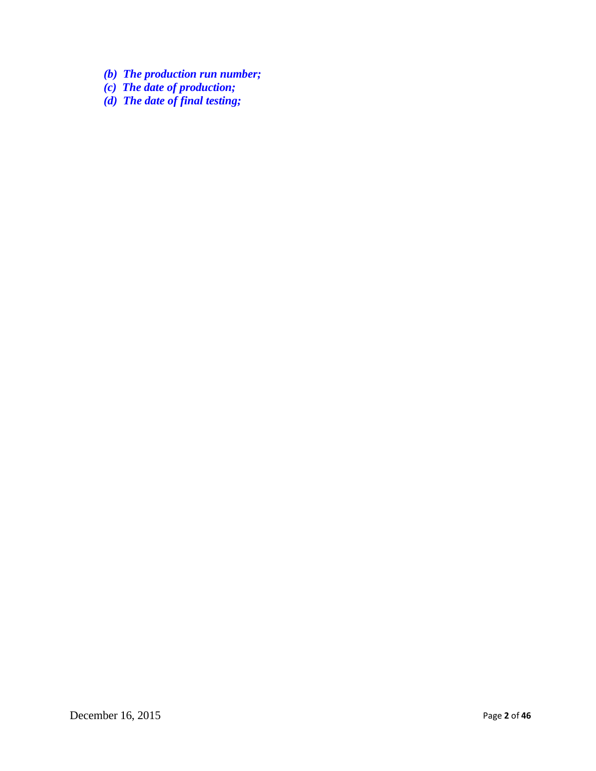*(b) The production run number;*
*(c) The date of production;*
*(d) The date of final testing;*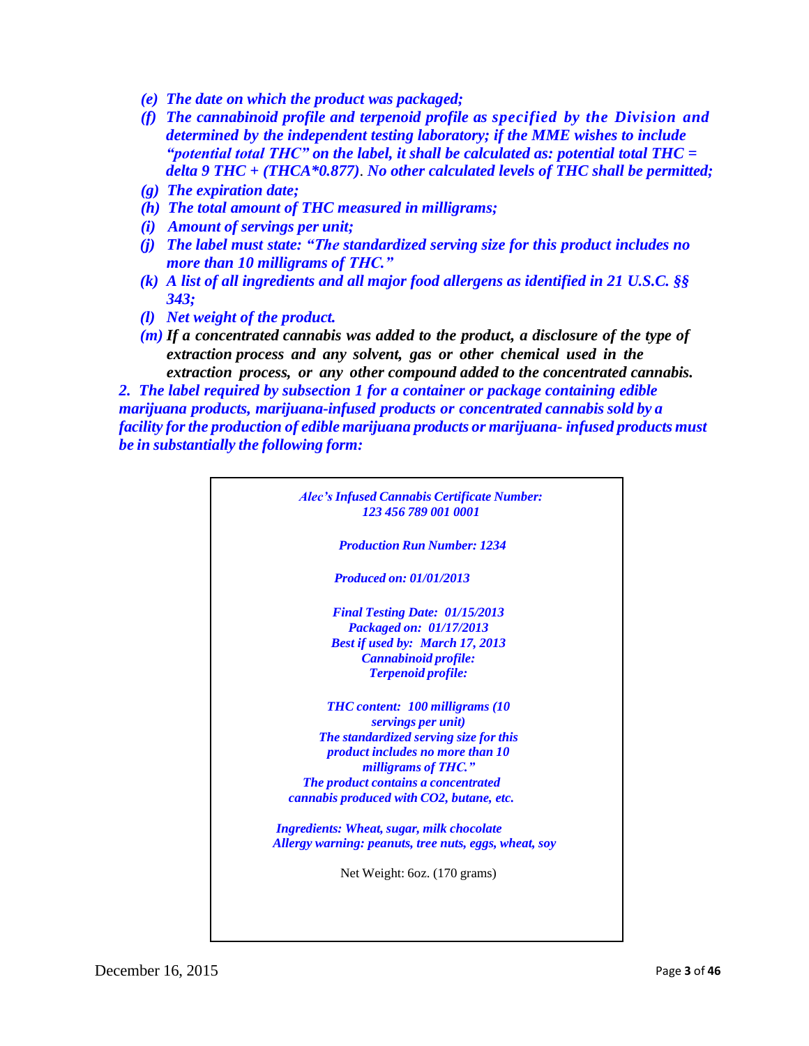*(e) The date on which the product was packaged;*

*(f) The cannabinoid profile and terpenoid profile as specified by the Division and determined by the independent testing laboratory; if the MME wishes to include "potential total THC" on the label, it shall be calculated as: potential total THC = delta 9 THC + (THCA\*0.877). No other calculated levels of THC shall be permitted;*

*(g) The expiration date;*

*(h) The total amount of THC measured in milligrams;*

*(i) Amount of servings per unit;*

*(j) The label must state: "The standardized serving size for this product includes no more than 10 milligrams of THC."*

*(k) A list of all ingredients and all major food allergens as identified in 21 U.S.C. §§ 343;*

*(l) Net weight of the product.*

*(m) If a concentrated cannabis was added to the product, a disclosure of the type of extraction process and any solvent, gas or other chemical used in the extraction process, or any other compound added to the concentrated cannabis.*

*2. The label required by subsection 1 for a container or package containing edible marijuana products, marijuana-infused products or concentrated cannabis sold by a facility for the production of edible marijuana products or marijuana- infused products must be in substantially the following form:*

> *Alec's Infused Cannabis Certificate Number: 123 456 789 001 0001*
>
> *Production Run Number: 1234*
>
> *Produced on: 01/01/2013*
>
> *Final Testing Date: 01/15/2013*
> *Packaged on: 01/17/2013*
> *Best if used by: March 17, 2013*
> *Cannabinoid profile:*
> *Terpenoid profile:*
>
> *THC content: 100 milligrams (10 servings per unit)*
> *The standardized serving size for this product includes no more than 10 milligrams of THC."*
> *The product contains a concentrated cannabis produced with CO2, butane, etc.*
>
> *Ingredients: Wheat, sugar, milk chocolate*
> *Allergy warning: peanuts, tree nuts, eggs, wheat, soy*
>
> Net Weight: 6oz. (170 grams)

December 16, 2015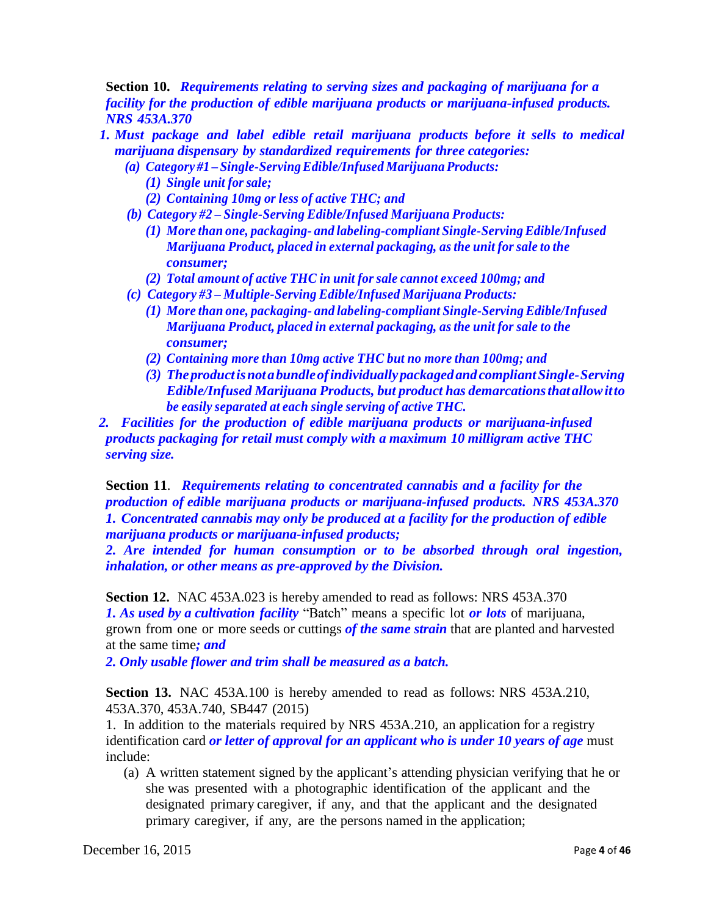**Section 10.** ***Requirements relating to serving sizes and packaging of marijuana for a facility for the production of edible marijuana products or marijuana-infused products. NRS 453A.370***

1. ***Must package and label edible retail marijuana products before it sells to medical marijuana dispensary by standardized requirements for three categories:***
   - ***(a) Category #1 – Single-Serving Edible/Infused Marijuana Products:***
     - ***(1) Single unit for sale;***
     - ***(2) Containing 10mg or less of active THC; and***
   - ***(b) Category #2 – Single-Serving Edible/Infused Marijuana Products:***
     - ***(1) More than one, packaging- and labeling-compliant Single-Serving Edible/Infused Marijuana Product, placed in external packaging, as the unit for sale to the consumer;***
     - ***(2) Total amount of active THC in unit for sale cannot exceed 100mg; and***
   - ***(c) Category #3 – Multiple-Serving Edible/Infused Marijuana Products:***
     - ***(1) More than one, packaging- and labeling-compliant Single-Serving Edible/Infused Marijuana Product, placed in external packaging, as the unit for sale to the consumer;***
     - ***(2) Containing more than 10mg active THC but no more than 100mg; and***
     - ***(3) The product is not a bundle of individually packaged and compliant Single-Serving Edible/Infused Marijuana Products, but product has demarcations that allow it to be easily separated at each single serving of active THC.***
2. ***Facilities for the production of edible marijuana products or marijuana-infused products packaging for retail must comply with a maximum 10 milligram active THC serving size.***

**Section 11**. ***Requirements relating to concentrated cannabis and a facility for the production of edible marijuana products or marijuana-infused products. NRS 453A.370***
***1. Concentrated cannabis may only be produced at a facility for the production of edible marijuana products or marijuana-infused products;***
***2. Are intended for human consumption or to be absorbed through oral ingestion, inhalation, or other means as pre-approved by the Division.***

**Section 12.** NAC 453A.023 is hereby amended to read as follows: NRS 453A.370
***1. As used by a cultivation facility*** "Batch" means a specific lot ***or lots*** of marijuana, grown from one or more seeds or cuttings ***of the same strain*** that are planted and harvested at the same time***; and***
***2. Only usable flower and trim shall be measured as a batch.***

**Section 13.** NAC 453A.100 is hereby amended to read as follows: NRS 453A.210, 453A.370, 453A.740, SB447 (2015)
1. In addition to the materials required by NRS 453A.210, an application for a registry identification card ***or letter of approval for an applicant who is under 10 years of age*** must include:
   - (a) A written statement signed by the applicant's attending physician verifying that he or she was presented with a photographic identification of the applicant and the designated primary caregiver, if any, and that the applicant and the designated primary caregiver, if any, are the persons named in the application;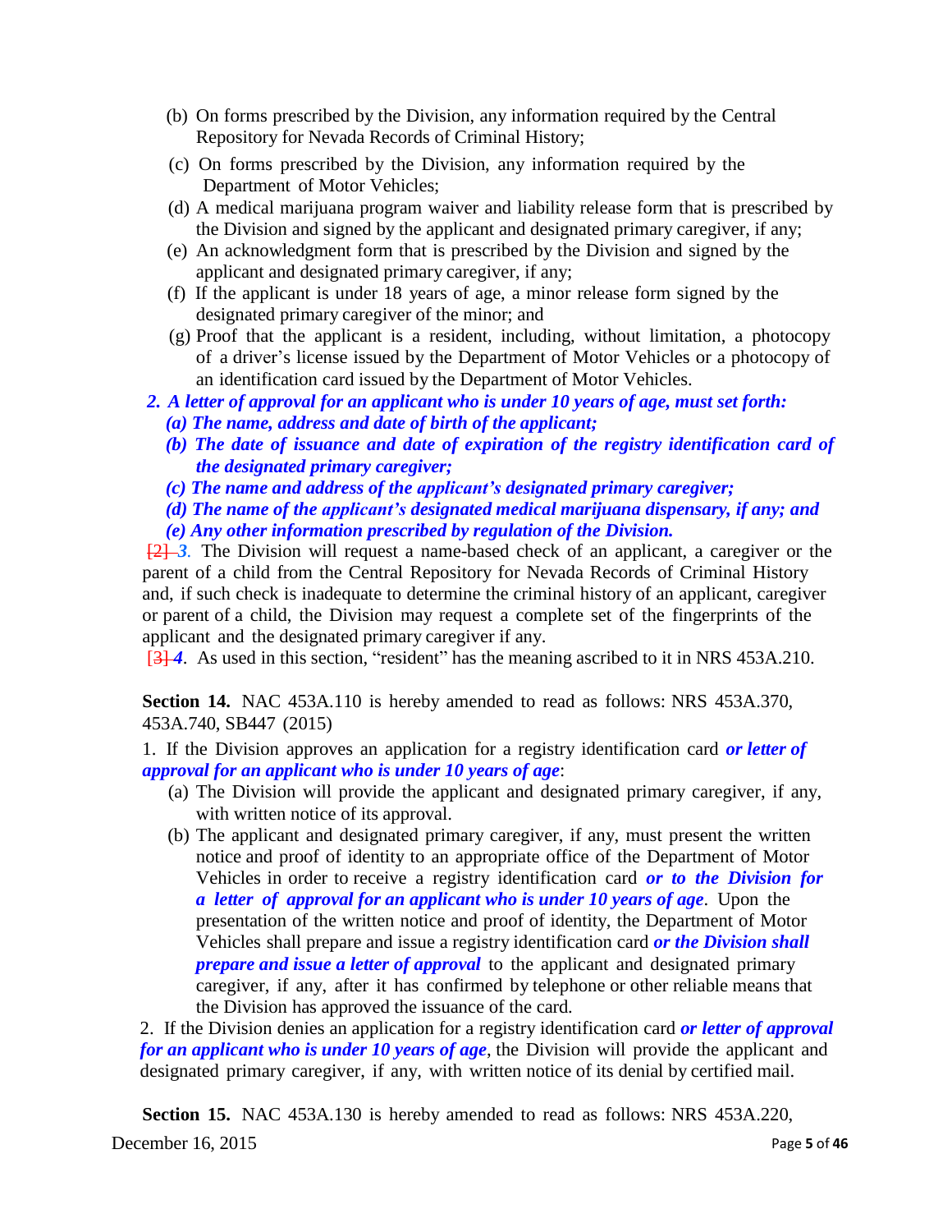(b) On forms prescribed by the Division, any information required by the Central Repository for Nevada Records of Criminal History;

(c) On forms prescribed by the Division, any information required by the Department of Motor Vehicles;

(d) A medical marijuana program waiver and liability release form that is prescribed by the Division and signed by the applicant and designated primary caregiver, if any;

(e) An acknowledgment form that is prescribed by the Division and signed by the applicant and designated primary caregiver, if any;

(f) If the applicant is under 18 years of age, a minor release form signed by the designated primary caregiver of the minor; and

(g) Proof that the applicant is a resident, including, without limitation, a photocopy of a driver's license issued by the Department of Motor Vehicles or a photocopy of an identification card issued by the Department of Motor Vehicles.

***2. A letter of approval for an applicant who is under 10 years of age, must set forth:***

***(a) The name, address and date of birth of the applicant;***

***(b) The date of issuance and date of expiration of the registry identification card of the designated primary caregiver;***

***(c) The name and address of the applicant's designated primary caregiver;***

***(d) The name of the applicant's designated medical marijuana dispensary, if any; and***

***(e) Any other information prescribed by regulation of the Division.***

~~[2]~~ ***3.*** The Division will request a name-based check of an applicant, a caregiver or the parent of a child from the Central Repository for Nevada Records of Criminal History and, if such check is inadequate to determine the criminal history of an applicant, caregiver or parent of a child, the Division may request a complete set of the fingerprints of the applicant and the designated primary caregiver if any.

~~[3]~~ ***4.*** As used in this section, "resident" has the meaning ascribed to it in NRS 453A.210.

**Section 14.** NAC 453A.110 is hereby amended to read as follows: NRS 453A.370, 453A.740, SB447 (2015)

1. If the Division approves an application for a registry identification card ***or letter of approval for an applicant who is under 10 years of age***:

(a) The Division will provide the applicant and designated primary caregiver, if any, with written notice of its approval.

(b) The applicant and designated primary caregiver, if any, must present the written notice and proof of identity to an appropriate office of the Department of Motor Vehicles in order to receive a registry identification card ***or to the Division for a letter of approval for an applicant who is under 10 years of age***. Upon the presentation of the written notice and proof of identity, the Department of Motor Vehicles shall prepare and issue a registry identification card ***or the Division shall prepare and issue a letter of approval*** to the applicant and designated primary caregiver, if any, after it has confirmed by telephone or other reliable means that the Division has approved the issuance of the card.

2. If the Division denies an application for a registry identification card ***or letter of approval for an applicant who is under 10 years of age***, the Division will provide the applicant and designated primary caregiver, if any, with written notice of its denial by certified mail.

**Section 15.** NAC 453A.130 is hereby amended to read as follows: NRS 453A.220,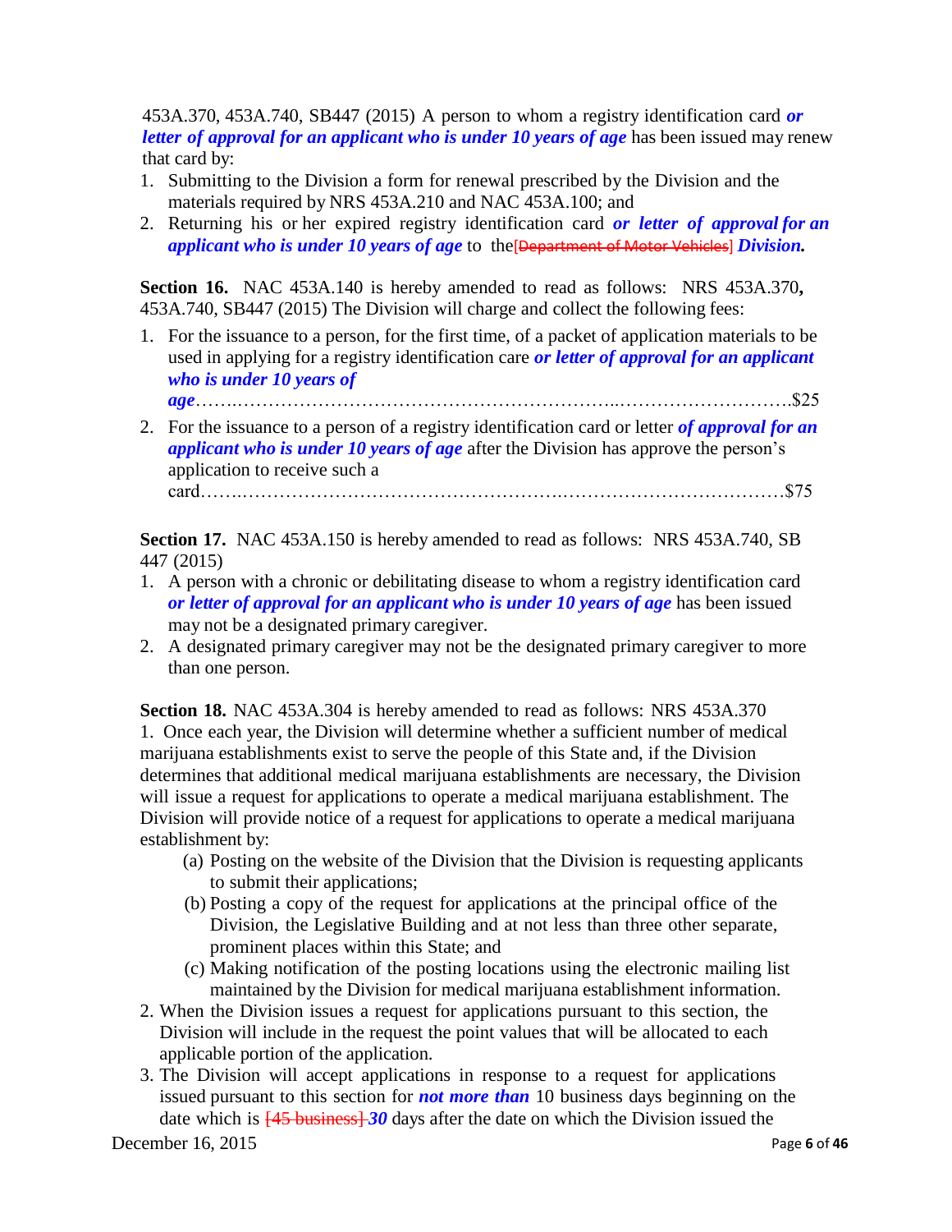453A.370, 453A.740, SB447 (2015) A person to whom a registry identification card ***or letter of approval for an applicant who is under 10 years of age*** has been issued may renew that card by:

1. Submitting to the Division a form for renewal prescribed by the Division and the materials required by NRS 453A.210 and NAC 453A.100; and
2. Returning his or her expired registry identification card ***or letter of approval for an applicant who is under 10 years of age*** to the[Department of Motor Vehicles] ***Division.***

**Section 16.** NAC 453A.140 is hereby amended to read as follows: NRS 453A.370**,** 453A.740, SB447 (2015) The Division will charge and collect the following fees:

1. For the issuance to a person, for the first time, of a packet of application materials to be used in applying for a registry identification care ***or letter of approval for an applicant who is under 10 years of age***……..…………………………………………………..……………………….$25
2. For the issuance to a person of a registry identification card or letter ***of approval for an applicant who is under 10 years of age*** after the Division has approve the person's application to receive such a card……..…………………………………………….………………………………$75

**Section 17.** NAC 453A.150 is hereby amended to read as follows: NRS 453A.740, SB 447 (2015)

1. A person with a chronic or debilitating disease to whom a registry identification card ***or letter of approval for an applicant who is under 10 years of age*** has been issued may not be a designated primary caregiver.
2. A designated primary caregiver may not be the designated primary caregiver to more than one person.

**Section 18.** NAC 453A.304 is hereby amended to read as follows: NRS 453A.370

1. Once each year, the Division will determine whether a sufficient number of medical marijuana establishments exist to serve the people of this State and, if the Division determines that additional medical marijuana establishments are necessary, the Division will issue a request for applications to operate a medical marijuana establishment. The Division will provide notice of a request for applications to operate a medical marijuana establishment by:
   - (a) Posting on the website of the Division that the Division is requesting applicants to submit their applications;
   - (b) Posting a copy of the request for applications at the principal office of the Division, the Legislative Building and at not less than three other separate, prominent places within this State; and
   - (c) Making notification of the posting locations using the electronic mailing list maintained by the Division for medical marijuana establishment information.
2. When the Division issues a request for applications pursuant to this section, the Division will include in the request the point values that will be allocated to each applicable portion of the application.
3. The Division will accept applications in response to a request for applications issued pursuant to this section for ***not more than*** 10 business days beginning on the date which is [45 business] ***30*** days after the date on which the Division issued the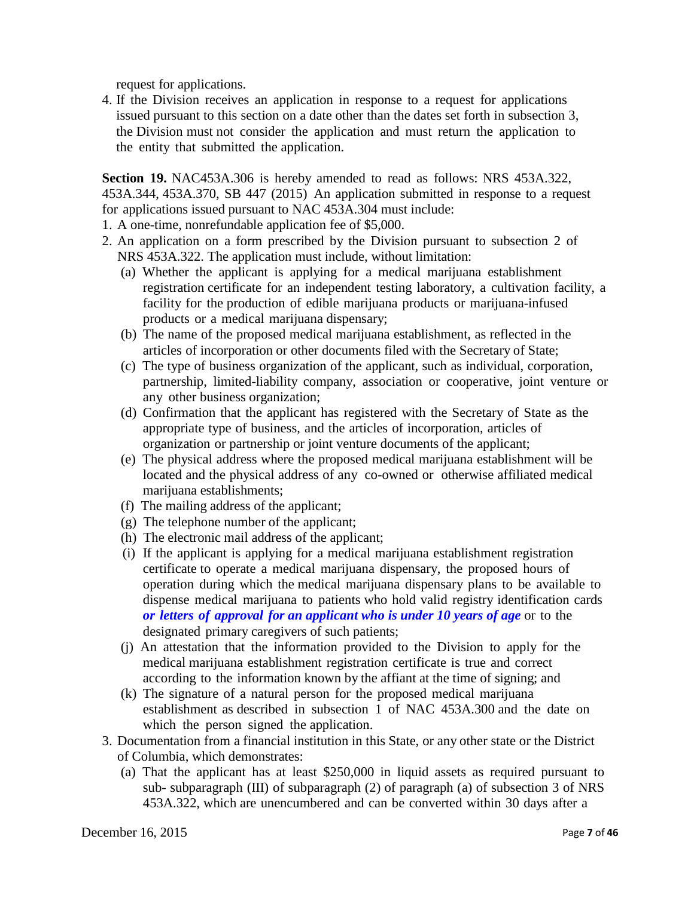request for applications.

4. If the Division receives an application in response to a request for applications issued pursuant to this section on a date other than the dates set forth in subsection 3, the Division must not consider the application and must return the application to the entity that submitted the application.

**Section 19.** NAC453A.306 is hereby amended to read as follows: NRS 453A.322, 453A.344, 453A.370, SB 447 (2015) An application submitted in response to a request for applications issued pursuant to NAC 453A.304 must include:

1. A one-time, nonrefundable application fee of $5,000.
2. An application on a form prescribed by the Division pursuant to subsection 2 of NRS 453A.322. The application must include, without limitation:
   - (a) Whether the applicant is applying for a medical marijuana establishment registration certificate for an independent testing laboratory, a cultivation facility, a facility for the production of edible marijuana products or marijuana-infused products or a medical marijuana dispensary;
   - (b) The name of the proposed medical marijuana establishment, as reflected in the articles of incorporation or other documents filed with the Secretary of State;
   - (c) The type of business organization of the applicant, such as individual, corporation, partnership, limited-liability company, association or cooperative, joint venture or any other business organization;
   - (d) Confirmation that the applicant has registered with the Secretary of State as the appropriate type of business, and the articles of incorporation, articles of organization or partnership or joint venture documents of the applicant;
   - (e) The physical address where the proposed medical marijuana establishment will be located and the physical address of any co-owned or otherwise affiliated medical marijuana establishments;
   - (f) The mailing address of the applicant;
   - (g) The telephone number of the applicant;
   - (h) The electronic mail address of the applicant;
   - (i) If the applicant is applying for a medical marijuana establishment registration certificate to operate a medical marijuana dispensary, the proposed hours of operation during which the medical marijuana dispensary plans to be available to dispense medical marijuana to patients who hold valid registry identification cards ***or letters of approval for an applicant who is under 10 years of age*** or to the designated primary caregivers of such patients;
   - (j) An attestation that the information provided to the Division to apply for the medical marijuana establishment registration certificate is true and correct according to the information known by the affiant at the time of signing; and
   - (k) The signature of a natural person for the proposed medical marijuana establishment as described in subsection 1 of NAC 453A.300 and the date on which the person signed the application.
3. Documentation from a financial institution in this State, or any other state or the District of Columbia, which demonstrates:
   - (a) That the applicant has at least $250,000 in liquid assets as required pursuant to sub- subparagraph (III) of subparagraph (2) of paragraph (a) of subsection 3 of NRS 453A.322, which are unencumbered and can be converted within 30 days after a

December 16, 2015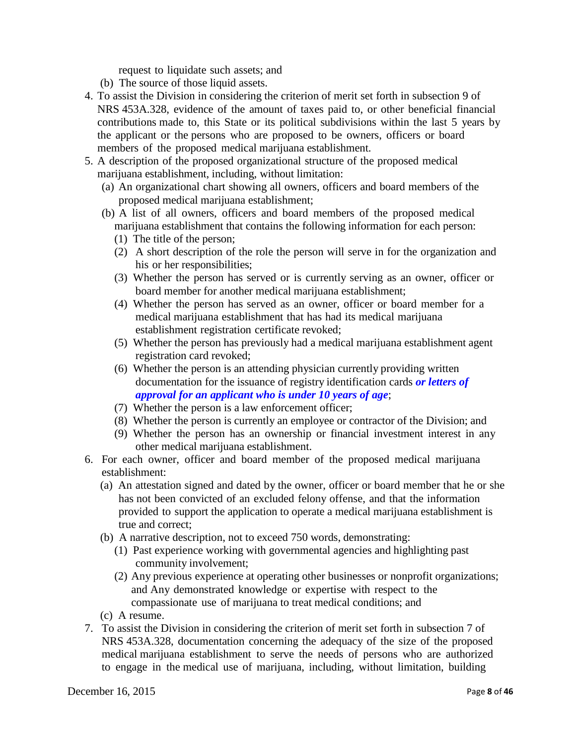request to liquidate such assets; and

(b) The source of those liquid assets.

4. To assist the Division in considering the criterion of merit set forth in subsection 9 of NRS 453A.328, evidence of the amount of taxes paid to, or other beneficial financial contributions made to, this State or its political subdivisions within the last 5 years by the applicant or the persons who are proposed to be owners, officers or board members of the proposed medical marijuana establishment.
5. A description of the proposed organizational structure of the proposed medical marijuana establishment, including, without limitation:
   - (a) An organizational chart showing all owners, officers and board members of the proposed medical marijuana establishment;
   - (b) A list of all owners, officers and board members of the proposed medical marijuana establishment that contains the following information for each person:
     - (1) The title of the person;
     - (2) A short description of the role the person will serve in for the organization and his or her responsibilities;
     - (3) Whether the person has served or is currently serving as an owner, officer or board member for another medical marijuana establishment;
     - (4) Whether the person has served as an owner, officer or board member for a medical marijuana establishment that has had its medical marijuana establishment registration certificate revoked;
     - (5) Whether the person has previously had a medical marijuana establishment agent registration card revoked;
     - (6) Whether the person is an attending physician currently providing written documentation for the issuance of registry identification cards ***or letters of approval for an applicant who is under 10 years of age***;
     - (7) Whether the person is a law enforcement officer;
     - (8) Whether the person is currently an employee or contractor of the Division; and
     - (9) Whether the person has an ownership or financial investment interest in any other medical marijuana establishment.
6. For each owner, officer and board member of the proposed medical marijuana establishment:
   - (a) An attestation signed and dated by the owner, officer or board member that he or she has not been convicted of an excluded felony offense, and that the information provided to support the application to operate a medical marijuana establishment is true and correct;
   - (b) A narrative description, not to exceed 750 words, demonstrating:
     - (1) Past experience working with governmental agencies and highlighting past community involvement;
     - (2) Any previous experience at operating other businesses or nonprofit organizations; and Any demonstrated knowledge or expertise with respect to the compassionate use of marijuana to treat medical conditions; and
   - (c) A resume.
7. To assist the Division in considering the criterion of merit set forth in subsection 7 of NRS 453A.328, documentation concerning the adequacy of the size of the proposed medical marijuana establishment to serve the needs of persons who are authorized to engage in the medical use of marijuana, including, without limitation, building

December 16, 2015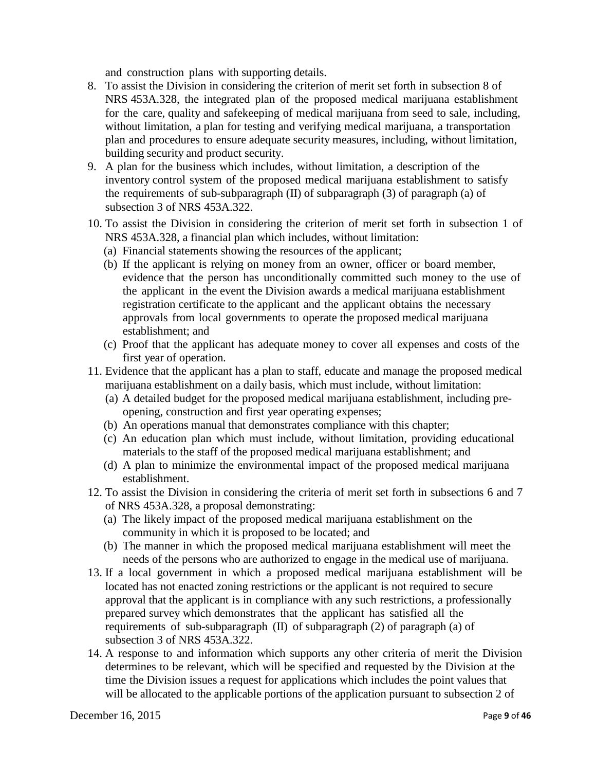and construction plans with supporting details.

8. To assist the Division in considering the criterion of merit set forth in subsection 8 of NRS 453A.328, the integrated plan of the proposed medical marijuana establishment for the care, quality and safekeeping of medical marijuana from seed to sale, including, without limitation, a plan for testing and verifying medical marijuana, a transportation plan and procedures to ensure adequate security measures, including, without limitation, building security and product security.
9. A plan for the business which includes, without limitation, a description of the inventory control system of the proposed medical marijuana establishment to satisfy the requirements of sub-subparagraph (II) of subparagraph (3) of paragraph (a) of subsection 3 of NRS 453A.322.
10. To assist the Division in considering the criterion of merit set forth in subsection 1 of NRS 453A.328, a financial plan which includes, without limitation:
    (a) Financial statements showing the resources of the applicant;
    (b) If the applicant is relying on money from an owner, officer or board member, evidence that the person has unconditionally committed such money to the use of the applicant in the event the Division awards a medical marijuana establishment registration certificate to the applicant and the applicant obtains the necessary approvals from local governments to operate the proposed medical marijuana establishment; and
    (c) Proof that the applicant has adequate money to cover all expenses and costs of the first year of operation.
11. Evidence that the applicant has a plan to staff, educate and manage the proposed medical marijuana establishment on a daily basis, which must include, without limitation:
    (a) A detailed budget for the proposed medical marijuana establishment, including pre-opening, construction and first year operating expenses;
    (b) An operations manual that demonstrates compliance with this chapter;
    (c) An education plan which must include, without limitation, providing educational materials to the staff of the proposed medical marijuana establishment; and
    (d) A plan to minimize the environmental impact of the proposed medical marijuana establishment.
12. To assist the Division in considering the criteria of merit set forth in subsections 6 and 7 of NRS 453A.328, a proposal demonstrating:
    (a) The likely impact of the proposed medical marijuana establishment on the community in which it is proposed to be located; and
    (b) The manner in which the proposed medical marijuana establishment will meet the needs of the persons who are authorized to engage in the medical use of marijuana.
13. If a local government in which a proposed medical marijuana establishment will be located has not enacted zoning restrictions or the applicant is not required to secure approval that the applicant is in compliance with any such restrictions, a professionally prepared survey which demonstrates that the applicant has satisfied all the requirements of sub-subparagraph (II) of subparagraph (2) of paragraph (a) of subsection 3 of NRS 453A.322.
14. A response to and information which supports any other criteria of merit the Division determines to be relevant, which will be specified and requested by the Division at the time the Division issues a request for applications which includes the point values that will be allocated to the applicable portions of the application pursuant to subsection 2 of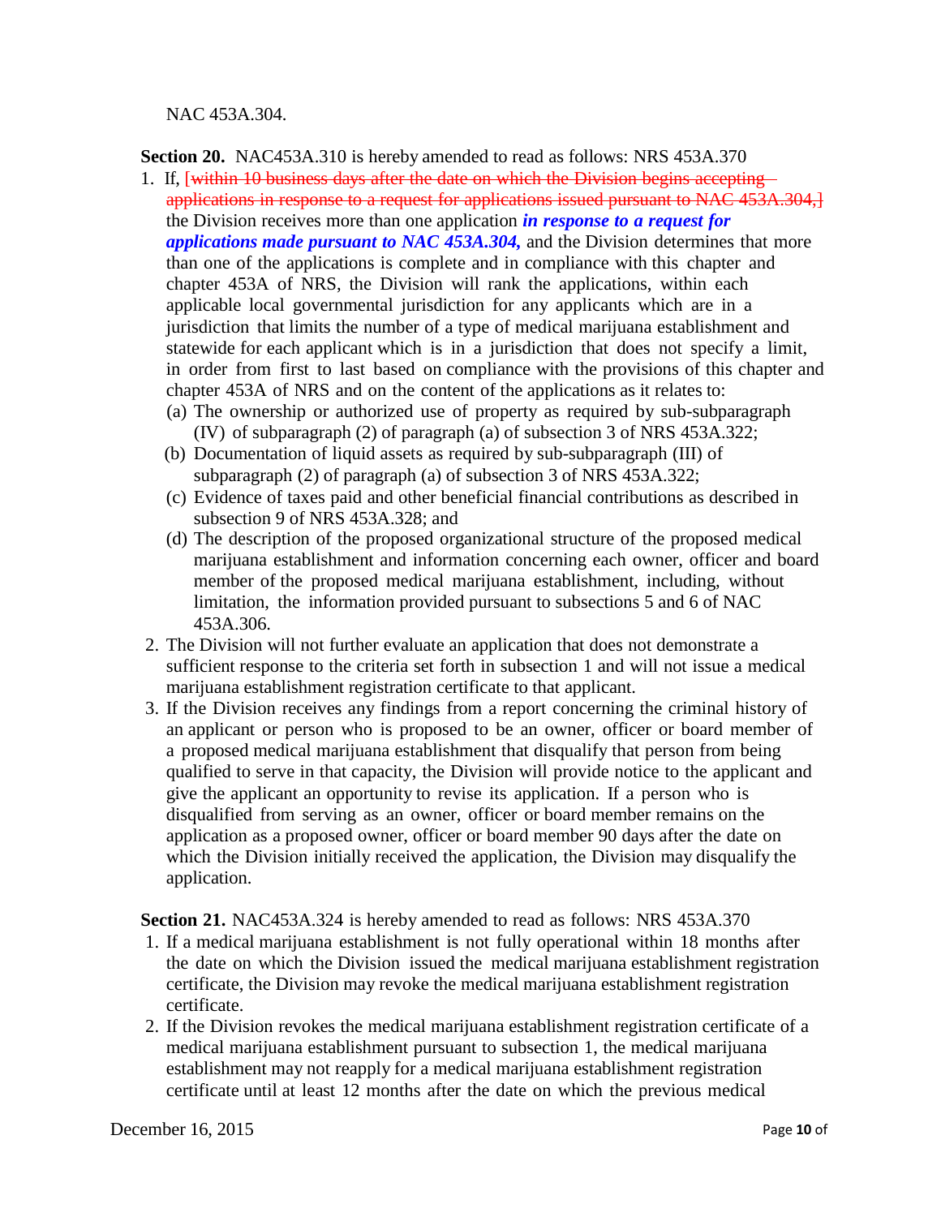NAC 453A.304.

**Section 20.** NAC453A.310 is hereby amended to read as follows: NRS 453A.370

1. If, ~~[within 10 business days after the date on which the Division begins accepting applications in response to a request for applications issued pursuant to NAC 453A.304,]~~ the Division receives more than one application ***in response to a request for applications made pursuant to NAC 453A.304,*** and the Division determines that more than one of the applications is complete and in compliance with this chapter and chapter 453A of NRS, the Division will rank the applications, within each applicable local governmental jurisdiction for any applicants which are in a jurisdiction that limits the number of a type of medical marijuana establishment and statewide for each applicant which is in a jurisdiction that does not specify a limit, in order from first to last based on compliance with the provisions of this chapter and chapter 453A of NRS and on the content of the applications as it relates to:
   - (a) The ownership or authorized use of property as required by sub-subparagraph (IV) of subparagraph (2) of paragraph (a) of subsection 3 of NRS 453A.322;
   - (b) Documentation of liquid assets as required by sub-subparagraph (III) of subparagraph (2) of paragraph (a) of subsection 3 of NRS 453A.322;
   - (c) Evidence of taxes paid and other beneficial financial contributions as described in subsection 9 of NRS 453A.328; and
   - (d) The description of the proposed organizational structure of the proposed medical marijuana establishment and information concerning each owner, officer and board member of the proposed medical marijuana establishment, including, without limitation, the information provided pursuant to subsections 5 and 6 of NAC 453A.306.
2. The Division will not further evaluate an application that does not demonstrate a sufficient response to the criteria set forth in subsection 1 and will not issue a medical marijuana establishment registration certificate to that applicant.
3. If the Division receives any findings from a report concerning the criminal history of an applicant or person who is proposed to be an owner, officer or board member of a proposed medical marijuana establishment that disqualify that person from being qualified to serve in that capacity, the Division will provide notice to the applicant and give the applicant an opportunity to revise its application. If a person who is disqualified from serving as an owner, officer or board member remains on the application as a proposed owner, officer or board member 90 days after the date on which the Division initially received the application, the Division may disqualify the application.

**Section 21.** NAC453A.324 is hereby amended to read as follows: NRS 453A.370

1. If a medical marijuana establishment is not fully operational within 18 months after the date on which the Division issued the medical marijuana establishment registration certificate, the Division may revoke the medical marijuana establishment registration certificate.
2. If the Division revokes the medical marijuana establishment registration certificate of a medical marijuana establishment pursuant to subsection 1, the medical marijuana establishment may not reapply for a medical marijuana establishment registration certificate until at least 12 months after the date on which the previous medical

December 16, 2015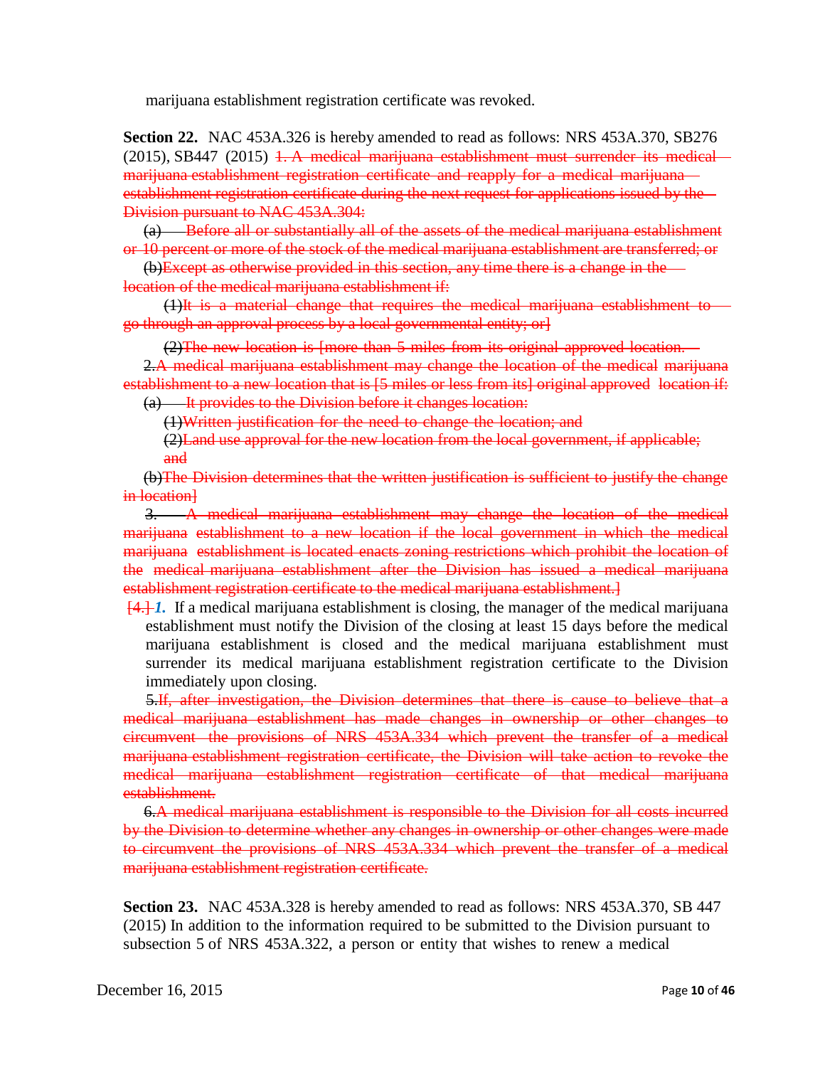marijuana establishment registration certificate was revoked.

**Section 22.** NAC 453A.326 is hereby amended to read as follows: NRS 453A.370, SB276 (2015), SB447 (2015) ~~1. A medical marijuana establishment must surrender its medical marijuana establishment registration certificate and reapply for a medical marijuana establishment registration certificate during the next request for applications issued by the Division pursuant to NAC 453A.304:~~

~~(a) Before all or substantially all of the assets of the medical marijuana establishment or 10 percent or more of the stock of the medical marijuana establishment are transferred; or~~

~~(b) Except as otherwise provided in this section, any time there is a change in the location of the medical marijuana establishment if:~~

~~(1) It is a material change that requires the medical marijuana establishment to go through an approval process by a local governmental entity; or]~~

~~(2) The new location is [more than 5 miles from its original approved location.~~

~~2. A medical marijuana establishment may change the location of the medical marijuana establishment to a new location that is [5 miles or less from its] original approved location if:~~

~~(a) It provides to the Division before it changes location:~~

~~(1) Written justification for the need to change the location; and~~

~~(2) Land use approval for the new location from the local government, if applicable; and~~

~~(b) The Division determines that the written justification is sufficient to justify the change in location]~~

~~3. A medical marijuana establishment may change the location of the medical marijuana establishment to a new location if the local government in which the medical marijuana establishment is located enacts zoning restrictions which prohibit the location of the medical marijuana establishment after the Division has issued a medical marijuana establishment registration certificate to the medical marijuana establishment.]~~

~~[4.]~~ ***1.*** If a medical marijuana establishment is closing, the manager of the medical marijuana establishment must notify the Division of the closing at least 15 days before the medical marijuana establishment is closed and the medical marijuana establishment must surrender its medical marijuana establishment registration certificate to the Division immediately upon closing.

~~5. If, after investigation, the Division determines that there is cause to believe that a medical marijuana establishment has made changes in ownership or other changes to circumvent the provisions of NRS 453A.334 which prevent the transfer of a medical marijuana establishment registration certificate, the Division will take action to revoke the medical marijuana establishment registration certificate of that medical marijuana establishment.~~

~~6. A medical marijuana establishment is responsible to the Division for all costs incurred by the Division to determine whether any changes in ownership or other changes were made to circumvent the provisions of NRS 453A.334 which prevent the transfer of a medical marijuana establishment registration certificate.~~

**Section 23.** NAC 453A.328 is hereby amended to read as follows: NRS 453A.370, SB 447 (2015) In addition to the information required to be submitted to the Division pursuant to subsection 5 of NRS 453A.322, a person or entity that wishes to renew a medical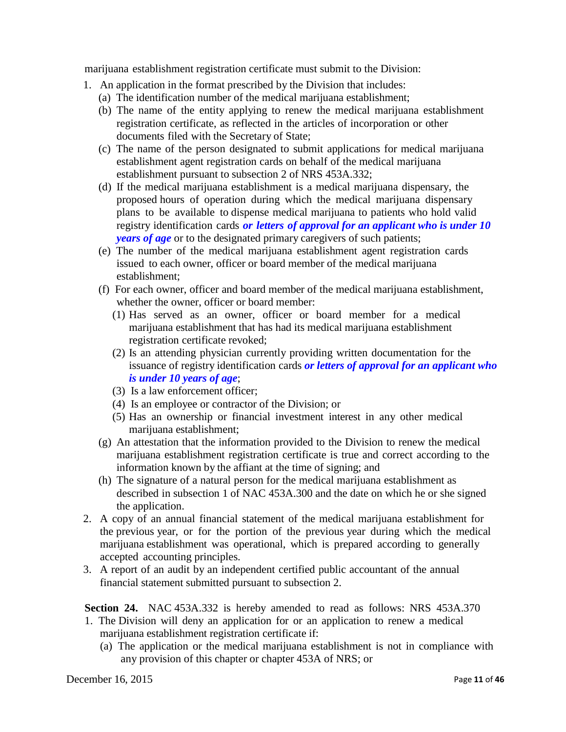marijuana establishment registration certificate must submit to the Division:

1. An application in the format prescribed by the Division that includes:
   - (a) The identification number of the medical marijuana establishment;
   - (b) The name of the entity applying to renew the medical marijuana establishment registration certificate, as reflected in the articles of incorporation or other documents filed with the Secretary of State;
   - (c) The name of the person designated to submit applications for medical marijuana establishment agent registration cards on behalf of the medical marijuana establishment pursuant to subsection 2 of NRS 453A.332;
   - (d) If the medical marijuana establishment is a medical marijuana dispensary, the proposed hours of operation during which the medical marijuana dispensary plans to be available to dispense medical marijuana to patients who hold valid registry identification cards ***or letters of approval for an applicant who is under 10 years of age*** or to the designated primary caregivers of such patients;
   - (e) The number of the medical marijuana establishment agent registration cards issued to each owner, officer or board member of the medical marijuana establishment;
   - (f) For each owner, officer and board member of the medical marijuana establishment, whether the owner, officer or board member:
     - (1) Has served as an owner, officer or board member for a medical marijuana establishment that has had its medical marijuana establishment registration certificate revoked;
     - (2) Is an attending physician currently providing written documentation for the issuance of registry identification cards ***or letters of approval for an applicant who is under 10 years of age***;
     - (3) Is a law enforcement officer;
     - (4) Is an employee or contractor of the Division; or
     - (5) Has an ownership or financial investment interest in any other medical marijuana establishment;
   - (g) An attestation that the information provided to the Division to renew the medical marijuana establishment registration certificate is true and correct according to the information known by the affiant at the time of signing; and
   - (h) The signature of a natural person for the medical marijuana establishment as described in subsection 1 of NAC 453A.300 and the date on which he or she signed the application.
2. A copy of an annual financial statement of the medical marijuana establishment for the previous year, or for the portion of the previous year during which the medical marijuana establishment was operational, which is prepared according to generally accepted accounting principles.
3. A report of an audit by an independent certified public accountant of the annual financial statement submitted pursuant to subsection 2.

**Section 24.** NAC 453A.332 is hereby amended to read as follows: NRS 453A.370

1. The Division will deny an application for or an application to renew a medical marijuana establishment registration certificate if:
   - (a) The application or the medical marijuana establishment is not in compliance with any provision of this chapter or chapter 453A of NRS; or

December 16, 2015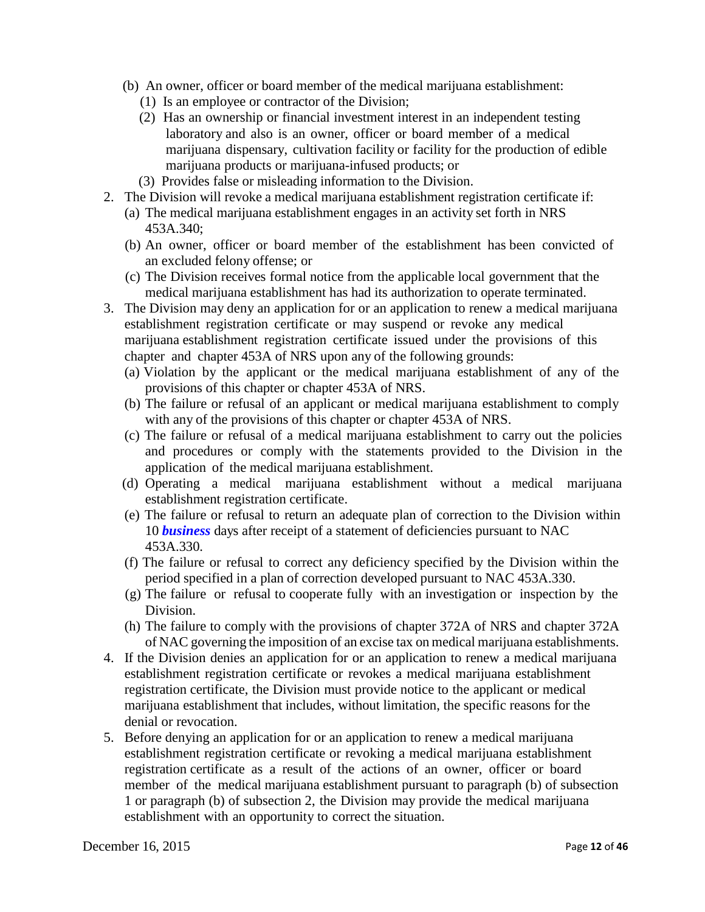(b) An owner, officer or board member of the medical marijuana establishment:

(1) Is an employee or contractor of the Division;

(2) Has an ownership or financial investment interest in an independent testing laboratory and also is an owner, officer or board member of a medical marijuana dispensary, cultivation facility or facility for the production of edible marijuana products or marijuana-infused products; or

(3) Provides false or misleading information to the Division.

2. The Division will revoke a medical marijuana establishment registration certificate if:

(a) The medical marijuana establishment engages in an activity set forth in NRS 453A.340;

(b) An owner, officer or board member of the establishment has been convicted of an excluded felony offense; or

(c) The Division receives formal notice from the applicable local government that the medical marijuana establishment has had its authorization to operate terminated.

3. The Division may deny an application for or an application to renew a medical marijuana establishment registration certificate or may suspend or revoke any medical marijuana establishment registration certificate issued under the provisions of this chapter and chapter 453A of NRS upon any of the following grounds:

(a) Violation by the applicant or the medical marijuana establishment of any of the provisions of this chapter or chapter 453A of NRS.

(b) The failure or refusal of an applicant or medical marijuana establishment to comply with any of the provisions of this chapter or chapter 453A of NRS.

(c) The failure or refusal of a medical marijuana establishment to carry out the policies and procedures or comply with the statements provided to the Division in the application of the medical marijuana establishment.

(d) Operating a medical marijuana establishment without a medical marijuana establishment registration certificate.

(e) The failure or refusal to return an adequate plan of correction to the Division within 10 ***business*** days after receipt of a statement of deficiencies pursuant to NAC 453A.330.

(f) The failure or refusal to correct any deficiency specified by the Division within the period specified in a plan of correction developed pursuant to NAC 453A.330.

(g) The failure or refusal to cooperate fully with an investigation or inspection by the Division.

(h) The failure to comply with the provisions of chapter 372A of NRS and chapter 372A of NAC governing the imposition of an excise tax on medical marijuana establishments.

4. If the Division denies an application for or an application to renew a medical marijuana establishment registration certificate or revokes a medical marijuana establishment registration certificate, the Division must provide notice to the applicant or medical marijuana establishment that includes, without limitation, the specific reasons for the denial or revocation.

5. Before denying an application for or an application to renew a medical marijuana establishment registration certificate or revoking a medical marijuana establishment registration certificate as a result of the actions of an owner, officer or board member of the medical marijuana establishment pursuant to paragraph (b) of subsection 1 or paragraph (b) of subsection 2, the Division may provide the medical marijuana establishment with an opportunity to correct the situation.

December 16, 2015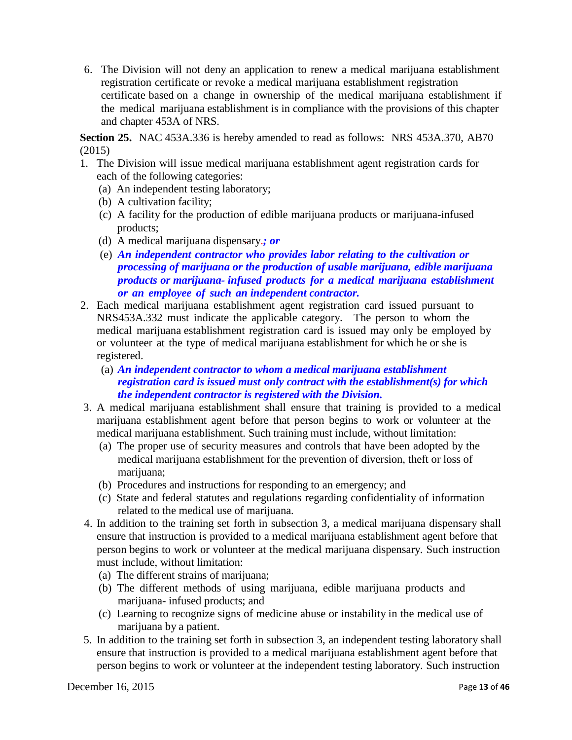6. The Division will not deny an application to renew a medical marijuana establishment registration certificate or revoke a medical marijuana establishment registration certificate based on a change in ownership of the medical marijuana establishment if the medical marijuana establishment is in compliance with the provisions of this chapter and chapter 453A of NRS.

**Section 25.** NAC 453A.336 is hereby amended to read as follows: NRS 453A.370, AB70 (2015)

1. The Division will issue medical marijuana establishment agent registration cards for each of the following categories:
   (a) An independent testing laboratory;
   (b) A cultivation facility;
   (c) A facility for the production of edible marijuana products or marijuana-infused products;
   (d) A medical marijuana dispensary.***; or***
   (e) ***An independent contractor who provides labor relating to the cultivation or processing of marijuana or the production of usable marijuana, edible marijuana products or marijuana- infused products for a medical marijuana establishment or an employee of such an independent contractor.***
2. Each medical marijuana establishment agent registration card issued pursuant to NRS453A.332 must indicate the applicable category. The person to whom the medical marijuana establishment registration card is issued may only be employed by or volunteer at the type of medical marijuana establishment for which he or she is registered.
   (a) ***An independent contractor to whom a medical marijuana establishment registration card is issued must only contract with the establishment(s) for which the independent contractor is registered with the Division.***
3. A medical marijuana establishment shall ensure that training is provided to a medical marijuana establishment agent before that person begins to work or volunteer at the medical marijuana establishment. Such training must include, without limitation:
   (a) The proper use of security measures and controls that have been adopted by the medical marijuana establishment for the prevention of diversion, theft or loss of marijuana;
   (b) Procedures and instructions for responding to an emergency; and
   (c) State and federal statutes and regulations regarding confidentiality of information related to the medical use of marijuana.
4. In addition to the training set forth in subsection 3, a medical marijuana dispensary shall ensure that instruction is provided to a medical marijuana establishment agent before that person begins to work or volunteer at the medical marijuana dispensary. Such instruction must include, without limitation:
   (a) The different strains of marijuana;
   (b) The different methods of using marijuana, edible marijuana products and marijuana- infused products; and
   (c) Learning to recognize signs of medicine abuse or instability in the medical use of marijuana by a patient.
5. In addition to the training set forth in subsection 3, an independent testing laboratory shall ensure that instruction is provided to a medical marijuana establishment agent before that person begins to work or volunteer at the independent testing laboratory. Such instruction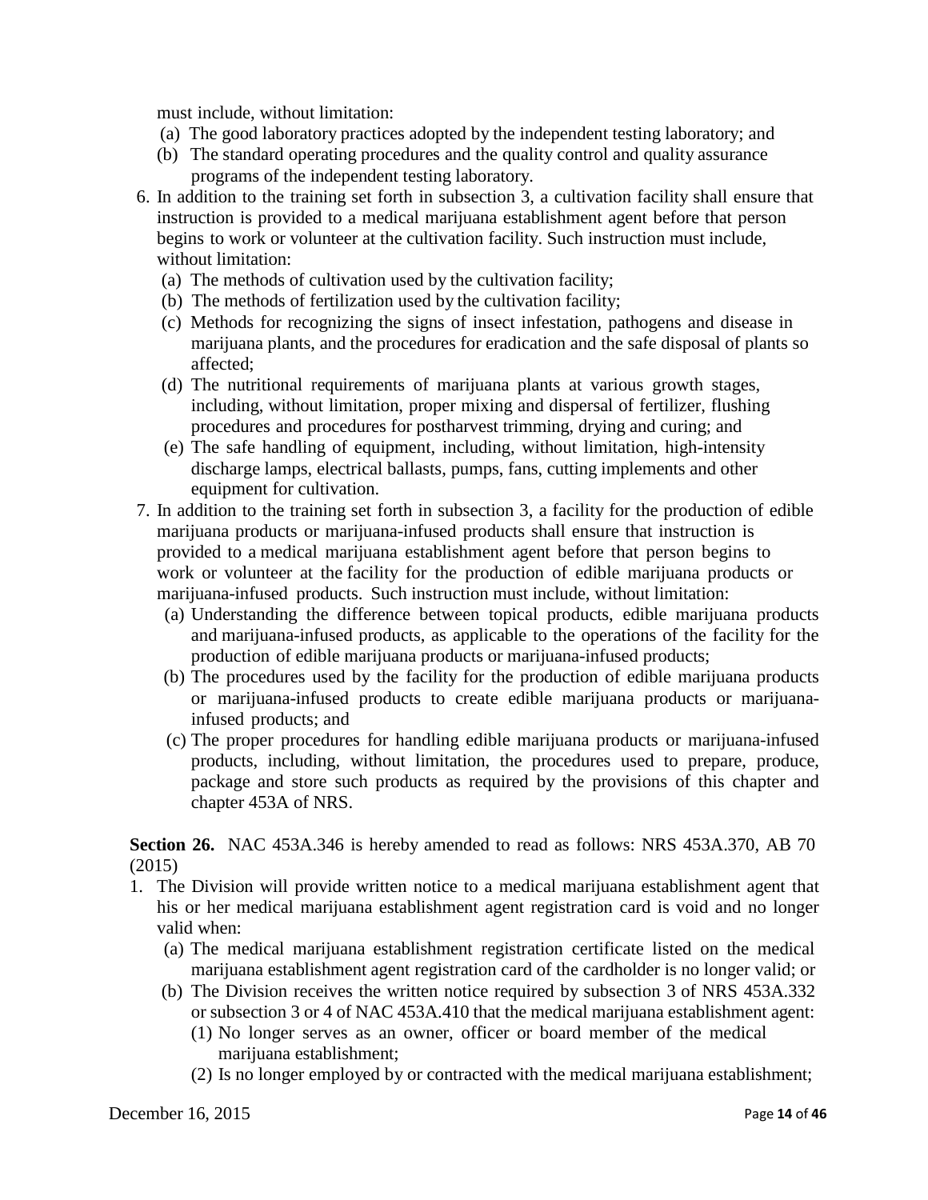must include, without limitation:

(a) The good laboratory practices adopted by the independent testing laboratory; and
(b) The standard operating procedures and the quality control and quality assurance programs of the independent testing laboratory.

6. In addition to the training set forth in subsection 3, a cultivation facility shall ensure that instruction is provided to a medical marijuana establishment agent before that person begins to work or volunteer at the cultivation facility. Such instruction must include, without limitation:
   (a) The methods of cultivation used by the cultivation facility;
   (b) The methods of fertilization used by the cultivation facility;
   (c) Methods for recognizing the signs of insect infestation, pathogens and disease in marijuana plants, and the procedures for eradication and the safe disposal of plants so affected;
   (d) The nutritional requirements of marijuana plants at various growth stages, including, without limitation, proper mixing and dispersal of fertilizer, flushing procedures and procedures for postharvest trimming, drying and curing; and
   (e) The safe handling of equipment, including, without limitation, high-intensity discharge lamps, electrical ballasts, pumps, fans, cutting implements and other equipment for cultivation.
7. In addition to the training set forth in subsection 3, a facility for the production of edible marijuana products or marijuana-infused products shall ensure that instruction is provided to a medical marijuana establishment agent before that person begins to work or volunteer at the facility for the production of edible marijuana products or marijuana-infused products. Such instruction must include, without limitation:
   (a) Understanding the difference between topical products, edible marijuana products and marijuana-infused products, as applicable to the operations of the facility for the production of edible marijuana products or marijuana-infused products;
   (b) The procedures used by the facility for the production of edible marijuana products or marijuana-infused products to create edible marijuana products or marijuana-infused products; and
   (c) The proper procedures for handling edible marijuana products or marijuana-infused products, including, without limitation, the procedures used to prepare, produce, package and store such products as required by the provisions of this chapter and chapter 453A of NRS.

**Section 26.** NAC 453A.346 is hereby amended to read as follows: NRS 453A.370, AB 70 (2015)

1. The Division will provide written notice to a medical marijuana establishment agent that his or her medical marijuana establishment agent registration card is void and no longer valid when:
   (a) The medical marijuana establishment registration certificate listed on the medical marijuana establishment agent registration card of the cardholder is no longer valid; or
   (b) The Division receives the written notice required by subsection 3 of NRS 453A.332 or subsection 3 or 4 of NAC 453A.410 that the medical marijuana establishment agent:
      (1) No longer serves as an owner, officer or board member of the medical marijuana establishment;
      (2) Is no longer employed by or contracted with the medical marijuana establishment;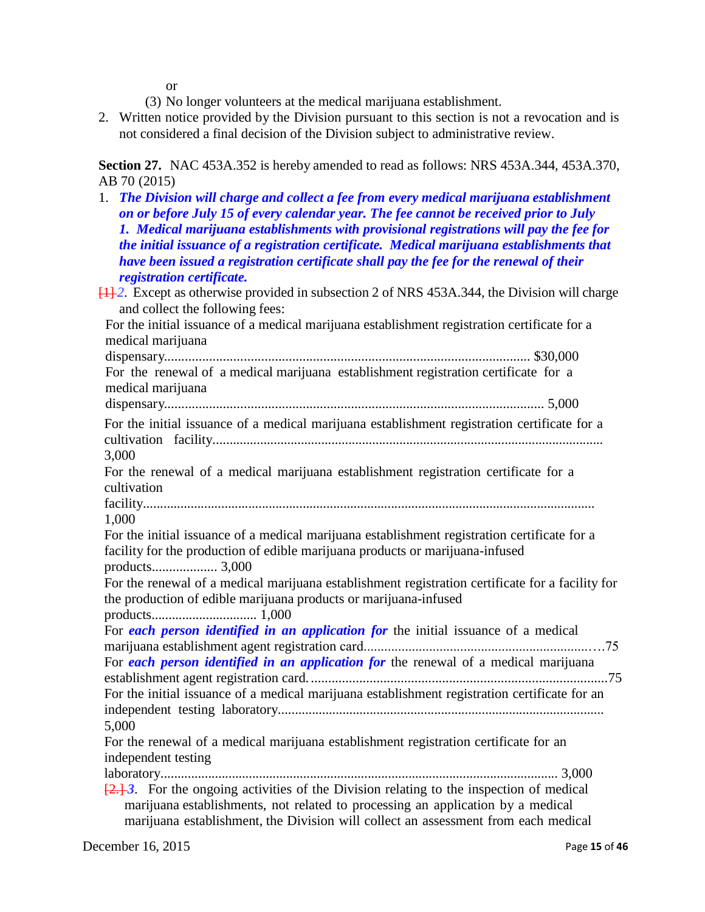or

(3) No longer volunteers at the medical marijuana establishment.

2. Written notice provided by the Division pursuant to this section is not a revocation and is not considered a final decision of the Division subject to administrative review.

**Section 27.** NAC 453A.352 is hereby amended to read as follows: NRS 453A.344, 453A.370, AB 70 (2015)

1. ***The Division will charge and collect a fee from every medical marijuana establishment on or before July 15 of every calendar year. The fee cannot be received prior to July 1. Medical marijuana establishments with provisional registrations will pay the fee for the initial issuance of a registration certificate. Medical marijuana establishments that have been issued a registration certificate shall pay the fee for the renewal of their registration certificate.***

~~[1]~~ *2*. Except as otherwise provided in subsection 2 of NRS 453A.344, the Division will charge and collect the following fees:

For the initial issuance of a medical marijuana establishment registration certificate for a medical marijuana dispensary........................................................................................................ $30,000

For the renewal of a medical marijuana establishment registration certificate for a medical marijuana dispensary............................................................................................................. 5,000

For the initial issuance of a medical marijuana establishment registration certificate for a cultivation facility.................................................................................................................. 3,000

For the renewal of a medical marijuana establishment registration certificate for a cultivation facility..................................................................................................................................... 1,000

For the initial issuance of a medical marijuana establishment registration certificate for a facility for the production of edible marijuana products or marijuana-infused products................... 3,000

For the renewal of a medical marijuana establishment registration certificate for a facility for the production of edible marijuana products or marijuana-infused products............................... 1,000

For ***each person identified in an application for*** the initial issuance of a medical marijuana establishment agent registration card...................................................................…75

For ***each person identified in an application for*** the renewal of a medical marijuana establishment agent registration card. .......................................................................................75

For the initial issuance of a medical marijuana establishment registration certificate for an independent testing laboratory............................................................................................... 5,000

For the renewal of a medical marijuana establishment registration certificate for an independent testing laboratory................................................................................................................... 3,000

~~[2.]~~ ***3***. For the ongoing activities of the Division relating to the inspection of medical marijuana establishments, not related to processing an application by a medical marijuana establishment, the Division will collect an assessment from each medical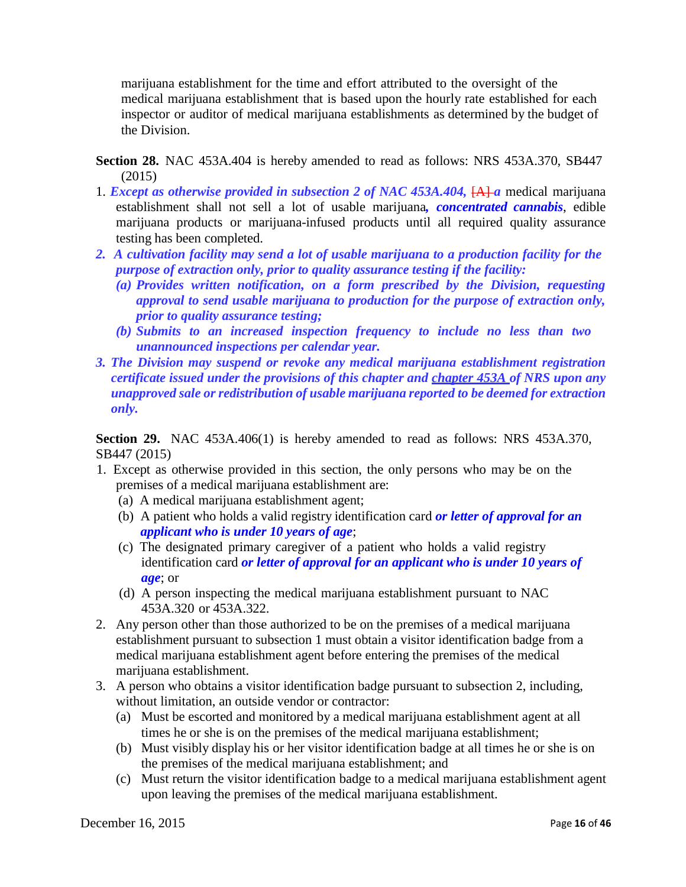marijuana establishment for the time and effort attributed to the oversight of the medical marijuana establishment that is based upon the hourly rate established for each inspector or auditor of medical marijuana establishments as determined by the budget of the Division.

**Section 28.** NAC 453A.404 is hereby amended to read as follows: NRS 453A.370, SB447 (2015)

1. ***Except as otherwise provided in subsection 2 of NAC 453A.404,*** ~~[A]~~ ***a*** medical marijuana establishment shall not sell a lot of usable marijuana***, concentrated cannabis***, edible marijuana products or marijuana-infused products until all required quality assurance testing has been completed.
2. ***A cultivation facility may send a lot of usable marijuana to a production facility for the purpose of extraction only, prior to quality assurance testing if the facility:***
   - ***(a) Provides written notification, on a form prescribed by the Division, requesting approval to send usable marijuana to production for the purpose of extraction only, prior to quality assurance testing;***
   - ***(b) Submits to an increased inspection frequency to include no less than two unannounced inspections per calendar year.***
3. ***The Division may suspend or revoke any medical marijuana establishment registration certificate issued under the provisions of this chapter and chapter 453A of NRS upon any unapproved sale or redistribution of usable marijuana reported to be deemed for extraction only.***

**Section 29.** NAC 453A.406(1) is hereby amended to read as follows: NRS 453A.370, SB447 (2015)

1. Except as otherwise provided in this section, the only persons who may be on the premises of a medical marijuana establishment are:
   - (a) A medical marijuana establishment agent;
   - (b) A patient who holds a valid registry identification card ***or letter of approval for an applicant who is under 10 years of age***;
   - (c) The designated primary caregiver of a patient who holds a valid registry identification card ***or letter of approval for an applicant who is under 10 years of age***; or
   - (d) A person inspecting the medical marijuana establishment pursuant to NAC 453A.320 or 453A.322.
2. Any person other than those authorized to be on the premises of a medical marijuana establishment pursuant to subsection 1 must obtain a visitor identification badge from a medical marijuana establishment agent before entering the premises of the medical marijuana establishment.
3. A person who obtains a visitor identification badge pursuant to subsection 2, including, without limitation, an outside vendor or contractor:
   - (a) Must be escorted and monitored by a medical marijuana establishment agent at all times he or she is on the premises of the medical marijuana establishment;
   - (b) Must visibly display his or her visitor identification badge at all times he or she is on the premises of the medical marijuana establishment; and
   - (c) Must return the visitor identification badge to a medical marijuana establishment agent upon leaving the premises of the medical marijuana establishment.

December 16, 2015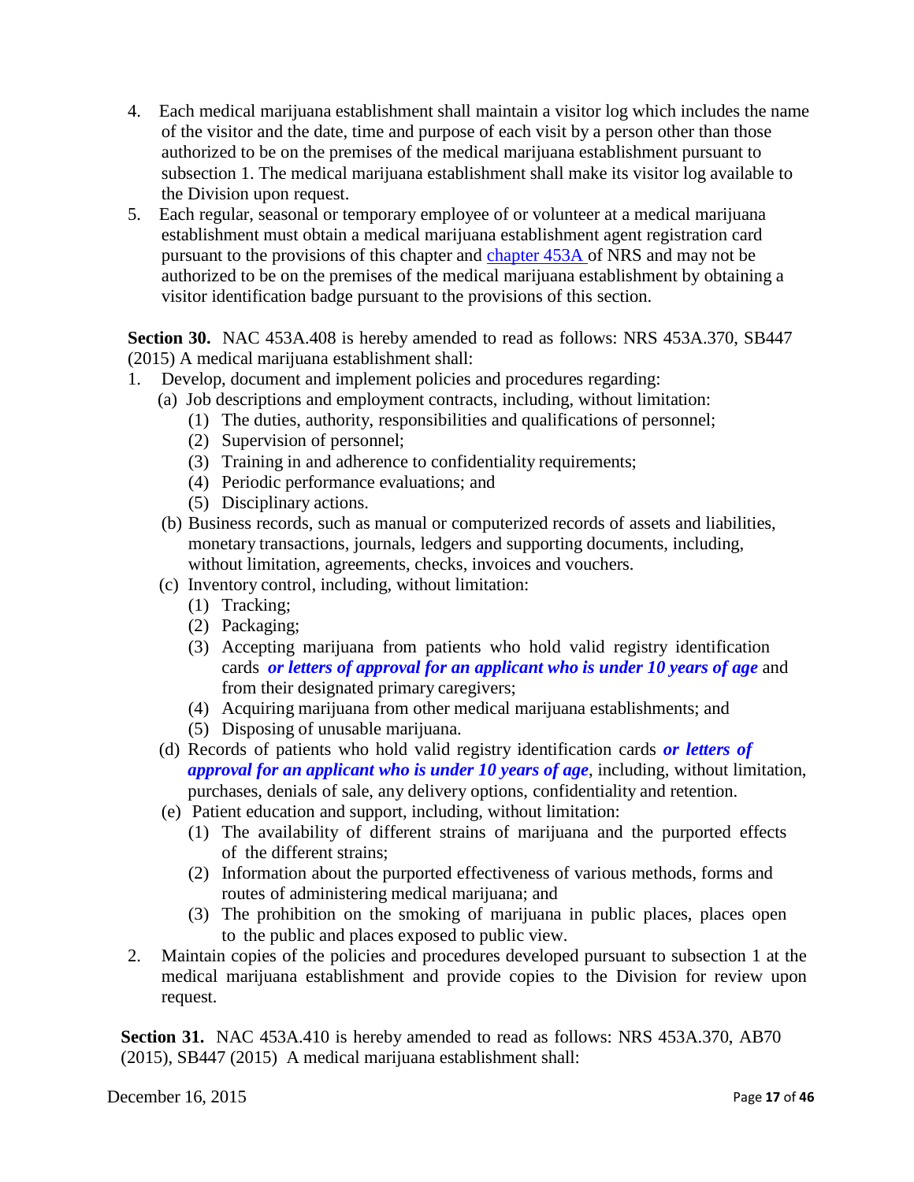4. Each medical marijuana establishment shall maintain a visitor log which includes the name of the visitor and the date, time and purpose of each visit by a person other than those authorized to be on the premises of the medical marijuana establishment pursuant to subsection 1. The medical marijuana establishment shall make its visitor log available to the Division upon request.
5. Each regular, seasonal or temporary employee of or volunteer at a medical marijuana establishment must obtain a medical marijuana establishment agent registration card pursuant to the provisions of this chapter and [chapter 453A](#) of NRS and may not be authorized to be on the premises of the medical marijuana establishment by obtaining a visitor identification badge pursuant to the provisions of this section.

**Section 30.** NAC 453A.408 is hereby amended to read as follows: NRS 453A.370, SB447 (2015) A medical marijuana establishment shall:

1. Develop, document and implement policies and procedures regarding:
   - (a) Job descriptions and employment contracts, including, without limitation:
     - (1) The duties, authority, responsibilities and qualifications of personnel;
     - (2) Supervision of personnel;
     - (3) Training in and adherence to confidentiality requirements;
     - (4) Periodic performance evaluations; and
     - (5) Disciplinary actions.
   - (b) Business records, such as manual or computerized records of assets and liabilities, monetary transactions, journals, ledgers and supporting documents, including, without limitation, agreements, checks, invoices and vouchers.
   - (c) Inventory control, including, without limitation:
     - (1) Tracking;
     - (2) Packaging;
     - (3) Accepting marijuana from patients who hold valid registry identification cards ***or letters of approval for an applicant who is under 10 years of age*** and from their designated primary caregivers;
     - (4) Acquiring marijuana from other medical marijuana establishments; and
     - (5) Disposing of unusable marijuana.
   - (d) Records of patients who hold valid registry identification cards ***or letters of approval for an applicant who is under 10 years of age***, including, without limitation, purchases, denials of sale, any delivery options, confidentiality and retention.
   - (e) Patient education and support, including, without limitation:
     - (1) The availability of different strains of marijuana and the purported effects of the different strains;
     - (2) Information about the purported effectiveness of various methods, forms and routes of administering medical marijuana; and
     - (3) The prohibition on the smoking of marijuana in public places, places open to the public and places exposed to public view.
2. Maintain copies of the policies and procedures developed pursuant to subsection 1 at the medical marijuana establishment and provide copies to the Division for review upon request.

**Section 31.** NAC 453A.410 is hereby amended to read as follows: NRS 453A.370, AB70 (2015), SB447 (2015) A medical marijuana establishment shall:

December 16, 2015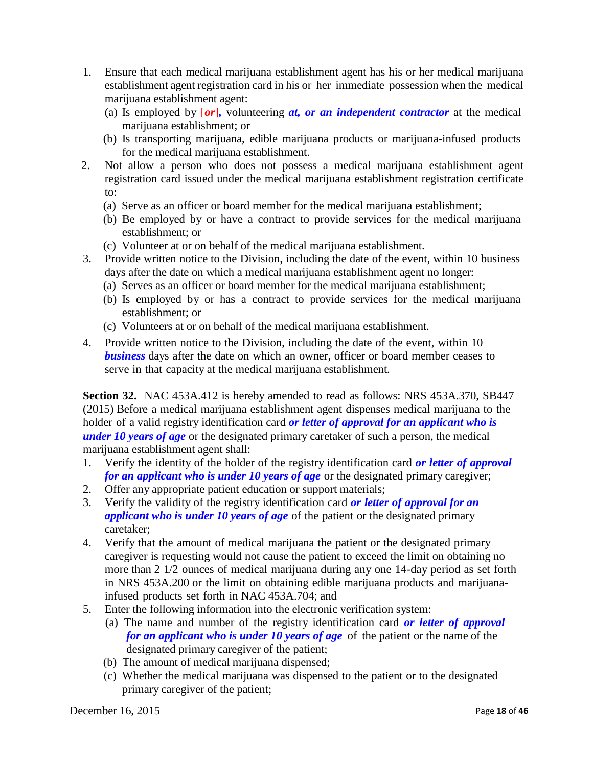1. Ensure that each medical marijuana establishment agent has his or her medical marijuana establishment agent registration card in his or her immediate possession when the medical marijuana establishment agent:
   (a) Is employed by [~~or~~], volunteering ***at, or an independent contractor*** at the medical marijuana establishment; or
   (b) Is transporting marijuana, edible marijuana products or marijuana-infused products for the medical marijuana establishment.
2. Not allow a person who does not possess a medical marijuana establishment agent registration card issued under the medical marijuana establishment registration certificate to:
   (a) Serve as an officer or board member for the medical marijuana establishment;
   (b) Be employed by or have a contract to provide services for the medical marijuana establishment; or
   (c) Volunteer at or on behalf of the medical marijuana establishment.
3. Provide written notice to the Division, including the date of the event, within 10 business days after the date on which a medical marijuana establishment agent no longer:
   (a) Serves as an officer or board member for the medical marijuana establishment;
   (b) Is employed by or has a contract to provide services for the medical marijuana establishment; or
   (c) Volunteers at or on behalf of the medical marijuana establishment.
4. Provide written notice to the Division, including the date of the event, within 10 ***business*** days after the date on which an owner, officer or board member ceases to serve in that capacity at the medical marijuana establishment.

**Section 32.** NAC 453A.412 is hereby amended to read as follows: NRS 453A.370, SB447 (2015) Before a medical marijuana establishment agent dispenses medical marijuana to the holder of a valid registry identification card ***or letter of approval for an applicant who is under 10 years of age*** or the designated primary caretaker of such a person, the medical marijuana establishment agent shall:

1. Verify the identity of the holder of the registry identification card ***or letter of approval for an applicant who is under 10 years of age*** or the designated primary caregiver;
2. Offer any appropriate patient education or support materials;
3. Verify the validity of the registry identification card ***or letter of approval for an applicant who is under 10 years of age*** of the patient or the designated primary caretaker;
4. Verify that the amount of medical marijuana the patient or the designated primary caregiver is requesting would not cause the patient to exceed the limit on obtaining no more than 2 1/2 ounces of medical marijuana during any one 14-day period as set forth in NRS 453A.200 or the limit on obtaining edible marijuana products and marijuana-infused products set forth in NAC 453A.704; and
5. Enter the following information into the electronic verification system:
   (a) The name and number of the registry identification card ***or letter of approval for an applicant who is under 10 years of age*** of the patient or the name of the designated primary caregiver of the patient;
   (b) The amount of medical marijuana dispensed;
   (c) Whether the medical marijuana was dispensed to the patient or to the designated primary caregiver of the patient;

December 16, 2015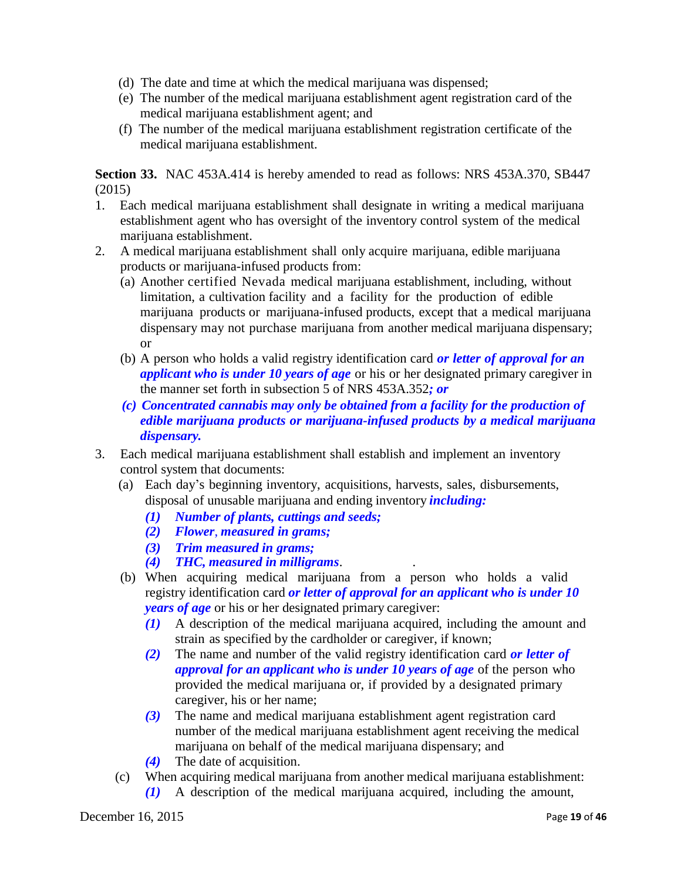(d) The date and time at which the medical marijuana was dispensed;

(e) The number of the medical marijuana establishment agent registration card of the medical marijuana establishment agent; and

(f) The number of the medical marijuana establishment registration certificate of the medical marijuana establishment.

**Section 33.** NAC 453A.414 is hereby amended to read as follows: NRS 453A.370, SB447 (2015)

1. Each medical marijuana establishment shall designate in writing a medical marijuana establishment agent who has oversight of the inventory control system of the medical marijuana establishment.
2. A medical marijuana establishment shall only acquire marijuana, edible marijuana products or marijuana-infused products from:
   - (a) Another certified Nevada medical marijuana establishment, including, without limitation, a cultivation facility and a facility for the production of edible marijuana products or marijuana-infused products, except that a medical marijuana dispensary may not purchase marijuana from another medical marijuana dispensary; or
   - (b) A person who holds a valid registry identification card ***or letter of approval for an applicant who is under 10 years of age*** or his or her designated primary caregiver in the manner set forth in subsection 5 of NRS 453A.352***; or***
   - ***(c) Concentrated cannabis may only be obtained from a facility for the production of edible marijuana products or marijuana-infused products by a medical marijuana dispensary.***
3. Each medical marijuana establishment shall establish and implement an inventory control system that documents:
   - (a) Each day's beginning inventory, acquisitions, harvests, sales, disbursements, disposal of unusable marijuana and ending inventory ***including:***
     - ***(1) Number of plants, cuttings and seeds;***
     - ***(2) Flower, measured in grams;***
     - ***(3) Trim measured in grams;***
     - ***(4) THC, measured in milligrams.***
   - (b) When acquiring medical marijuana from a person who holds a valid registry identification card ***or letter of approval for an applicant who is under 10 years of age*** or his or her designated primary caregiver:
     - ***(1)*** A description of the medical marijuana acquired, including the amount and strain as specified by the cardholder or caregiver, if known;
     - ***(2)*** The name and number of the valid registry identification card ***or letter of approval for an applicant who is under 10 years of age*** of the person who provided the medical marijuana or, if provided by a designated primary caregiver, his or her name;
     - ***(3)*** The name and medical marijuana establishment agent registration card number of the medical marijuana establishment agent receiving the medical marijuana on behalf of the medical marijuana dispensary; and
     - ***(4)*** The date of acquisition.
   - (c) When acquiring medical marijuana from another medical marijuana establishment:
     - ***(1)*** A description of the medical marijuana acquired, including the amount,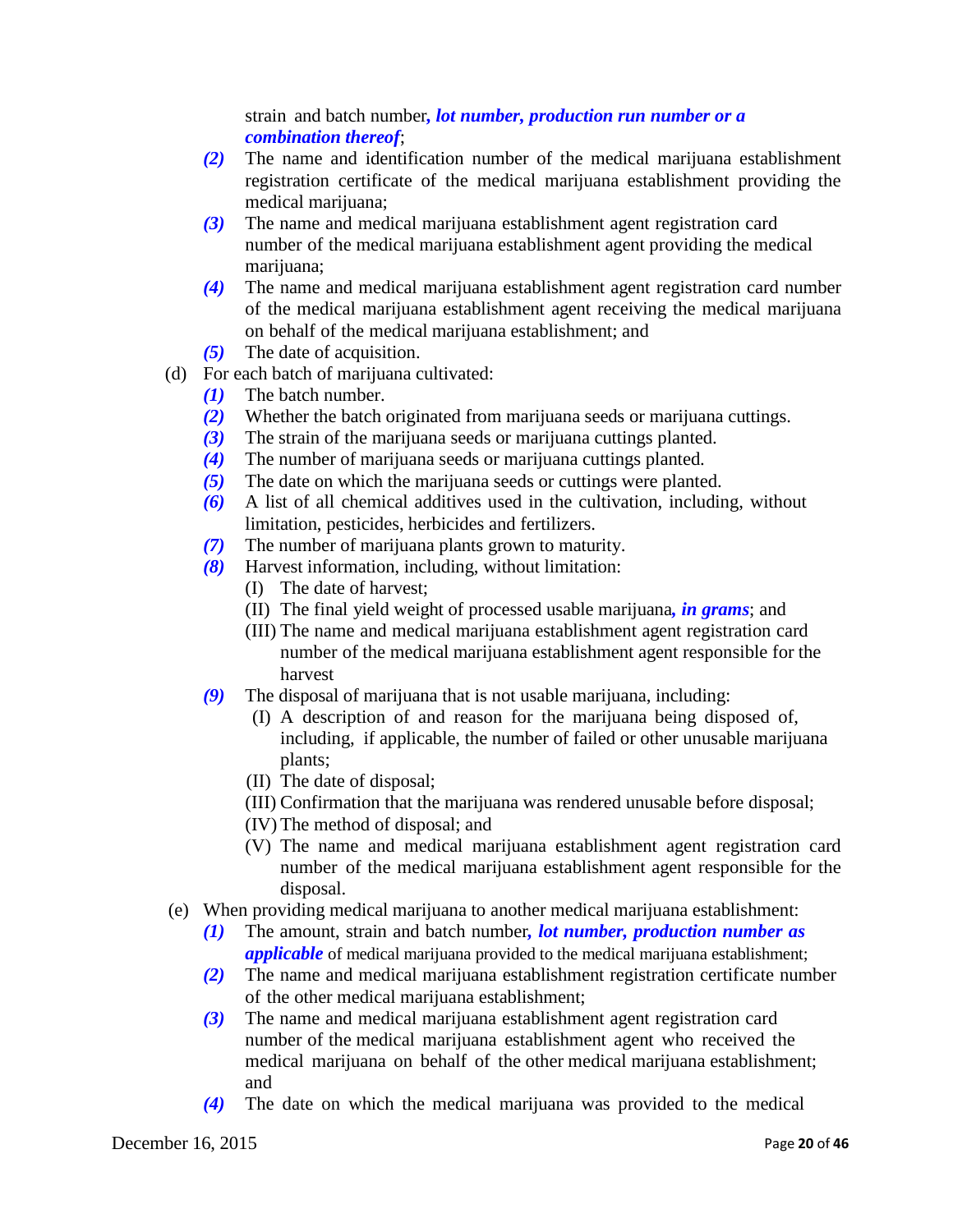strain and batch number***, lot number, production run number or a combination thereof***;

- ***(2)*** The name and identification number of the medical marijuana establishment registration certificate of the medical marijuana establishment providing the medical marijuana;
- ***(3)*** The name and medical marijuana establishment agent registration card number of the medical marijuana establishment agent providing the medical marijuana;
- ***(4)*** The name and medical marijuana establishment agent registration card number of the medical marijuana establishment agent receiving the medical marijuana on behalf of the medical marijuana establishment; and
- ***(5)*** The date of acquisition.

(d) For each batch of marijuana cultivated:

- ***(1)*** The batch number.
- ***(2)*** Whether the batch originated from marijuana seeds or marijuana cuttings.
- ***(3)*** The strain of the marijuana seeds or marijuana cuttings planted.
- ***(4)*** The number of marijuana seeds or marijuana cuttings planted.
- ***(5)*** The date on which the marijuana seeds or cuttings were planted.
- ***(6)*** A list of all chemical additives used in the cultivation, including, without limitation, pesticides, herbicides and fertilizers.
- ***(7)*** The number of marijuana plants grown to maturity.
- ***(8)*** Harvest information, including, without limitation:
  - (I) The date of harvest;
  - (II) The final yield weight of processed usable marijuana***, in grams***; and
  - (III) The name and medical marijuana establishment agent registration card number of the medical marijuana establishment agent responsible for the harvest
- ***(9)*** The disposal of marijuana that is not usable marijuana, including:
  - (I) A description of and reason for the marijuana being disposed of, including, if applicable, the number of failed or other unusable marijuana plants;
  - (II) The date of disposal;
  - (III) Confirmation that the marijuana was rendered unusable before disposal;
  - (IV) The method of disposal; and
  - (V) The name and medical marijuana establishment agent registration card number of the medical marijuana establishment agent responsible for the disposal.

(e) When providing medical marijuana to another medical marijuana establishment:

- ***(1)*** The amount, strain and batch number***, lot number, production number as applicable*** of medical marijuana provided to the medical marijuana establishment;
- ***(2)*** The name and medical marijuana establishment registration certificate number of the other medical marijuana establishment;
- ***(3)*** The name and medical marijuana establishment agent registration card number of the medical marijuana establishment agent who received the medical marijuana on behalf of the other medical marijuana establishment; and
- ***(4)*** The date on which the medical marijuana was provided to the medical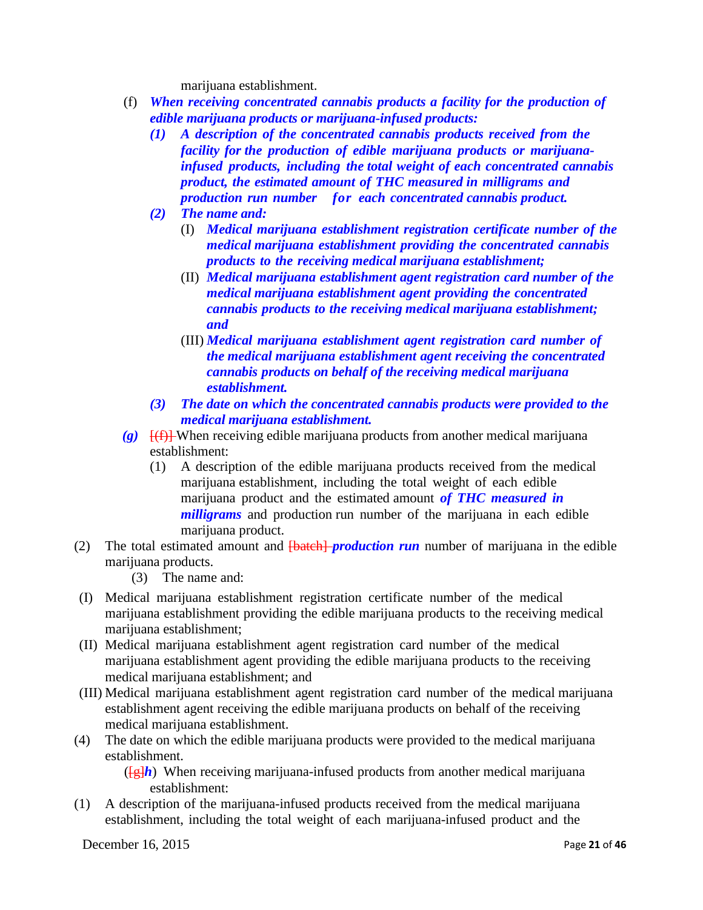marijuana establishment.

(f) ***When receiving concentrated cannabis products a facility for the production of edible marijuana products or marijuana-infused products:***

***(1) A description of the concentrated cannabis products received from the facility for the production of edible marijuana products or marijuana-infused products, including the total weight of each concentrated cannabis product, the estimated amount of THC measured in milligrams and production run number for each concentrated cannabis product.***

***(2) The name and:***

(I) ***Medical marijuana establishment registration certificate number of the medical marijuana establishment providing the concentrated cannabis products to the receiving medical marijuana establishment;***

(II) ***Medical marijuana establishment agent registration card number of the medical marijuana establishment agent providing the concentrated cannabis products to the receiving medical marijuana establishment; and***

(III) ***Medical marijuana establishment agent registration card number of the medical marijuana establishment agent receiving the concentrated cannabis products on behalf of the receiving medical marijuana establishment.***

***(3) The date on which the concentrated cannabis products were provided to the medical marijuana establishment.***

***(g)*** ~~[(f)]~~ When receiving edible marijuana products from another medical marijuana establishment:

(1) A description of the edible marijuana products received from the medical marijuana establishment, including the total weight of each edible marijuana product and the estimated amount ***of THC measured in milligrams*** and production run number of the marijuana in each edible marijuana product.

(2) The total estimated amount and ~~[batch]~~ ***production run*** number of marijuana in the edible marijuana products.

(3) The name and:

(I) Medical marijuana establishment registration certificate number of the medical marijuana establishment providing the edible marijuana products to the receiving medical marijuana establishment;

(II) Medical marijuana establishment agent registration card number of the medical marijuana establishment agent providing the edible marijuana products to the receiving medical marijuana establishment; and

(III) Medical marijuana establishment agent registration card number of the medical marijuana establishment agent receiving the edible marijuana products on behalf of the receiving medical marijuana establishment.

(4) The date on which the edible marijuana products were provided to the medical marijuana establishment.

(~~[g]~~***h***) When receiving marijuana-infused products from another medical marijuana establishment:

(1) A description of the marijuana-infused products received from the medical marijuana establishment, including the total weight of each marijuana-infused product and the

December 16, 2015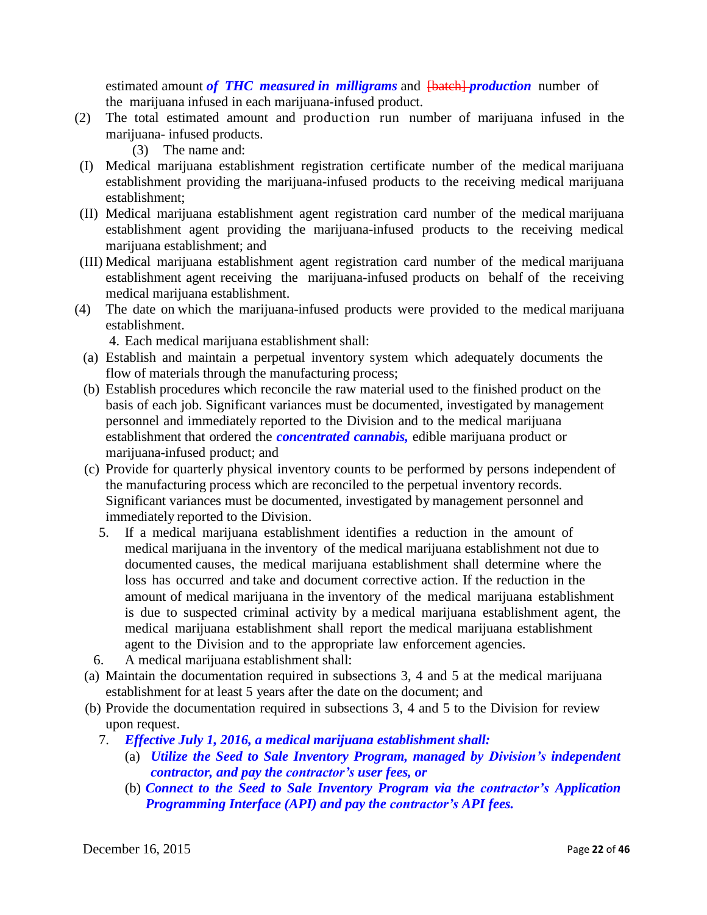estimated amount ***of THC measured in milligrams*** and ~~[batch]~~ ***production*** number of the marijuana infused in each marijuana-infused product.

(2) The total estimated amount and production run number of marijuana infused in the marijuana- infused products.

(3) The name and:

(I) Medical marijuana establishment registration certificate number of the medical marijuana establishment providing the marijuana-infused products to the receiving medical marijuana establishment;

(II) Medical marijuana establishment agent registration card number of the medical marijuana establishment agent providing the marijuana-infused products to the receiving medical marijuana establishment; and

(III) Medical marijuana establishment agent registration card number of the medical marijuana establishment agent receiving the marijuana-infused products on behalf of the receiving medical marijuana establishment.

(4) The date on which the marijuana-infused products were provided to the medical marijuana establishment.

4. Each medical marijuana establishment shall:

(a) Establish and maintain a perpetual inventory system which adequately documents the flow of materials through the manufacturing process;

(b) Establish procedures which reconcile the raw material used to the finished product on the basis of each job. Significant variances must be documented, investigated by management personnel and immediately reported to the Division and to the medical marijuana establishment that ordered the ***concentrated cannabis,*** edible marijuana product or marijuana-infused product; and

(c) Provide for quarterly physical inventory counts to be performed by persons independent of the manufacturing process which are reconciled to the perpetual inventory records. Significant variances must be documented, investigated by management personnel and immediately reported to the Division.

5. If a medical marijuana establishment identifies a reduction in the amount of medical marijuana in the inventory of the medical marijuana establishment not due to documented causes, the medical marijuana establishment shall determine where the loss has occurred and take and document corrective action. If the reduction in the amount of medical marijuana in the inventory of the medical marijuana establishment is due to suspected criminal activity by a medical marijuana establishment agent, the medical marijuana establishment shall report the medical marijuana establishment agent to the Division and to the appropriate law enforcement agencies.

6. A medical marijuana establishment shall:

(a) Maintain the documentation required in subsections 3, 4 and 5 at the medical marijuana establishment for at least 5 years after the date on the document; and

(b) Provide the documentation required in subsections 3, 4 and 5 to the Division for review upon request.

7. ***Effective July 1, 2016, a medical marijuana establishment shall:***

(a) ***Utilize the Seed to Sale Inventory Program, managed by Division's independent contractor, and pay the contractor's user fees, or***

(b) ***Connect to the Seed to Sale Inventory Program via the contractor's Application Programming Interface (API) and pay the contractor's API fees.***

December 16, 2015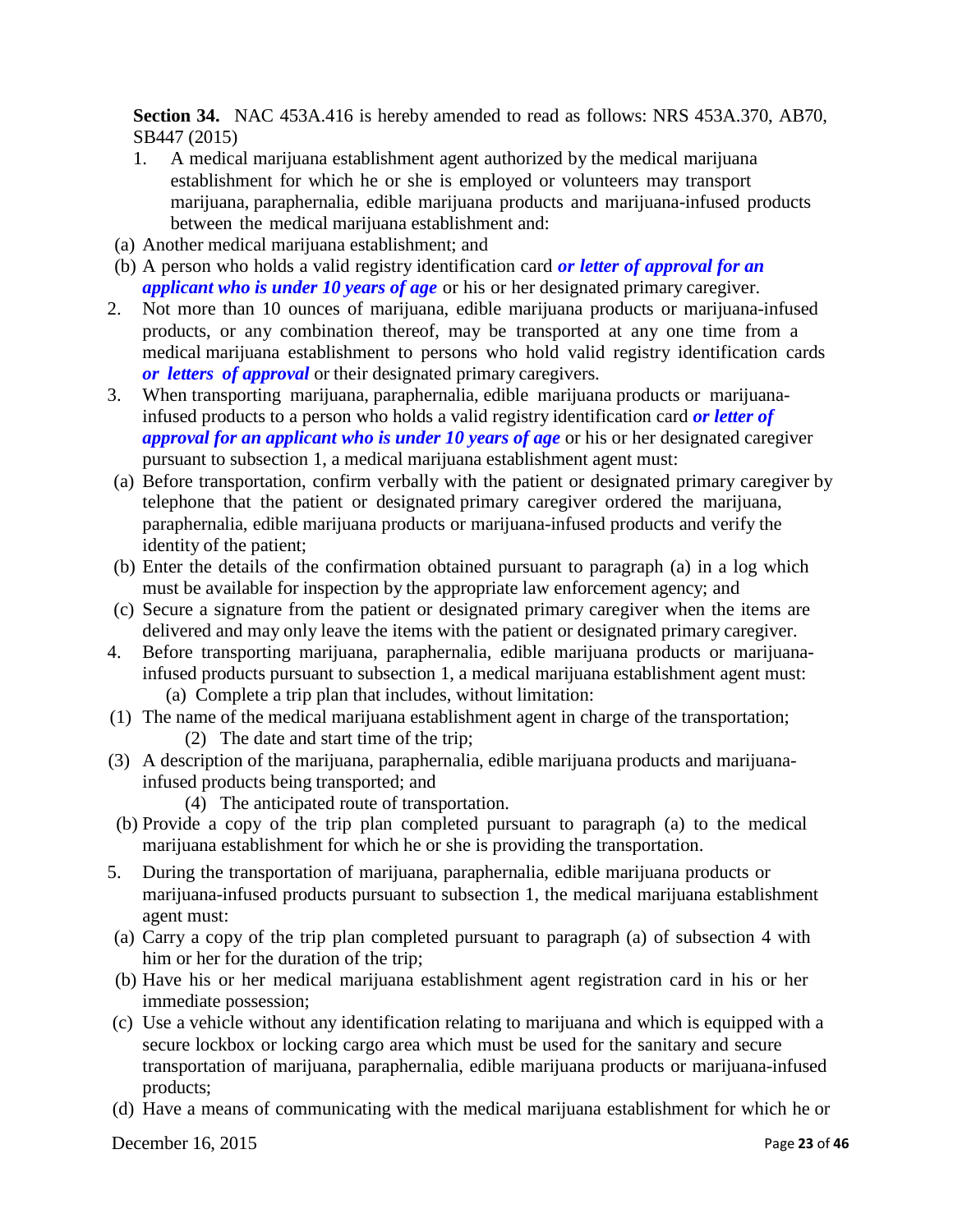**Section 34.** NAC 453A.416 is hereby amended to read as follows: NRS 453A.370, AB70, SB447 (2015)

1. A medical marijuana establishment agent authorized by the medical marijuana establishment for which he or she is employed or volunteers may transport marijuana, paraphernalia, edible marijuana products and marijuana-infused products between the medical marijuana establishment and:

(a) Another medical marijuana establishment; and

(b) A person who holds a valid registry identification card ***or letter of approval for an applicant who is under 10 years of age*** or his or her designated primary caregiver.

2. Not more than 10 ounces of marijuana, edible marijuana products or marijuana-infused products, or any combination thereof, may be transported at any one time from a medical marijuana establishment to persons who hold valid registry identification cards ***or letters of approval*** or their designated primary caregivers.

3. When transporting marijuana, paraphernalia, edible marijuana products or marijuana-infused products to a person who holds a valid registry identification card ***or letter of approval for an applicant who is under 10 years of age*** or his or her designated caregiver pursuant to subsection 1, a medical marijuana establishment agent must:

(a) Before transportation, confirm verbally with the patient or designated primary caregiver by telephone that the patient or designated primary caregiver ordered the marijuana, paraphernalia, edible marijuana products or marijuana-infused products and verify the identity of the patient;

(b) Enter the details of the confirmation obtained pursuant to paragraph (a) in a log which must be available for inspection by the appropriate law enforcement agency; and

(c) Secure a signature from the patient or designated primary caregiver when the items are delivered and may only leave the items with the patient or designated primary caregiver.

4. Before transporting marijuana, paraphernalia, edible marijuana products or marijuana-infused products pursuant to subsection 1, a medical marijuana establishment agent must:

(a) Complete a trip plan that includes, without limitation:

(1) The name of the medical marijuana establishment agent in charge of the transportation;

(2) The date and start time of the trip;

(3) A description of the marijuana, paraphernalia, edible marijuana products and marijuana-infused products being transported; and

(4) The anticipated route of transportation.

(b) Provide a copy of the trip plan completed pursuant to paragraph (a) to the medical marijuana establishment for which he or she is providing the transportation.

5. During the transportation of marijuana, paraphernalia, edible marijuana products or marijuana-infused products pursuant to subsection 1, the medical marijuana establishment agent must:

(a) Carry a copy of the trip plan completed pursuant to paragraph (a) of subsection 4 with him or her for the duration of the trip;

(b) Have his or her medical marijuana establishment agent registration card in his or her immediate possession;

(c) Use a vehicle without any identification relating to marijuana and which is equipped with a secure lockbox or locking cargo area which must be used for the sanitary and secure transportation of marijuana, paraphernalia, edible marijuana products or marijuana-infused products;

(d) Have a means of communicating with the medical marijuana establishment for which he or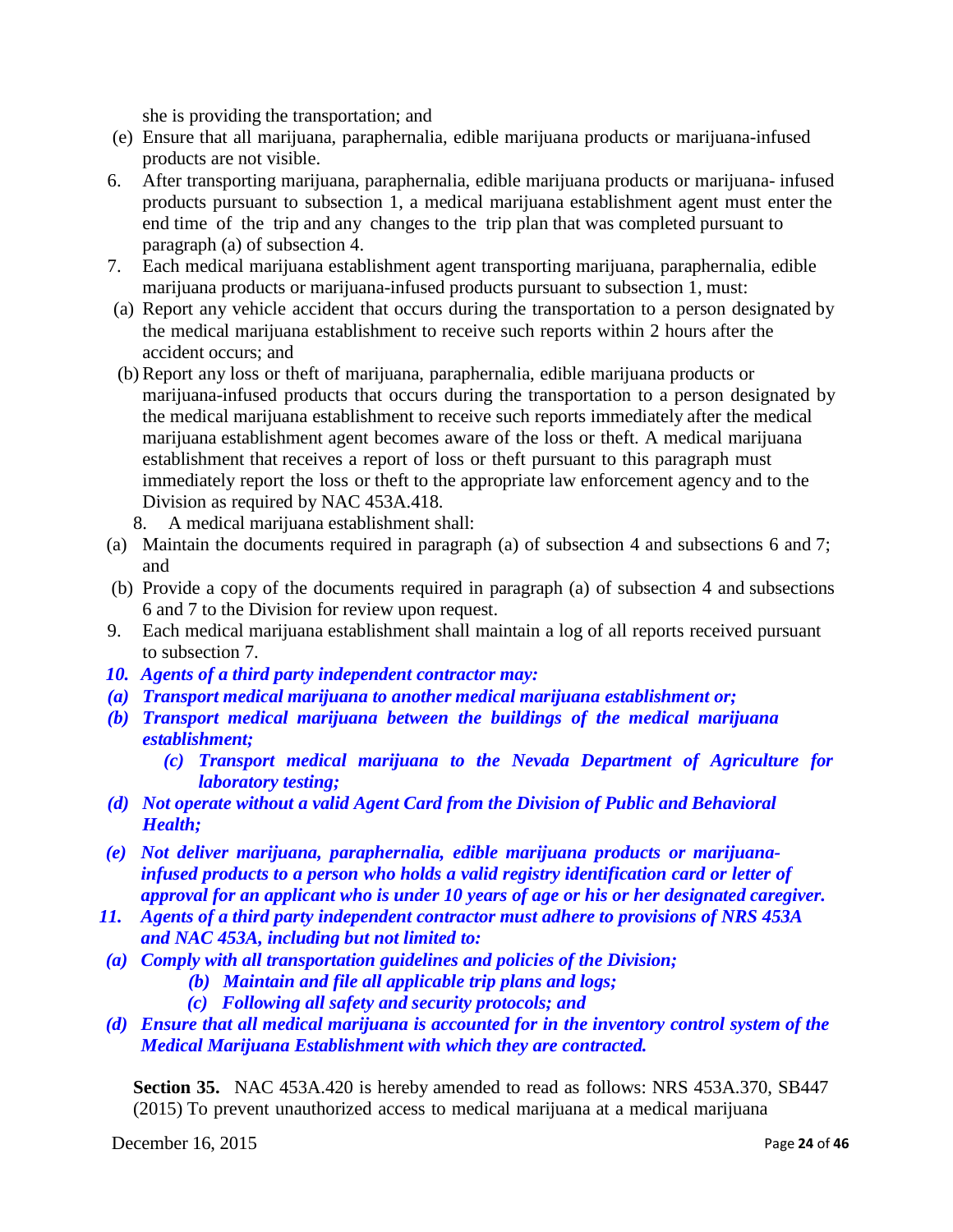she is providing the transportation; and

(e) Ensure that all marijuana, paraphernalia, edible marijuana products or marijuana-infused products are not visible.

6. After transporting marijuana, paraphernalia, edible marijuana products or marijuana- infused products pursuant to subsection 1, a medical marijuana establishment agent must enter the end time of the trip and any changes to the trip plan that was completed pursuant to paragraph (a) of subsection 4.

7. Each medical marijuana establishment agent transporting marijuana, paraphernalia, edible marijuana products or marijuana-infused products pursuant to subsection 1, must:

(a) Report any vehicle accident that occurs during the transportation to a person designated by the medical marijuana establishment to receive such reports within 2 hours after the accident occurs; and

(b) Report any loss or theft of marijuana, paraphernalia, edible marijuana products or marijuana-infused products that occurs during the transportation to a person designated by the medical marijuana establishment to receive such reports immediately after the medical marijuana establishment agent becomes aware of the loss or theft. A medical marijuana establishment that receives a report of loss or theft pursuant to this paragraph must immediately report the loss or theft to the appropriate law enforcement agency and to the Division as required by NAC 453A.418.

8. A medical marijuana establishment shall:

(a) Maintain the documents required in paragraph (a) of subsection 4 and subsections 6 and 7; and

(b) Provide a copy of the documents required in paragraph (a) of subsection 4 and subsections 6 and 7 to the Division for review upon request.

9. Each medical marijuana establishment shall maintain a log of all reports received pursuant to subsection 7.

***10. Agents of a third party independent contractor may:***

***(a) Transport medical marijuana to another medical marijuana establishment or;***

***(b) Transport medical marijuana between the buildings of the medical marijuana establishment;***

***(c) Transport medical marijuana to the Nevada Department of Agriculture for laboratory testing;***

***(d) Not operate without a valid Agent Card from the Division of Public and Behavioral Health;***

***(e) Not deliver marijuana, paraphernalia, edible marijuana products or marijuana-infused products to a person who holds a valid registry identification card or letter of approval for an applicant who is under 10 years of age or his or her designated caregiver.***

***11. Agents of a third party independent contractor must adhere to provisions of NRS 453A and NAC 453A, including but not limited to:***

***(a) Comply with all transportation guidelines and policies of the Division;***

***(b) Maintain and file all applicable trip plans and logs;***

***(c) Following all safety and security protocols; and***

***(d) Ensure that all medical marijuana is accounted for in the inventory control system of the Medical Marijuana Establishment with which they are contracted.***

**Section 35.** NAC 453A.420 is hereby amended to read as follows: NRS 453A.370, SB447 (2015) To prevent unauthorized access to medical marijuana at a medical marijuana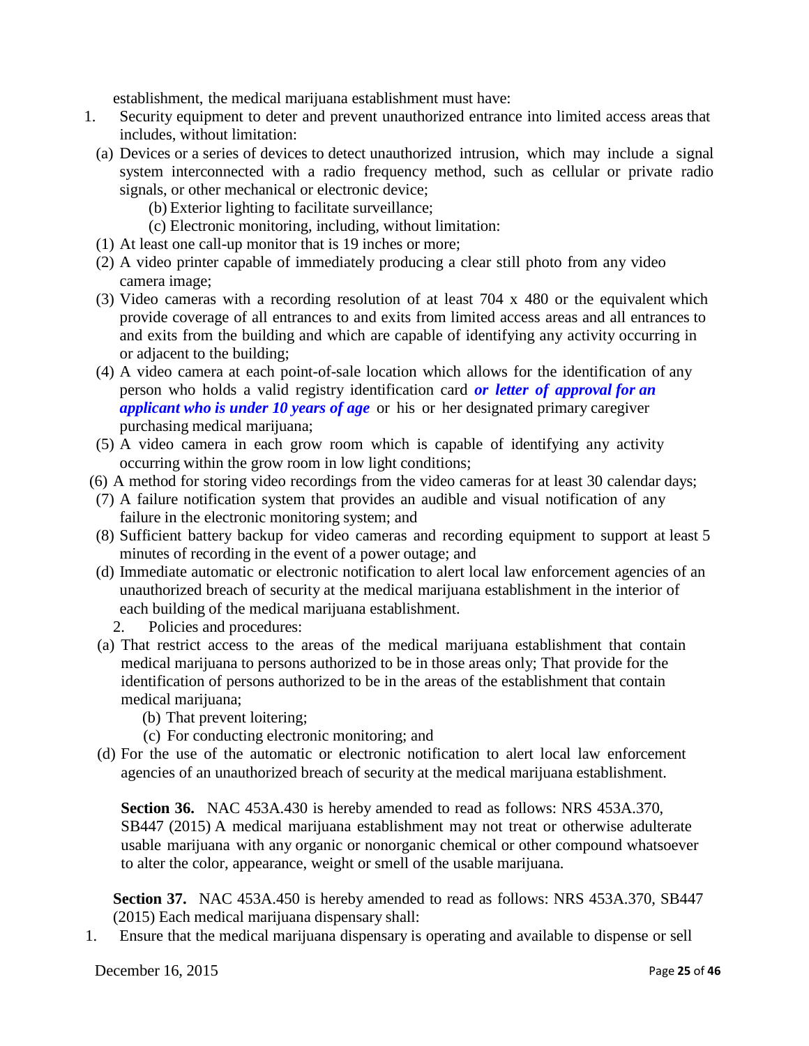establishment, the medical marijuana establishment must have:

1. Security equipment to deter and prevent unauthorized entrance into limited access areas that includes, without limitation:
   (a) Devices or a series of devices to detect unauthorized intrusion, which may include a signal system interconnected with a radio frequency method, such as cellular or private radio signals, or other mechanical or electronic device;
   (b) Exterior lighting to facilitate surveillance;
   (c) Electronic monitoring, including, without limitation:
   (1) At least one call-up monitor that is 19 inches or more;
   (2) A video printer capable of immediately producing a clear still photo from any video camera image;
   (3) Video cameras with a recording resolution of at least 704 x 480 or the equivalent which provide coverage of all entrances to and exits from limited access areas and all entrances to and exits from the building and which are capable of identifying any activity occurring in or adjacent to the building;
   (4) A video camera at each point-of-sale location which allows for the identification of any person who holds a valid registry identification card ***or letter of approval for an applicant who is under 10 years of age*** or his or her designated primary caregiver purchasing medical marijuana;
   (5) A video camera in each grow room which is capable of identifying any activity occurring within the grow room in low light conditions;
   (6) A method for storing video recordings from the video cameras for at least 30 calendar days;
   (7) A failure notification system that provides an audible and visual notification of any failure in the electronic monitoring system; and
   (8) Sufficient battery backup for video cameras and recording equipment to support at least 5 minutes of recording in the event of a power outage; and
   (d) Immediate automatic or electronic notification to alert local law enforcement agencies of an unauthorized breach of security at the medical marijuana establishment in the interior of each building of the medical marijuana establishment.
2. Policies and procedures:
   (a) That restrict access to the areas of the medical marijuana establishment that contain medical marijuana to persons authorized to be in those areas only; That provide for the identification of persons authorized to be in the areas of the establishment that contain medical marijuana;
   (b) That prevent loitering;
   (c) For conducting electronic monitoring; and
   (d) For the use of the automatic or electronic notification to alert local law enforcement agencies of an unauthorized breach of security at the medical marijuana establishment.

**Section 36.** NAC 453A.430 is hereby amended to read as follows: NRS 453A.370, SB447 (2015) A medical marijuana establishment may not treat or otherwise adulterate usable marijuana with any organic or nonorganic chemical or other compound whatsoever to alter the color, appearance, weight or smell of the usable marijuana.

**Section 37.** NAC 453A.450 is hereby amended to read as follows: NRS 453A.370, SB447 (2015) Each medical marijuana dispensary shall:

1. Ensure that the medical marijuana dispensary is operating and available to dispense or sell

December 16, 2015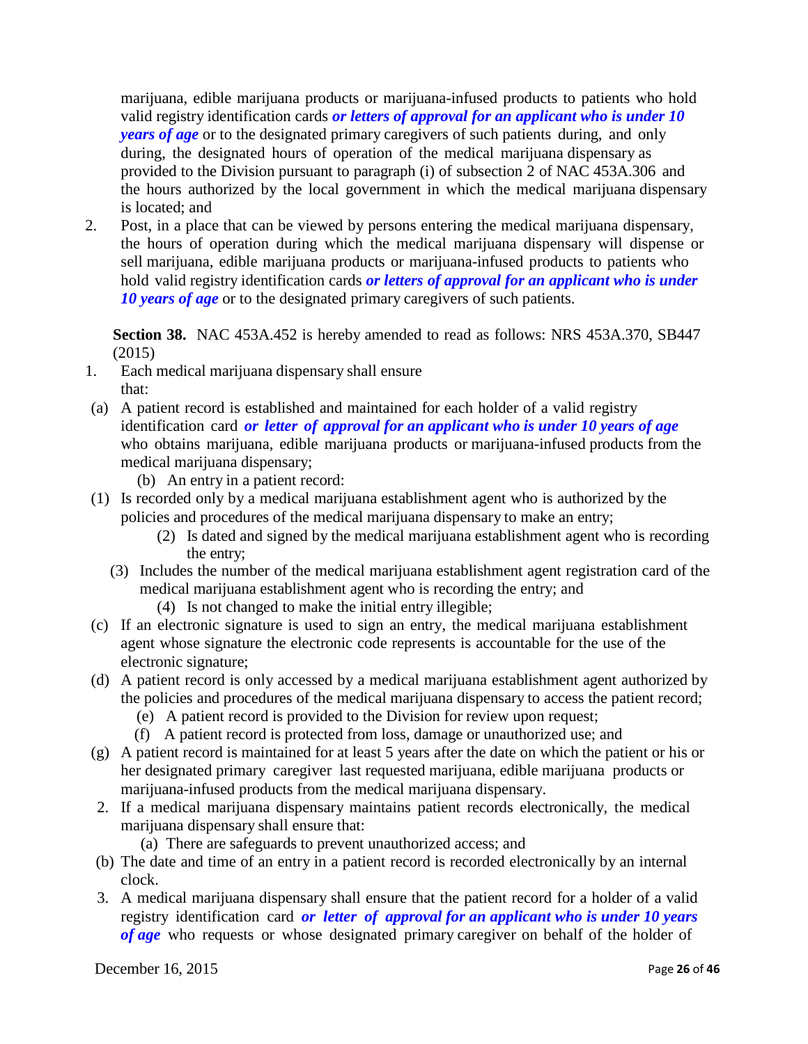marijuana, edible marijuana products or marijuana-infused products to patients who hold valid registry identification cards ***or letters of approval for an applicant who is under 10 years of age*** or to the designated primary caregivers of such patients during, and only during, the designated hours of operation of the medical marijuana dispensary as provided to the Division pursuant to paragraph (i) of subsection 2 of NAC 453A.306 and the hours authorized by the local government in which the medical marijuana dispensary is located; and

2. Post, in a place that can be viewed by persons entering the medical marijuana dispensary, the hours of operation during which the medical marijuana dispensary will dispense or sell marijuana, edible marijuana products or marijuana-infused products to patients who hold valid registry identification cards ***or letters of approval for an applicant who is under 10 years of age*** or to the designated primary caregivers of such patients.

**Section 38.** NAC 453A.452 is hereby amended to read as follows: NRS 453A.370, SB447 (2015)

1. Each medical marijuana dispensary shall ensure that:

(a) A patient record is established and maintained for each holder of a valid registry identification card ***or letter of approval for an applicant who is under 10 years of age*** who obtains marijuana, edible marijuana products or marijuana-infused products from the medical marijuana dispensary;

(b) An entry in a patient record:

(1) Is recorded only by a medical marijuana establishment agent who is authorized by the policies and procedures of the medical marijuana dispensary to make an entry;

(2) Is dated and signed by the medical marijuana establishment agent who is recording the entry;

(3) Includes the number of the medical marijuana establishment agent registration card of the medical marijuana establishment agent who is recording the entry; and

(4) Is not changed to make the initial entry illegible;

(c) If an electronic signature is used to sign an entry, the medical marijuana establishment agent whose signature the electronic code represents is accountable for the use of the electronic signature;

(d) A patient record is only accessed by a medical marijuana establishment agent authorized by the policies and procedures of the medical marijuana dispensary to access the patient record;

(e) A patient record is provided to the Division for review upon request;

(f) A patient record is protected from loss, damage or unauthorized use; and

(g) A patient record is maintained for at least 5 years after the date on which the patient or his or her designated primary caregiver last requested marijuana, edible marijuana products or marijuana-infused products from the medical marijuana dispensary.

2. If a medical marijuana dispensary maintains patient records electronically, the medical marijuana dispensary shall ensure that:

(a) There are safeguards to prevent unauthorized access; and

(b) The date and time of an entry in a patient record is recorded electronically by an internal clock.

3. A medical marijuana dispensary shall ensure that the patient record for a holder of a valid registry identification card ***or letter of approval for an applicant who is under 10 years of age*** who requests or whose designated primary caregiver on behalf of the holder of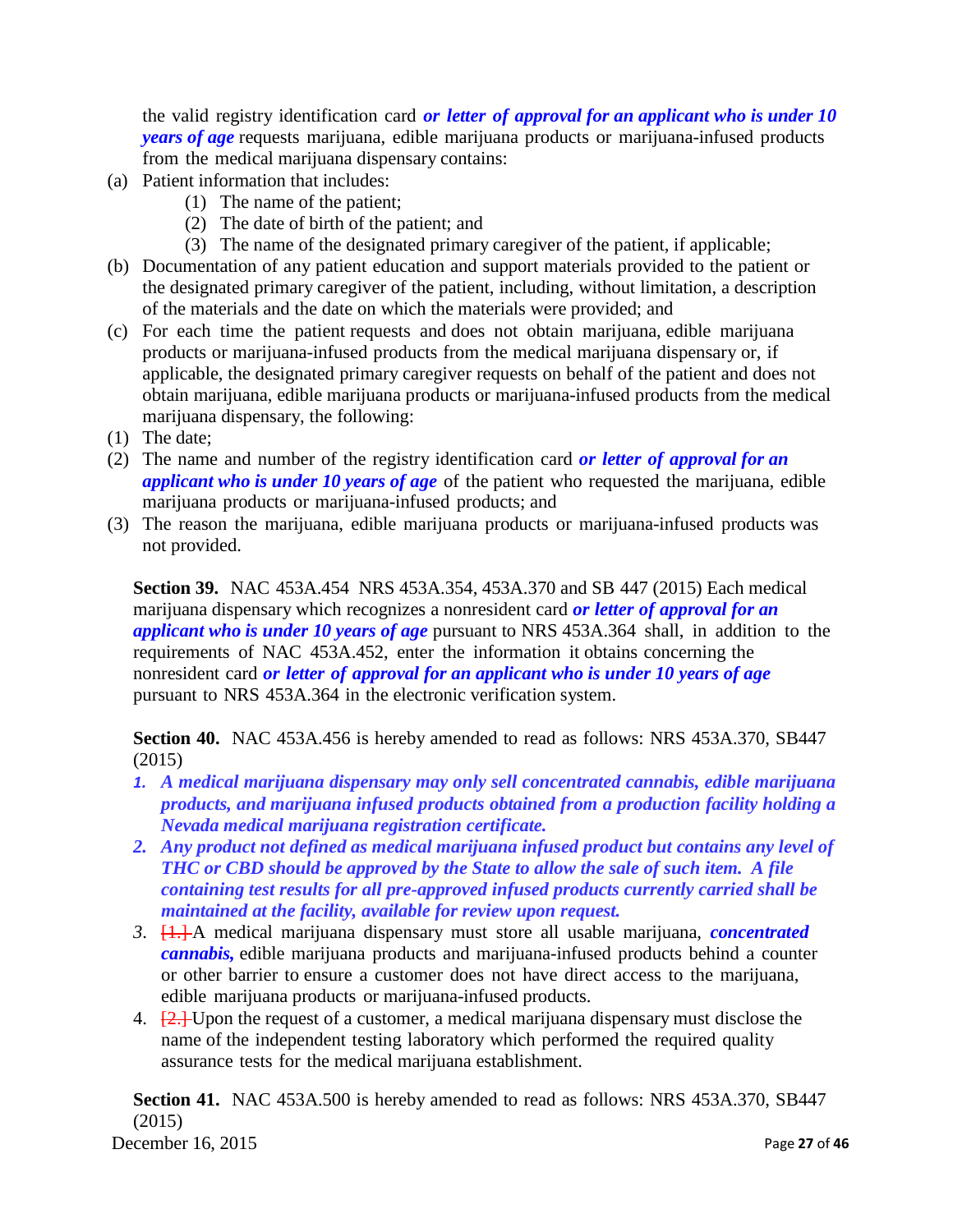the valid registry identification card ***or letter of approval for an applicant who is under 10 years of age*** requests marijuana, edible marijuana products or marijuana-infused products from the medical marijuana dispensary contains:

(a) Patient information that includes:
  (1) The name of the patient;
  (2) The date of birth of the patient; and
  (3) The name of the designated primary caregiver of the patient, if applicable;

(b) Documentation of any patient education and support materials provided to the patient or the designated primary caregiver of the patient, including, without limitation, a description of the materials and the date on which the materials were provided; and

(c) For each time the patient requests and does not obtain marijuana, edible marijuana products or marijuana-infused products from the medical marijuana dispensary or, if applicable, the designated primary caregiver requests on behalf of the patient and does not obtain marijuana, edible marijuana products or marijuana-infused products from the medical marijuana dispensary, the following:

(1) The date;

(2) The name and number of the registry identification card ***or letter of approval for an applicant who is under 10 years of age*** of the patient who requested the marijuana, edible marijuana products or marijuana-infused products; and

(3) The reason the marijuana, edible marijuana products or marijuana-infused products was not provided.

**Section 39.** NAC 453A.454 NRS 453A.354, 453A.370 and SB 447 (2015) Each medical marijuana dispensary which recognizes a nonresident card ***or letter of approval for an applicant who is under 10 years of age*** pursuant to NRS 453A.364 shall, in addition to the requirements of NAC 453A.452, enter the information it obtains concerning the nonresident card ***or letter of approval for an applicant who is under 10 years of age*** pursuant to NRS 453A.364 in the electronic verification system.

**Section 40.** NAC 453A.456 is hereby amended to read as follows: NRS 453A.370, SB447 (2015)

1. ***A medical marijuana dispensary may only sell concentrated cannabis, edible marijuana products, and marijuana infused products obtained from a production facility holding a Nevada medical marijuana registration certificate.***
2. ***Any product not defined as medical marijuana infused product but contains any level of THC or CBD should be approved by the State to allow the sale of such item. A file containing test results for all pre-approved infused products currently carried shall be maintained at the facility, available for review upon request.***
3. ~~[1.]~~ A medical marijuana dispensary must store all usable marijuana, ***concentrated cannabis,*** edible marijuana products and marijuana-infused products behind a counter or other barrier to ensure a customer does not have direct access to the marijuana, edible marijuana products or marijuana-infused products.
4. ~~[2.]~~ Upon the request of a customer, a medical marijuana dispensary must disclose the name of the independent testing laboratory which performed the required quality assurance tests for the medical marijuana establishment.

**Section 41.** NAC 453A.500 is hereby amended to read as follows: NRS 453A.370, SB447 (2015)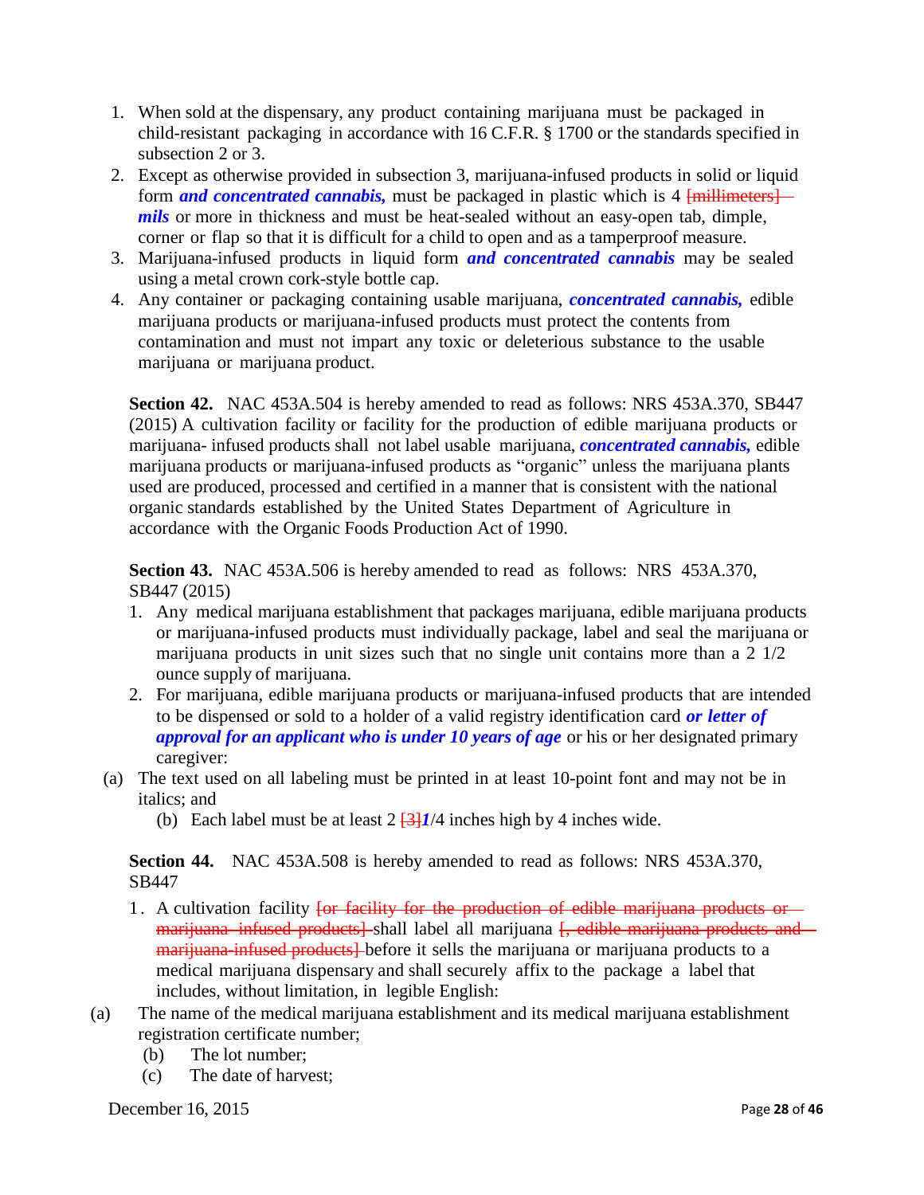1. When sold at the dispensary, any product containing marijuana must be packaged in child-resistant packaging in accordance with 16 C.F.R. § 1700 or the standards specified in subsection 2 or 3.
2. Except as otherwise provided in subsection 3, marijuana-infused products in solid or liquid form ***and concentrated cannabis,*** must be packaged in plastic which is 4 ~~[millimeters]~~ ***mils*** or more in thickness and must be heat-sealed without an easy-open tab, dimple, corner or flap so that it is difficult for a child to open and as a tamperproof measure.
3. Marijuana-infused products in liquid form ***and concentrated cannabis*** may be sealed using a metal crown cork-style bottle cap.
4. Any container or packaging containing usable marijuana, ***concentrated cannabis,*** edible marijuana products or marijuana-infused products must protect the contents from contamination and must not impart any toxic or deleterious substance to the usable marijuana or marijuana product.

**Section 42.** NAC 453A.504 is hereby amended to read as follows: NRS 453A.370, SB447 (2015) A cultivation facility or facility for the production of edible marijuana products or marijuana- infused products shall not label usable marijuana, ***concentrated cannabis,*** edible marijuana products or marijuana-infused products as "organic" unless the marijuana plants used are produced, processed and certified in a manner that is consistent with the national organic standards established by the United States Department of Agriculture in accordance with the Organic Foods Production Act of 1990.

**Section 43.** NAC 453A.506 is hereby amended to read as follows: NRS 453A.370, SB447 (2015)

1. Any medical marijuana establishment that packages marijuana, edible marijuana products or marijuana-infused products must individually package, label and seal the marijuana or marijuana products in unit sizes such that no single unit contains more than a 2 1/2 ounce supply of marijuana.
2. For marijuana, edible marijuana products or marijuana-infused products that are intended to be dispensed or sold to a holder of a valid registry identification card ***or letter of approval for an applicant who is under 10 years of age*** or his or her designated primary caregiver:

(a) The text used on all labeling must be printed in at least 10-point font and may not be in italics; and

(b) Each label must be at least 2 ~~[3]~~***1***/4 inches high by 4 inches wide.

**Section 44.** NAC 453A.508 is hereby amended to read as follows: NRS 453A.370, SB447

1. A cultivation facility ~~[or facility for the production of edible marijuana products or marijuana- infused products]~~ shall label all marijuana ~~[, edible marijuana products and marijuana-infused products]~~ before it sells the marijuana or marijuana products to a medical marijuana dispensary and shall securely affix to the package a label that includes, without limitation, in legible English:

(a) The name of the medical marijuana establishment and its medical marijuana establishment registration certificate number;

(b) The lot number;

(c) The date of harvest;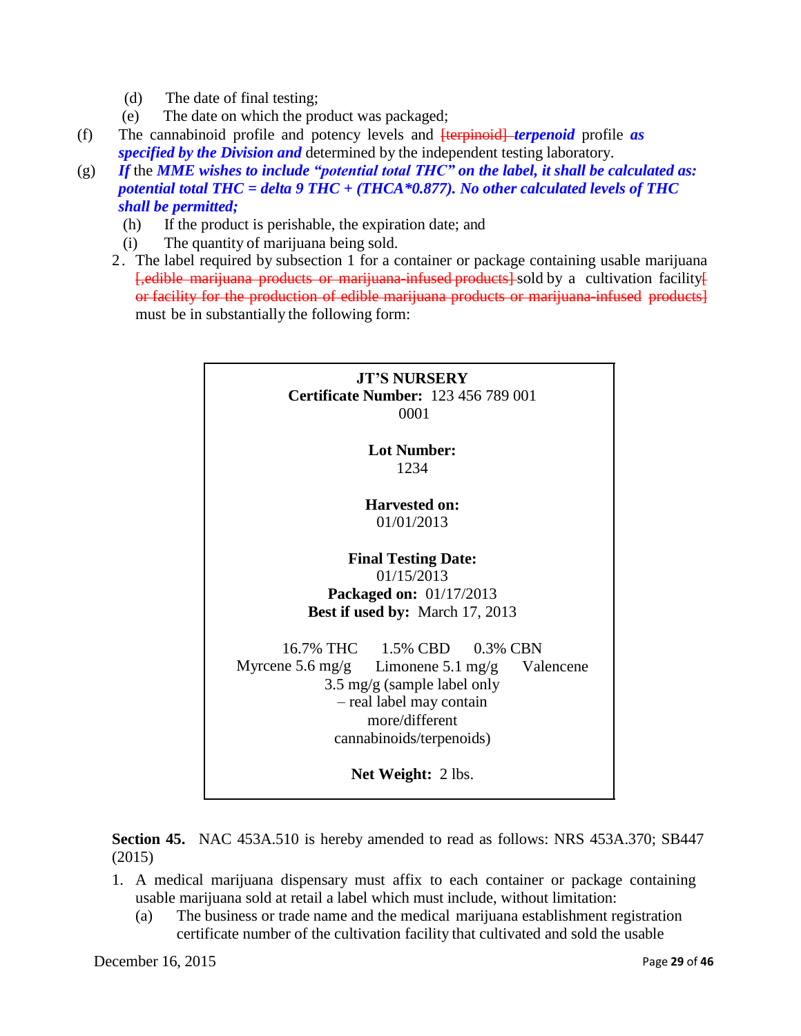(d) The date of final testing;

(e) The date on which the product was packaged;

(f) The cannabinoid profile and potency levels and ~~[terpinoid]~~ ***terpenoid*** profile ***as specified by the Division and*** determined by the independent testing laboratory.

(g) ***If*** the ***MME wishes to include "potential total THC" on the label, it shall be calculated as: potential total THC = delta 9 THC + (THCA\*0.877). No other calculated levels of THC shall be permitted;***

(h) If the product is perishable, the expiration date; and

(i) The quantity of marijuana being sold.

2. The label required by subsection 1 for a container or package containing usable marijuana ~~[,edible marijuana products or marijuana-infused products]~~ sold by a cultivation facility~~[ or facility for the production of edible marijuana products or marijuana-infused products]~~ must be in substantially the following form:

> **JT'S NURSERY**
> **Certificate Number:** 123 456 789 001 0001
>
> **Lot Number:**
> 1234
>
> **Harvested on:**
> 01/01/2013
>
> **Final Testing Date:**
> 01/15/2013
> **Packaged on:** 01/17/2013
> **Best if used by:** March 17, 2013
>
> 16.7% THC 1.5% CBD 0.3% CBN
> Myrcene 5.6 mg/g Limonene 5.1 mg/g Valencene 3.5 mg/g (sample label only – real label may contain more/different cannabinoids/terpenoids)
>
> **Net Weight:** 2 lbs.

**Section 45.** NAC 453A.510 is hereby amended to read as follows: NRS 453A.370; SB447 (2015)

1. A medical marijuana dispensary must affix to each container or package containing usable marijuana sold at retail a label which must include, without limitation:

   (a) The business or trade name and the medical marijuana establishment registration certificate number of the cultivation facility that cultivated and sold the usable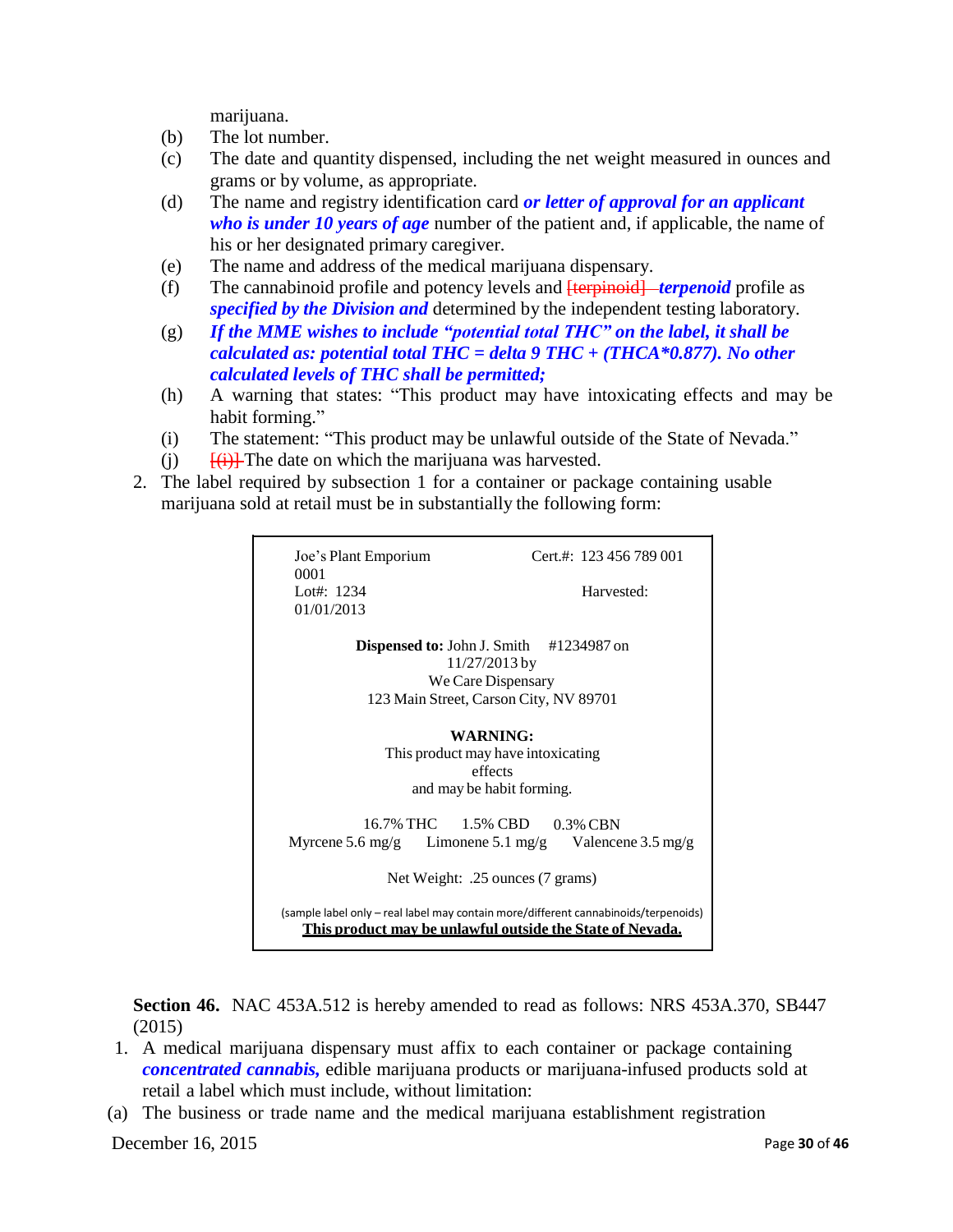marijuana.

(b) The lot number.

(c) The date and quantity dispensed, including the net weight measured in ounces and grams or by volume, as appropriate.

(d) The name and registry identification card ***or letter of approval for an applicant who is under 10 years of age*** number of the patient and, if applicable, the name of his or her designated primary caregiver.

(e) The name and address of the medical marijuana dispensary.

(f) The cannabinoid profile and potency levels and ~~[terpinoid]~~ ***terpenoid*** profile as ***specified by the Division and*** determined by the independent testing laboratory.

(g) ***If the MME wishes to include "potential total THC" on the label, it shall be calculated as: potential total THC = delta 9 THC + (THCA*0.877). No other calculated levels of THC shall be permitted;***

(h) A warning that states: "This product may have intoxicating effects and may be habit forming."

(i) The statement: "This product may be unlawful outside of the State of Nevada."

(j) ~~[(i)]~~ The date on which the marijuana was harvested.

2. The label required by subsection 1 for a container or package containing usable marijuana sold at retail must be in substantially the following form:

```
Joe's Plant Emporium                    Cert.#: 123 456 789 001
0001
Lot#: 1234                              Harvested:
01/01/2013

        Dispensed to: John J. Smith    #1234987 on
                      11/27/2013 by
                      We Care Dispensary
           123 Main Street, Carson City, NV 89701

                        WARNING:
              This product may have intoxicating
                          effects
                 and may be habit forming.

          16.7% THC     1.5% CBD     0.3% CBN
   Myrcene 5.6 mg/g   Limonene 5.1 mg/g   Valencene 3.5 mg/g

              Net Weight: .25 ounces (7 grams)

(sample label only – real label may contain more/different cannabinoids/terpenoids)
       This product may be unlawful outside the State of Nevada.
```

**Section 46.** NAC 453A.512 is hereby amended to read as follows: NRS 453A.370, SB447 (2015)

1. A medical marijuana dispensary must affix to each container or package containing ***concentrated cannabis,*** edible marijuana products or marijuana-infused products sold at retail a label which must include, without limitation:

(a) The business or trade name and the medical marijuana establishment registration

December 16, 2015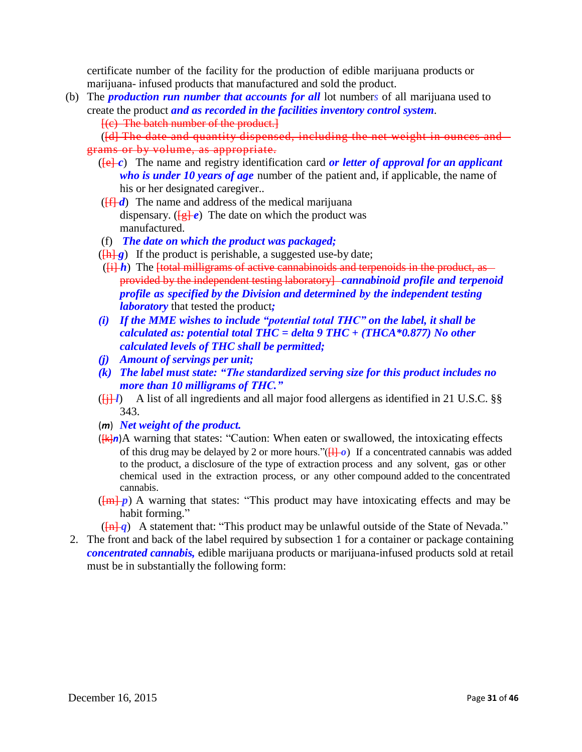certificate number of the facility for the production of edible marijuana products or marijuana- infused products that manufactured and sold the product.

(b) The ***production run number that accounts for all*** lot number*s* of all marijuana used to create the product ***and as recorded in the facilities inventory control system***.

~~[(c) The batch number of the product.]~~

(~~[d] The date and quantity dispensed, including the net weight in ounces and grams or by volume, as appropriate.~~

(~~[e]~~ ***c***) The name and registry identification card ***or letter of approval for an applicant who is under 10 years of age*** number of the patient and, if applicable, the name of his or her designated caregiver..

(~~[f]~~ ***d***) The name and address of the medical marijuana dispensary. (~~[g]~~ ***e***) The date on which the product was manufactured.

(f) ***The date on which the product was packaged;***

(~~[h]~~ ***g***) If the product is perishable, a suggested use-by date;

(~~[i]~~ ***h***) The ~~[total milligrams of active cannabinoids and terpenoids in the product, as provided by the independent testing laboratory]~~ ***cannabinoid profile and terpenoid profile as specified by the Division and determined by the independent testing laboratory*** that tested the product***;***

***(i) If the MME wishes to include "potential total THC" on the label, it shall be calculated as: potential total THC = delta 9 THC + (THCA\*0.877) No other calculated levels of THC shall be permitted;***

***(j) Amount of servings per unit;***

***(k) The label must state: "The standardized serving size for this product includes no more than 10 milligrams of THC."***

(~~[j]~~ ***l***) A list of all ingredients and all major food allergens as identified in 21 U.S.C. §§ 343.

(***m***) ***Net weight of the product.***

(~~[k]~~***n***) A warning that states: "Caution: When eaten or swallowed, the intoxicating effects of this drug may be delayed by 2 or more hours."(~~[l]~~ ***o***) If a concentrated cannabis was added to the product, a disclosure of the type of extraction process and any solvent, gas or other chemical used in the extraction process, or any other compound added to the concentrated cannabis.

(~~[m]~~ ***p***) A warning that states: "This product may have intoxicating effects and may be habit forming."

(~~[n]~~ ***q***) A statement that: "This product may be unlawful outside of the State of Nevada."

2. The front and back of the label required by subsection 1 for a container or package containing ***concentrated cannabis,*** edible marijuana products or marijuana-infused products sold at retail must be in substantially the following form:

December 16, 2015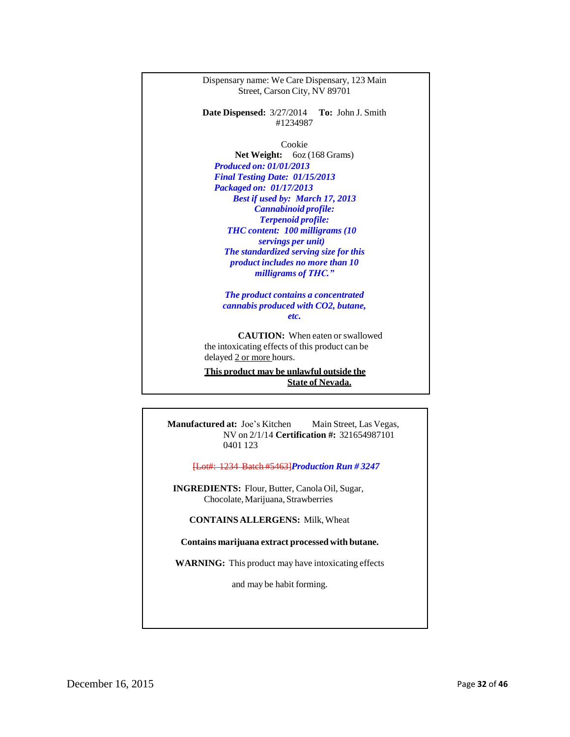Dispensary name: We Care Dispensary, 123 Main Street, Carson City, NV 89701

**Date Dispensed:** 3/27/2014 **To:** John J. Smith #1234987

Cookie

**Net Weight:** 6oz (168 Grams)

***Produced on: 01/01/2013***

***Final Testing Date: 01/15/2013***

***Packaged on: 01/17/2013***

***Best if used by: March 17, 2013***

***Cannabinoid profile:***

***Terpenoid profile:***

***THC content: 100 milligrams (10 servings per unit)***

***The standardized serving size for this product includes no more than 10 milligrams of THC."***

***The product contains a concentrated cannabis produced with CO2, butane, etc.***

**CAUTION:** When eaten or swallowed the intoxicating effects of this product can be delayed 2 or more hours.

**This product may be unlawful outside the State of Nevada.**

---

**Manufactured at:** Joe's Kitchen Main Street, Las Vegas, NV on 2/1/14 **Certification #:** 321654987101 0401 123

~~[Lot#: 1234 Batch #5463]~~***Production Run # 3247***

**INGREDIENTS:** Flour, Butter, Canola Oil, Sugar, Chocolate, Marijuana, Strawberries

**CONTAINS ALLERGENS:** Milk, Wheat

**Contains marijuana extract processed with butane.**

**WARNING:** This product may have intoxicating effects

and may be habit forming.

December 16, 2015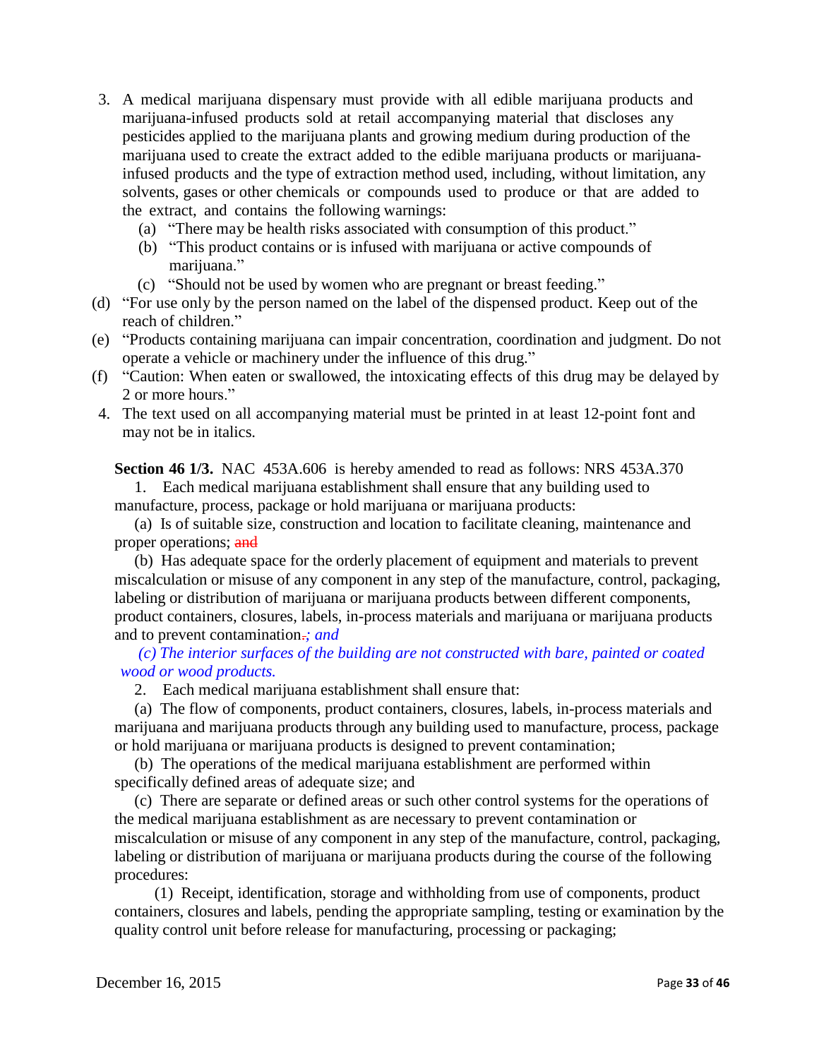3. A medical marijuana dispensary must provide with all edible marijuana products and marijuana-infused products sold at retail accompanying material that discloses any pesticides applied to the marijuana plants and growing medium during production of the marijuana used to create the extract added to the edible marijuana products or marijuana-infused products and the type of extraction method used, including, without limitation, any solvents, gases or other chemicals or compounds used to produce or that are added to the extract, and contains the following warnings:
   (a) "There may be health risks associated with consumption of this product."
   (b) "This product contains or is infused with marijuana or active compounds of marijuana."
   (c) "Should not be used by women who are pregnant or breast feeding."
   (d) "For use only by the person named on the label of the dispensed product. Keep out of the reach of children."
   (e) "Products containing marijuana can impair concentration, coordination and judgment. Do not operate a vehicle or machinery under the influence of this drug."
   (f) "Caution: When eaten or swallowed, the intoxicating effects of this drug may be delayed by 2 or more hours."
4. The text used on all accompanying material must be printed in at least 12-point font and may not be in italics.

**Section 46 1/3.** NAC 453A.606 is hereby amended to read as follows: NRS 453A.370

1. Each medical marijuana establishment shall ensure that any building used to manufacture, process, package or hold marijuana or marijuana products:

(a) Is of suitable size, construction and location to facilitate cleaning, maintenance and proper operations; ~~and~~

(b) Has adequate space for the orderly placement of equipment and materials to prevent miscalculation or misuse of any component in any step of the manufacture, control, packaging, labeling or distribution of marijuana or marijuana products between different components, product containers, closures, labels, in-process materials and marijuana or marijuana products and to prevent contamination~~.~~*; and*

*(c) The interior surfaces of the building are not constructed with bare, painted or coated wood or wood products.*

2. Each medical marijuana establishment shall ensure that:

(a) The flow of components, product containers, closures, labels, in-process materials and marijuana and marijuana products through any building used to manufacture, process, package or hold marijuana or marijuana products is designed to prevent contamination;

(b) The operations of the medical marijuana establishment are performed within specifically defined areas of adequate size; and

(c) There are separate or defined areas or such other control systems for the operations of the medical marijuana establishment as are necessary to prevent contamination or miscalculation or misuse of any component in any step of the manufacture, control, packaging, labeling or distribution of marijuana or marijuana products during the course of the following procedures:

(1) Receipt, identification, storage and withholding from use of components, product containers, closures and labels, pending the appropriate sampling, testing or examination by the quality control unit before release for manufacturing, processing or packaging;

December 16, 2015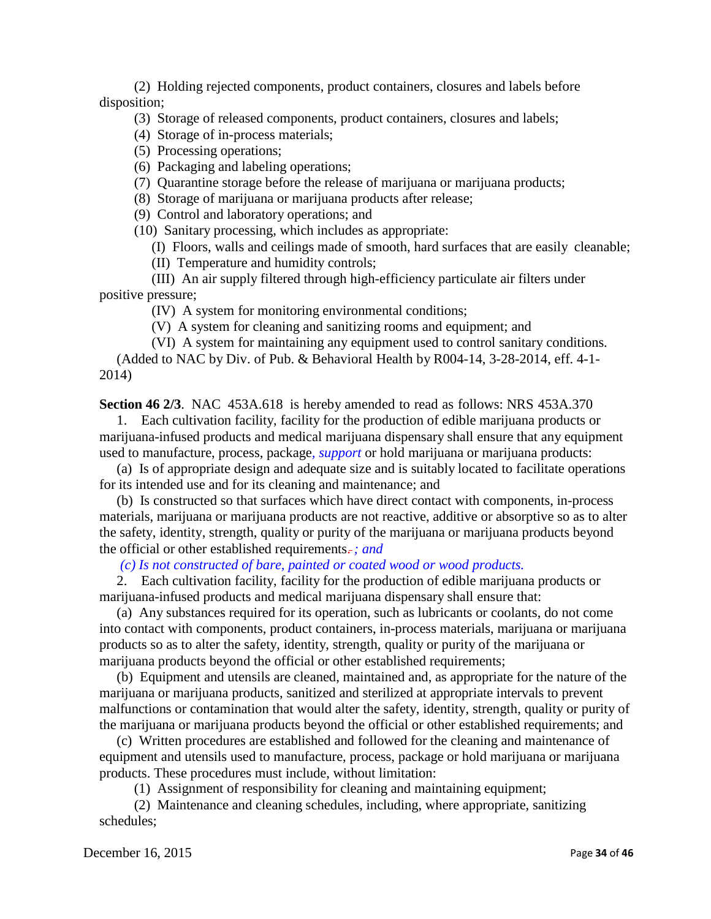(2) Holding rejected components, product containers, closures and labels before disposition;

(3) Storage of released components, product containers, closures and labels;

(4) Storage of in-process materials;

(5) Processing operations;

(6) Packaging and labeling operations;

(7) Quarantine storage before the release of marijuana or marijuana products;

(8) Storage of marijuana or marijuana products after release;

(9) Control and laboratory operations; and

(10) Sanitary processing, which includes as appropriate:

(I) Floors, walls and ceilings made of smooth, hard surfaces that are easily cleanable;

(II) Temperature and humidity controls;

(III) An air supply filtered through high-efficiency particulate air filters under positive pressure;

(IV) A system for monitoring environmental conditions;

(V) A system for cleaning and sanitizing rooms and equipment; and

(VI) A system for maintaining any equipment used to control sanitary conditions.

(Added to NAC by Div. of Pub. & Behavioral Health by R004-14, 3-28-2014, eff. 4-1-2014)

**Section 46 2/3**. NAC 453A.618 is hereby amended to read as follows: NRS 453A.370

1. Each cultivation facility, facility for the production of edible marijuana products or marijuana-infused products and medical marijuana dispensary shall ensure that any equipment used to manufacture, process, package*, support* or hold marijuana or marijuana products:

(a) Is of appropriate design and adequate size and is suitably located to facilitate operations for its intended use and for its cleaning and maintenance; and

(b) Is constructed so that surfaces which have direct contact with components, in-process materials, marijuana or marijuana products are not reactive, additive or absorptive so as to alter the safety, identity, strength, quality or purity of the marijuana or marijuana products beyond the official or other established requirements~~.~~*; and*

*(c) Is not constructed of bare, painted or coated wood or wood products.*

2. Each cultivation facility, facility for the production of edible marijuana products or marijuana-infused products and medical marijuana dispensary shall ensure that:

(a) Any substances required for its operation, such as lubricants or coolants, do not come into contact with components, product containers, in-process materials, marijuana or marijuana products so as to alter the safety, identity, strength, quality or purity of the marijuana or marijuana products beyond the official or other established requirements;

(b) Equipment and utensils are cleaned, maintained and, as appropriate for the nature of the marijuana or marijuana products, sanitized and sterilized at appropriate intervals to prevent malfunctions or contamination that would alter the safety, identity, strength, quality or purity of the marijuana or marijuana products beyond the official or other established requirements; and

(c) Written procedures are established and followed for the cleaning and maintenance of equipment and utensils used to manufacture, process, package or hold marijuana or marijuana products. These procedures must include, without limitation:

(1) Assignment of responsibility for cleaning and maintaining equipment;

(2) Maintenance and cleaning schedules, including, where appropriate, sanitizing schedules;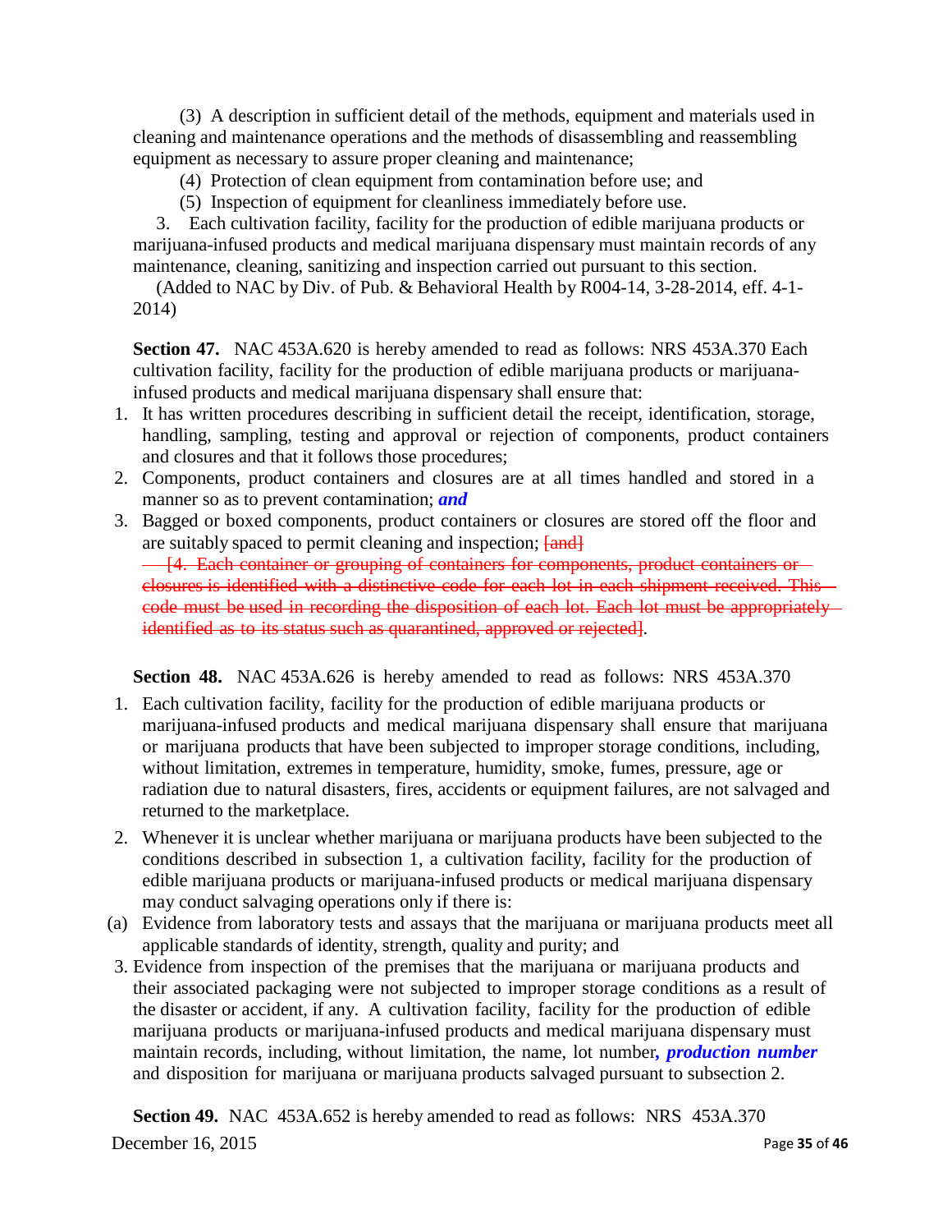(3) A description in sufficient detail of the methods, equipment and materials used in cleaning and maintenance operations and the methods of disassembling and reassembling equipment as necessary to assure proper cleaning and maintenance;

(4) Protection of clean equipment from contamination before use; and

(5) Inspection of equipment for cleanliness immediately before use.

3. Each cultivation facility, facility for the production of edible marijuana products or marijuana-infused products and medical marijuana dispensary must maintain records of any maintenance, cleaning, sanitizing and inspection carried out pursuant to this section.

(Added to NAC by Div. of Pub. & Behavioral Health by R004-14, 3-28-2014, eff. 4-1-2014)

**Section 47.** NAC 453A.620 is hereby amended to read as follows: NRS 453A.370 Each cultivation facility, facility for the production of edible marijuana products or marijuana-infused products and medical marijuana dispensary shall ensure that:

1. It has written procedures describing in sufficient detail the receipt, identification, storage, handling, sampling, testing and approval or rejection of components, product containers and closures and that it follows those procedures;
2. Components, product containers and closures are at all times handled and stored in a manner so as to prevent contamination; ***and***
3. Bagged or boxed components, product containers or closures are stored off the floor and are suitably spaced to permit cleaning and inspection; ~~[and]~~

~~[4. Each container or grouping of containers for components, product containers or closures is identified with a distinctive code for each lot in each shipment received. This code must be used in recording the disposition of each lot. Each lot must be appropriately identified as to its status such as quarantined, approved or rejected]~~.

**Section 48.** NAC 453A.626 is hereby amended to read as follows: NRS 453A.370

1. Each cultivation facility, facility for the production of edible marijuana products or marijuana-infused products and medical marijuana dispensary shall ensure that marijuana or marijuana products that have been subjected to improper storage conditions, including, without limitation, extremes in temperature, humidity, smoke, fumes, pressure, age or radiation due to natural disasters, fires, accidents or equipment failures, are not salvaged and returned to the marketplace.
2. Whenever it is unclear whether marijuana or marijuana products have been subjected to the conditions described in subsection 1, a cultivation facility, facility for the production of edible marijuana products or marijuana-infused products or medical marijuana dispensary may conduct salvaging operations only if there is:

(a) Evidence from laboratory tests and assays that the marijuana or marijuana products meet all applicable standards of identity, strength, quality and purity; and

3. Evidence from inspection of the premises that the marijuana or marijuana products and their associated packaging were not subjected to improper storage conditions as a result of the disaster or accident, if any. A cultivation facility, facility for the production of edible marijuana products or marijuana-infused products and medical marijuana dispensary must maintain records, including, without limitation, the name, lot number***, production number*** and disposition for marijuana or marijuana products salvaged pursuant to subsection 2.

**Section 49.** NAC 453A.652 is hereby amended to read as follows: NRS 453A.370

December 16, 2015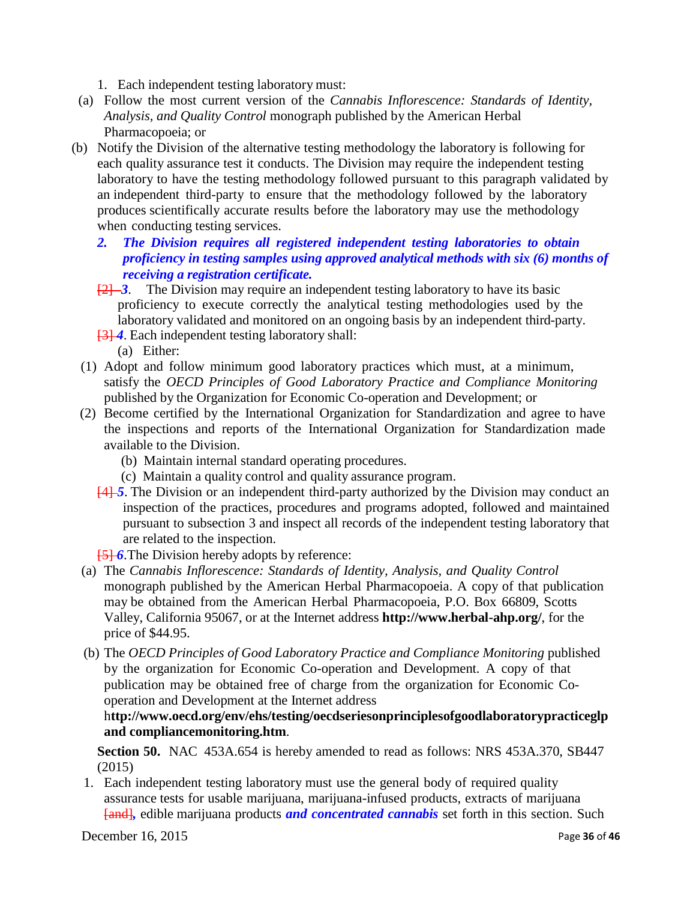1. Each independent testing laboratory must:

(a) Follow the most current version of the *Cannabis Inflorescence: Standards of Identity, Analysis, and Quality Control* monograph published by the American Herbal Pharmacopoeia; or

(b) Notify the Division of the alternative testing methodology the laboratory is following for each quality assurance test it conducts. The Division may require the independent testing laboratory to have the testing methodology followed pursuant to this paragraph validated by an independent third-party to ensure that the methodology followed by the laboratory produces scientifically accurate results before the laboratory may use the methodology when conducting testing services.

***2. The Division requires all registered independent testing laboratories to obtain proficiency in testing samples using approved analytical methods with six (6) months of receiving a registration certificate.***

~~[2]~~ ***3***. The Division may require an independent testing laboratory to have its basic proficiency to execute correctly the analytical testing methodologies used by the laboratory validated and monitored on an ongoing basis by an independent third-party.

~~[3]~~ ***4***. Each independent testing laboratory shall:

(a) Either:

(1) Adopt and follow minimum good laboratory practices which must, at a minimum, satisfy the *OECD Principles of Good Laboratory Practice and Compliance Monitoring* published by the Organization for Economic Co-operation and Development; or

(2) Become certified by the International Organization for Standardization and agree to have the inspections and reports of the International Organization for Standardization made available to the Division.

(b) Maintain internal standard operating procedures.

(c) Maintain a quality control and quality assurance program.

~~[4]~~ ***5***. The Division or an independent third-party authorized by the Division may conduct an inspection of the practices, procedures and programs adopted, followed and maintained pursuant to subsection 3 and inspect all records of the independent testing laboratory that are related to the inspection.

~~[5]~~ ***6***. The Division hereby adopts by reference:

(a) The *Cannabis Inflorescence: Standards of Identity, Analysis, and Quality Control* monograph published by the American Herbal Pharmacopoeia. A copy of that publication may be obtained from the American Herbal Pharmacopoeia, P.O. Box 66809, Scotts Valley, California 95067, or at the Internet address **http://www.herbal-ahp.org/**, for the price of $44.95.

(b) The *OECD Principles of Good Laboratory Practice and Compliance Monitoring* published by the organization for Economic Co-operation and Development. A copy of that publication may be obtained free of charge from the organization for Economic Co-operation and Development at the Internet address h**ttp://www.oecd.org/env/ehs/testing/oecdseriesonprinciplesofgoodlaboratorypracticeglp and compliancemonitoring.htm**.

**Section 50.** NAC 453A.654 is hereby amended to read as follows: NRS 453A.370, SB447 (2015)

1. Each independent testing laboratory must use the general body of required quality assurance tests for usable marijuana, marijuana-infused products, extracts of marijuana ~~[and]~~, edible marijuana products ***and concentrated cannabis*** set forth in this section. Such

December 16, 2015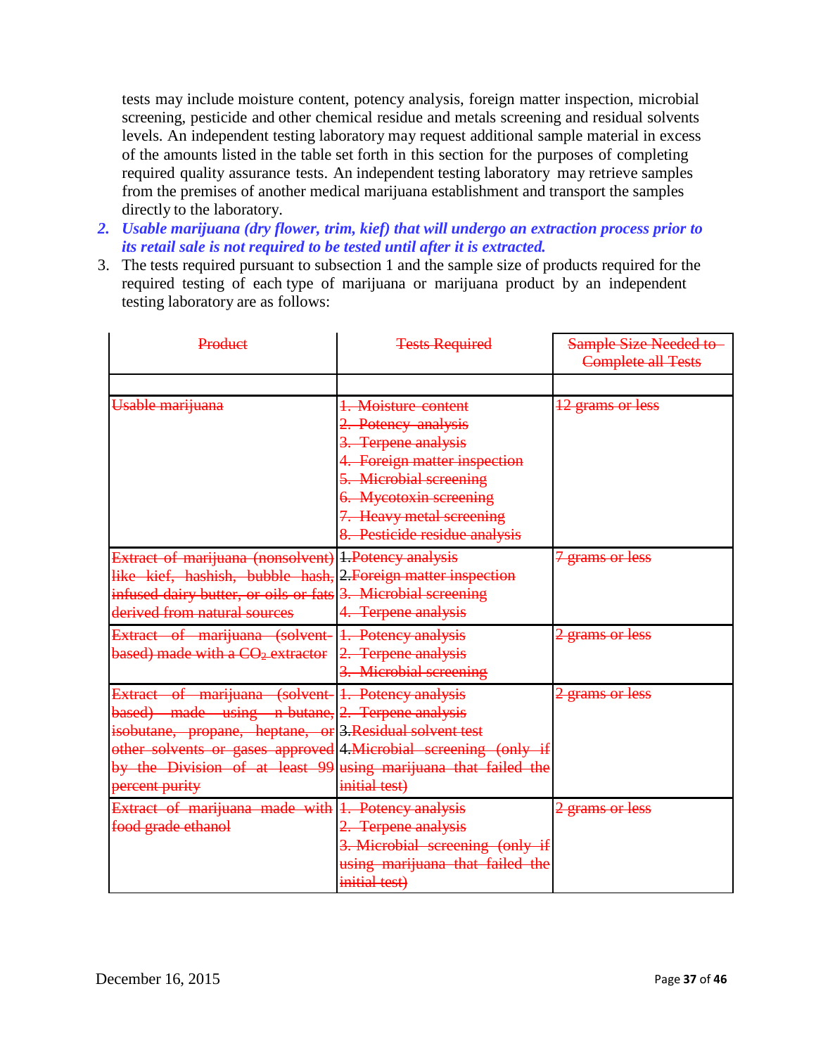tests may include moisture content, potency analysis, foreign matter inspection, microbial screening, pesticide and other chemical residue and metals screening and residual solvents levels. An independent testing laboratory may request additional sample material in excess of the amounts listed in the table set forth in this section for the purposes of completing required quality assurance tests. An independent testing laboratory may retrieve samples from the premises of another medical marijuana establishment and transport the samples directly to the laboratory.

2. ***Usable marijuana (dry flower, trim, kief) that will undergo an extraction process prior to its retail sale is not required to be tested until after it is extracted.***

3. The tests required pursuant to subsection 1 and the sample size of products required for the required testing of each type of marijuana or marijuana product by an independent testing laboratory are as follows:

| ~~Product~~ | ~~Tests Required~~ | ~~Sample Size Needed to Complete all Tests~~ |
|---|---|---|
| | | |
| ~~Usable marijuana~~ | ~~1. Moisture content~~<br>~~2. Potency analysis~~<br>~~3. Terpene analysis~~<br>~~4. Foreign matter inspection~~<br>~~5. Microbial screening~~<br>~~6. Mycotoxin screening~~<br>~~7. Heavy metal screening~~<br>~~8. Pesticide residue analysis~~ | ~~12 grams or less~~ |
| ~~Extract of marijuana (nonsolvent) like kief, hashish, bubble hash, infused dairy butter, or oils or fats derived from natural sources~~ | ~~1. Potency analysis~~<br>~~2. Foreign matter inspection~~<br>~~3. Microbial screening~~<br>~~4. Terpene analysis~~ | ~~7 grams or less~~ |
| ~~Extract of marijuana (solvent-based) made with a $CO_2$ extractor~~ | ~~1. Potency analysis~~<br>~~2. Terpene analysis~~<br>~~3. Microbial screening~~ | ~~2 grams or less~~ |
| ~~Extract of marijuana (solvent-based) made using n-butane, isobutane, propane, heptane, or other solvents or gases approved by the Division of at least 99 percent purity~~ | ~~1. Potency analysis~~<br>~~2. Terpene analysis~~<br>~~3. Residual solvent test~~<br>~~4. Microbial screening (only if using marijuana that failed the initial test)~~ | ~~2 grams or less~~ |
| ~~Extract of marijuana made with food grade ethanol~~ | ~~1. Potency analysis~~<br>~~2. Terpene analysis~~<br>~~3. Microbial screening (only if using marijuana that failed the initial test)~~ | ~~2 grams or less~~ |

December 16, 2015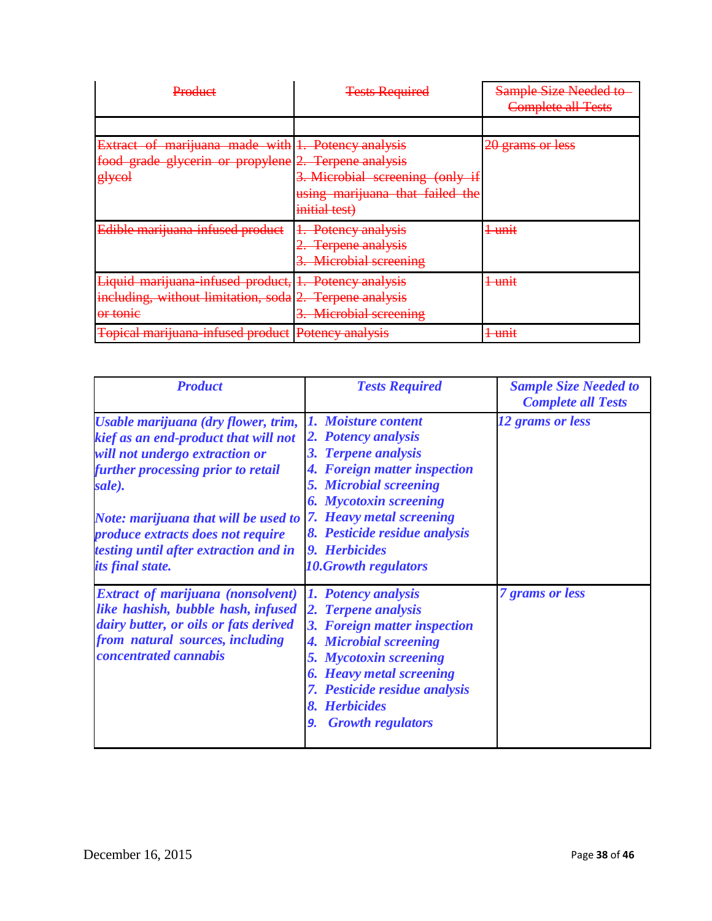| ~~Product~~ | ~~Tests Required~~ | ~~Sample Size Needed to Complete all Tests~~ |
|---|---|---|
| | | |
| ~~Extract of marijuana made with food grade glycerin or propylene glycol~~ | ~~1. Potency analysis~~<br>~~2. Terpene analysis~~<br>~~3. Microbial screening (only if using marijuana that failed the initial test)~~ | ~~20 grams or less~~ |
| ~~Edible marijuana-infused product~~ | ~~1. Potency analysis~~<br>~~2. Terpene analysis~~<br>~~3. Microbial screening~~ | ~~1 unit~~ |
| ~~Liquid marijuana-infused product, including, without limitation, soda or tonic~~ | ~~1. Potency analysis~~<br>~~2. Terpene analysis~~<br>~~3. Microbial screening~~ | ~~1 unit~~ |
| ~~Topical marijuana-infused product~~ | ~~Potency analysis~~ | ~~1 unit~~ |

| ***Product*** | ***Tests Required*** | ***Sample Size Needed to Complete all Tests*** |
|---|---|---|
| ***Usable marijuana (dry flower, trim, kief as an end-product that will not will not undergo extraction or further processing prior to retail sale).***<br><br>***Note: marijuana that will be used to produce extracts does not require testing until after extraction and in its final state.*** | ***1. Moisture content***<br>***2. Potency analysis***<br>***3. Terpene analysis***<br>***4. Foreign matter inspection***<br>***5. Microbial screening***<br>***6. Mycotoxin screening***<br>***7. Heavy metal screening***<br>***8. Pesticide residue analysis***<br>***9. Herbicides***<br>***10. Growth regulators*** | ***12 grams or less*** |
| ***Extract of marijuana (nonsolvent) like hashish, bubble hash, infused dairy butter, or oils or fats derived from natural sources, including concentrated cannabis*** | ***1. Potency analysis***<br>***2. Terpene analysis***<br>***3. Foreign matter inspection***<br>***4. Microbial screening***<br>***5. Mycotoxin screening***<br>***6. Heavy metal screening***<br>***7. Pesticide residue analysis***<br>***8. Herbicides***<br>***9. Growth regulators*** | ***7 grams or less*** |

December 16, 2015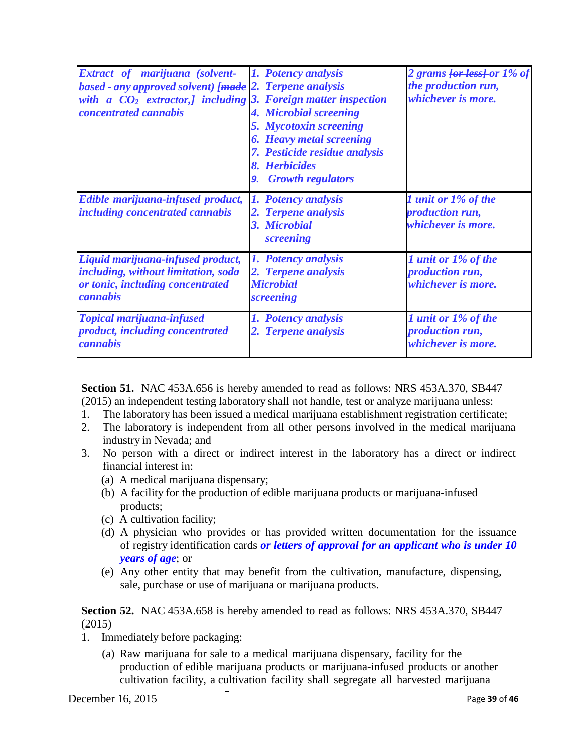| *Extract of marijuana (solvent-based - any approved solvent) [~~made with a $CO_2$ extractor,~~] including concentrated cannabis* | *1. Potency analysis*<br>*2. Terpene analysis*<br>*3. Foreign matter inspection*<br>*4. Microbial screening*<br>*5. Mycotoxin screening*<br>*6. Heavy metal screening*<br>*7. Pesticide residue analysis*<br>*8. Herbicides*<br>*9. Growth regulators* | *2 grams [~~or less~~] or 1% of the production run, whichever is more.* |
|---|---|---|
| *Edible marijuana-infused product, including concentrated cannabis* | *1. Potency analysis*<br>*2. Terpene analysis*<br>*3. Microbial screening* | *1 unit or 1% of the production run, whichever is more.* |
| *Liquid marijuana-infused product, including, without limitation, soda or tonic, including concentrated cannabis* | *1. Potency analysis*<br>*2. Terpene analysis*<br>*Microbial screening* | *1 unit or 1% of the production run, whichever is more.* |
| *Topical marijuana-infused product, including concentrated cannabis* | *1. Potency analysis*<br>*2. Terpene analysis* | *1 unit or 1% of the production run, whichever is more.* |

**Section 51.** NAC 453A.656 is hereby amended to read as follows: NRS 453A.370, SB447 (2015) an independent testing laboratory shall not handle, test or analyze marijuana unless:

1. The laboratory has been issued a medical marijuana establishment registration certificate;
2. The laboratory is independent from all other persons involved in the medical marijuana industry in Nevada; and
3. No person with a direct or indirect interest in the laboratory has a direct or indirect financial interest in:
   - (a) A medical marijuana dispensary;
   - (b) A facility for the production of edible marijuana products or marijuana-infused products;
   - (c) A cultivation facility;
   - (d) A physician who provides or has provided written documentation for the issuance of registry identification cards ***or letters of approval for an applicant who is under 10 years of age***; or
   - (e) Any other entity that may benefit from the cultivation, manufacture, dispensing, sale, purchase or use of marijuana or marijuana products.

**Section 52.** NAC 453A.658 is hereby amended to read as follows: NRS 453A.370, SB447 (2015)

1. Immediately before packaging:
   - (a) Raw marijuana for sale to a medical marijuana dispensary, facility for the production of edible marijuana products or marijuana-infused products or another cultivation facility, a cultivation facility shall segregate all harvested marijuana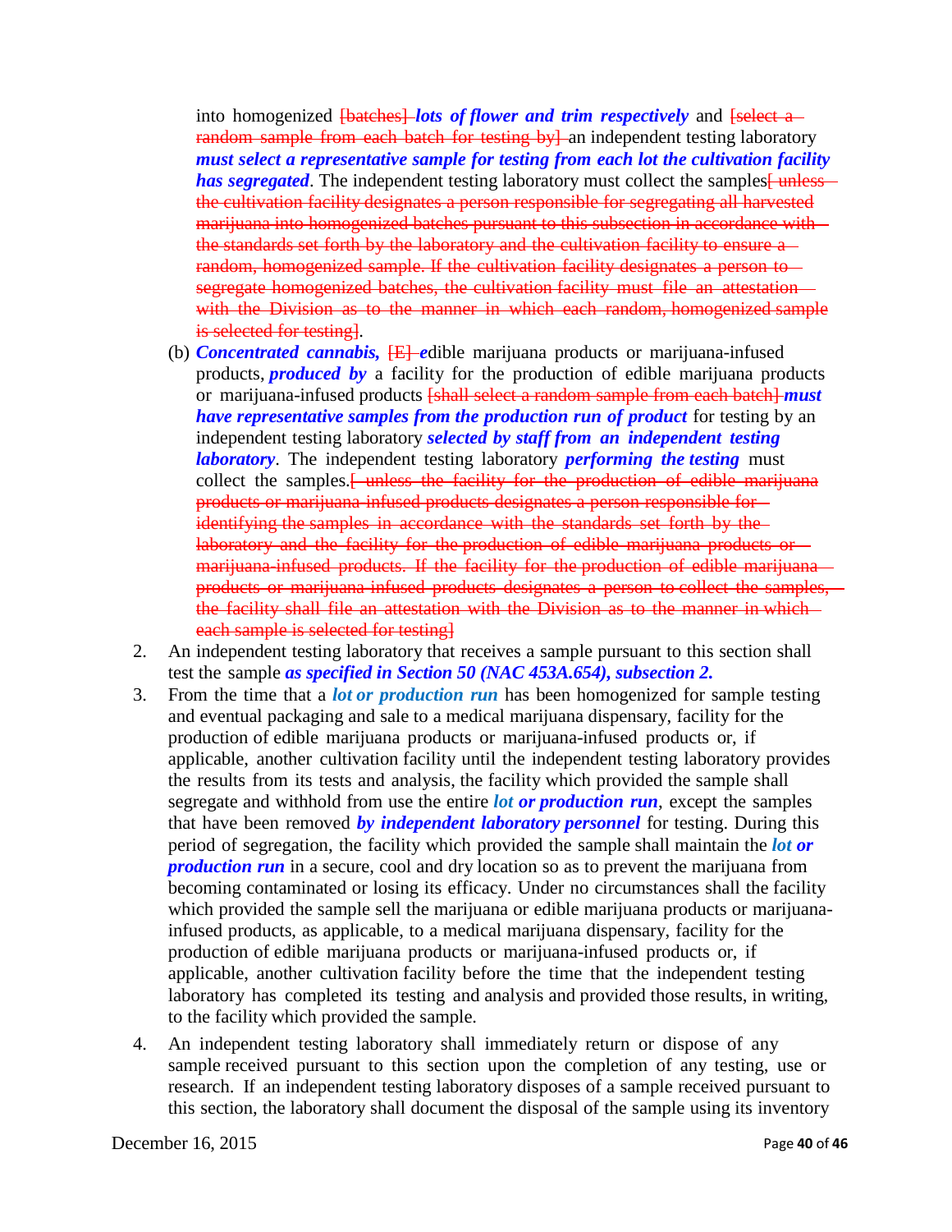into homogenized ~~[batches]~~ ***lots of flower and trim respectively*** and ~~[select a random sample from each batch for testing by]~~ an independent testing laboratory ***must select a representative sample for testing from each lot the cultivation facility has segregated***. The independent testing laboratory must collect the samples~~[ unless the cultivation facility designates a person responsible for segregating all harvested marijuana into homogenized batches pursuant to this subsection in accordance with the standards set forth by the laboratory and the cultivation facility to ensure a random, homogenized sample. If the cultivation facility designates a person to segregate homogenized batches, the cultivation facility must file an attestation with the Division as to the manner in which each random, homogenized sample is selected for testing]~~.

(b) ***Concentrated cannabis,*** ~~[E]~~ ***e***dible marijuana products or marijuana-infused products, ***produced by*** a facility for the production of edible marijuana products or marijuana-infused products ~~[shall select a random sample from each batch]~~ ***must have representative samples from the production run of product*** for testing by an independent testing laboratory ***selected by staff from an independent testing laboratory***. The independent testing laboratory ***performing the testing*** must collect the samples.~~[ unless the facility for the production of edible marijuana products or marijuana-infused products designates a person responsible for identifying the samples in accordance with the standards set forth by the laboratory and the facility for the production of edible marijuana products or marijuana-infused products. If the facility for the production of edible marijuana products or marijuana-infused products designates a person to collect the samples, the facility shall file an attestation with the Division as to the manner in which each sample is selected for testing]~~

2. An independent testing laboratory that receives a sample pursuant to this section shall test the sample ***as specified in Section 50 (NAC 453A.654), subsection 2.***

3. From the time that a ***lot or production run*** has been homogenized for sample testing and eventual packaging and sale to a medical marijuana dispensary, facility for the production of edible marijuana products or marijuana-infused products or, if applicable, another cultivation facility until the independent testing laboratory provides the results from its tests and analysis, the facility which provided the sample shall segregate and withhold from use the entire ***lot or production run***, except the samples that have been removed ***by independent laboratory personnel*** for testing. During this period of segregation, the facility which provided the sample shall maintain the ***lot or production run*** in a secure, cool and dry location so as to prevent the marijuana from becoming contaminated or losing its efficacy. Under no circumstances shall the facility which provided the sample sell the marijuana or edible marijuana products or marijuana-infused products, as applicable, to a medical marijuana dispensary, facility for the production of edible marijuana products or marijuana-infused products or, if applicable, another cultivation facility before the time that the independent testing laboratory has completed its testing and analysis and provided those results, in writing, to the facility which provided the sample.

4. An independent testing laboratory shall immediately return or dispose of any sample received pursuant to this section upon the completion of any testing, use or research. If an independent testing laboratory disposes of a sample received pursuant to this section, the laboratory shall document the disposal of the sample using its inventory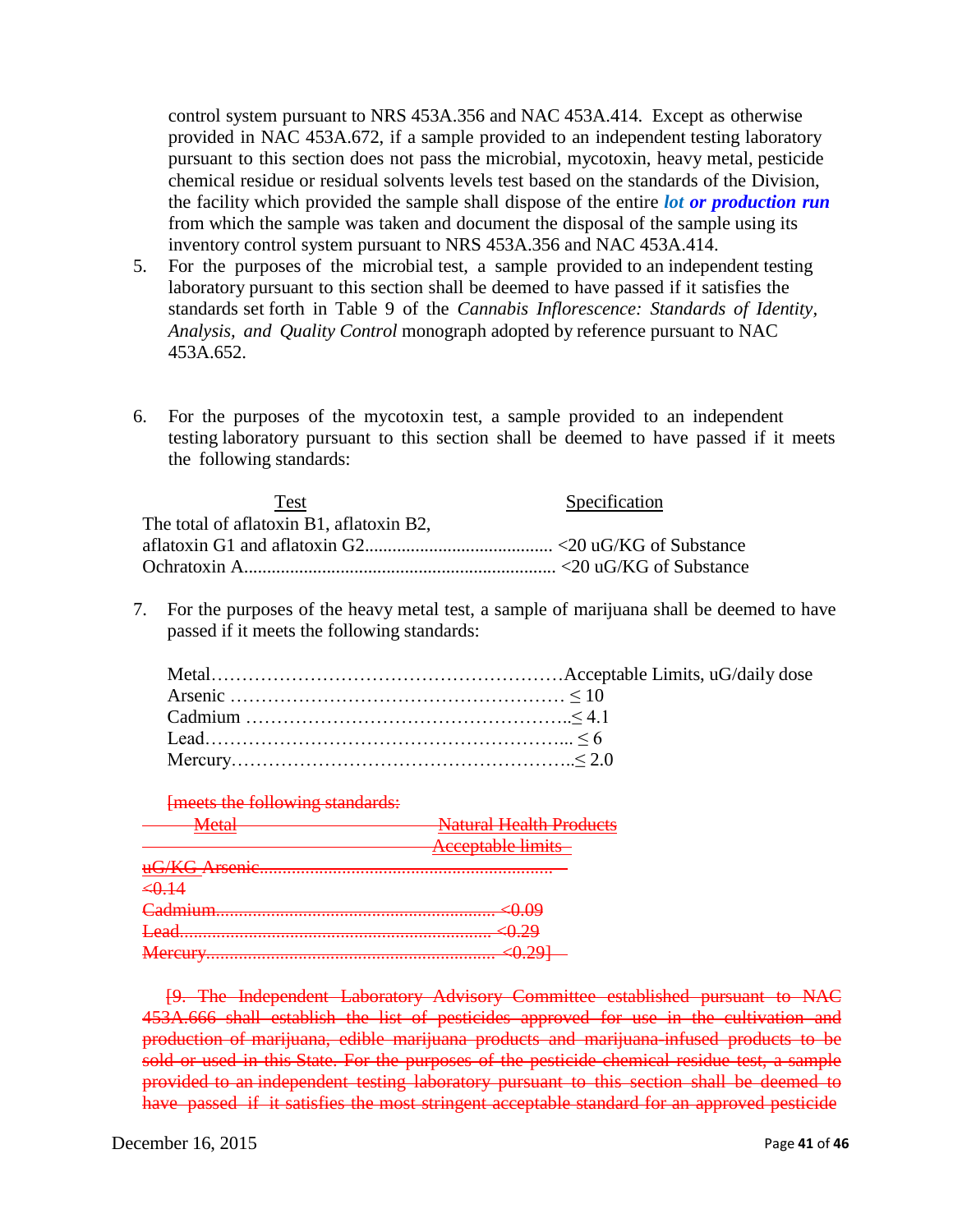control system pursuant to NRS 453A.356 and NAC 453A.414. Except as otherwise provided in NAC 453A.672, if a sample provided to an independent testing laboratory pursuant to this section does not pass the microbial, mycotoxin, heavy metal, pesticide chemical residue or residual solvents levels test based on the standards of the Division, the facility which provided the sample shall dispose of the entire ***lot or production run*** from which the sample was taken and document the disposal of the sample using its inventory control system pursuant to NRS 453A.356 and NAC 453A.414.

5. For the purposes of the microbial test, a sample provided to an independent testing laboratory pursuant to this section shall be deemed to have passed if it satisfies the standards set forth in Table 9 of the *Cannabis Inflorescence: Standards of Identity, Analysis, and Quality Control* monograph adopted by reference pursuant to NAC 453A.652.

6. For the purposes of the mycotoxin test, a sample provided to an independent testing laboratory pursuant to this section shall be deemed to have passed if it meets the following standards:

| Test | Specification |
|---|---|
| The total of aflatoxin B1, aflatoxin B2, aflatoxin G1 and aflatoxin G2 | <20 uG/KG of Substance |
| Ochratoxin A | <20 uG/KG of Substance |

7. For the purposes of the heavy metal test, a sample of marijuana shall be deemed to have passed if it meets the following standards:

| Metal | Acceptable Limits, uG/daily dose |
|---|---|
| Arsenic | ≤ 10 |
| Cadmium | ≤ 4.1 |
| Lead | ≤ 6 |
| Mercury | ≤ 2.0 |

~~[meets the following standards:~~

| ~~Metal~~ | ~~Natural Health Products Acceptable limits uG/KG~~ |
|---|---|
| ~~Arsenic~~ | ~~<0.14~~ |
| ~~Cadmium~~ | ~~<0.09~~ |
| ~~Lead~~ | ~~<0.29~~ |
| ~~Mercury~~ | ~~<0.29]~~ |

~~[9. The Independent Laboratory Advisory Committee established pursuant to NAC 453A.666 shall establish the list of pesticides approved for use in the cultivation and production of marijuana, edible marijuana products and marijuana-infused products to be sold or used in this State. For the purposes of the pesticide chemical residue test, a sample provided to an independent testing laboratory pursuant to this section shall be deemed to have passed if it satisfies the most stringent acceptable standard for an approved pesticide~~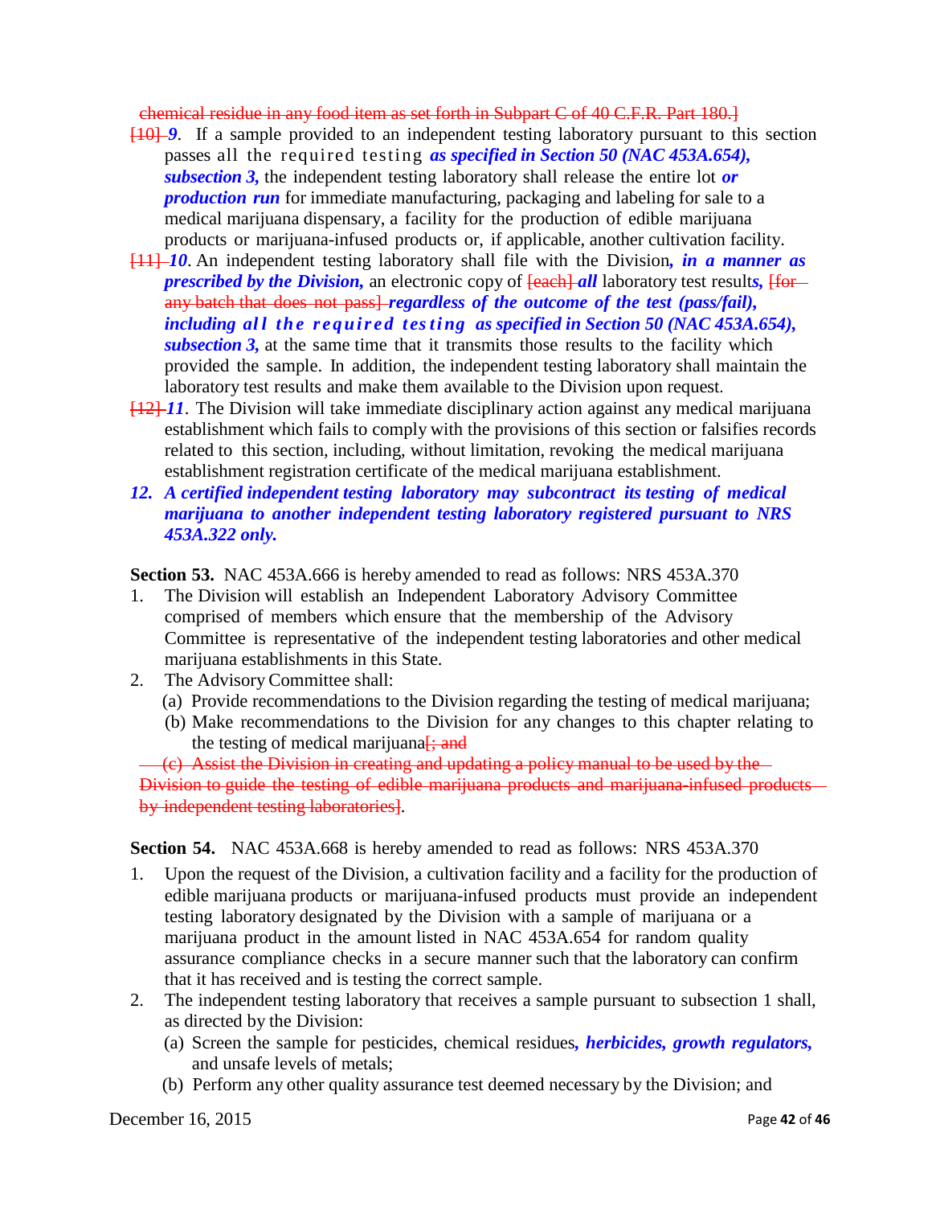chemical residue in any food item as set forth in Subpart C of 40 C.F.R. Part 180.]

[10] *9*. If a sample provided to an independent testing laboratory pursuant to this section passes all the required testing ***as specified in Section 50 (NAC 453A.654), subsection 3,*** the independent testing laboratory shall release the entire lot ***or production run*** for immediate manufacturing, packaging and labeling for sale to a medical marijuana dispensary, a facility for the production of edible marijuana products or marijuana-infused products or, if applicable, another cultivation facility.

[11] *10*. An independent testing laboratory shall file with the Division***, in a manner as prescribed by the Division,*** an electronic copy of [each] ***all*** laboratory test result***s,*** [for any batch that does not pass] ***regardless of the outcome of the test (pass/fail), including all the required testing as specified in Section 50 (NAC 453A.654), subsection 3,*** at the same time that it transmits those results to the facility which provided the sample. In addition, the independent testing laboratory shall maintain the laboratory test results and make them available to the Division upon request.

[12] *11*. The Division will take immediate disciplinary action against any medical marijuana establishment which fails to comply with the provisions of this section or falsifies records related to this section, including, without limitation, revoking the medical marijuana establishment registration certificate of the medical marijuana establishment.

***12. A certified independent testing laboratory may subcontract its testing of medical marijuana to another independent testing laboratory registered pursuant to NRS 453A.322 only.***

**Section 53.** NAC 453A.666 is hereby amended to read as follows: NRS 453A.370

1. The Division will establish an Independent Laboratory Advisory Committee comprised of members which ensure that the membership of the Advisory Committee is representative of the independent testing laboratories and other medical marijuana establishments in this State.
2. The Advisory Committee shall:
   (a) Provide recommendations to the Division regarding the testing of medical marijuana;
   (b) Make recommendations to the Division for any changes to this chapter relating to the testing of medical marijuana[; and
   (c) Assist the Division in creating and updating a policy manual to be used by the Division to guide the testing of edible marijuana products and marijuana-infused products by independent testing laboratories].

**Section 54.** NAC 453A.668 is hereby amended to read as follows: NRS 453A.370

1. Upon the request of the Division, a cultivation facility and a facility for the production of edible marijuana products or marijuana-infused products must provide an independent testing laboratory designated by the Division with a sample of marijuana or a marijuana product in the amount listed in NAC 453A.654 for random quality assurance compliance checks in a secure manner such that the laboratory can confirm that it has received and is testing the correct sample.
2. The independent testing laboratory that receives a sample pursuant to subsection 1 shall, as directed by the Division:
   (a) Screen the sample for pesticides, chemical residues***, herbicides, growth regulators,*** and unsafe levels of metals;
   (b) Perform any other quality assurance test deemed necessary by the Division; and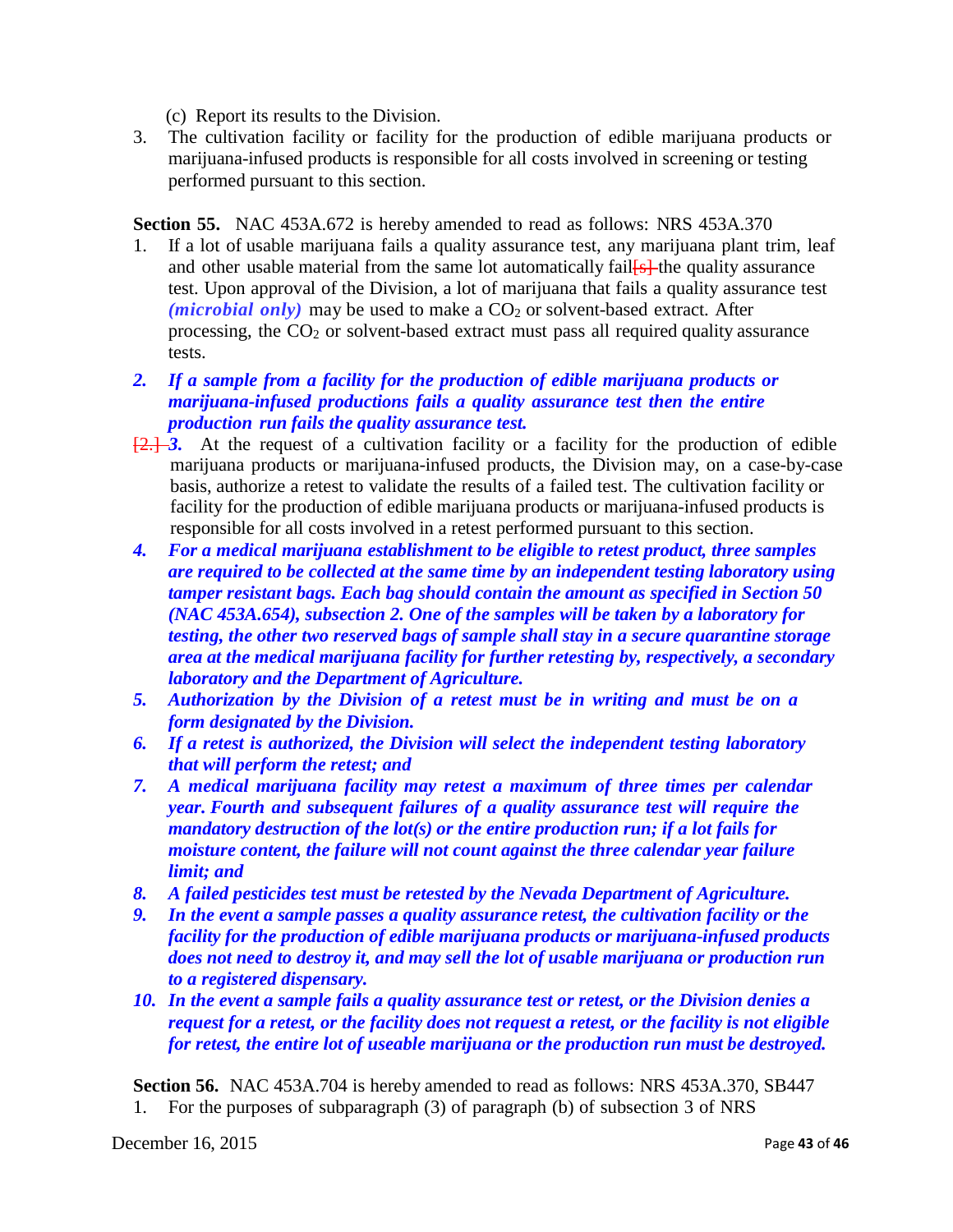(c) Report its results to the Division.

3. The cultivation facility or facility for the production of edible marijuana products or marijuana-infused products is responsible for all costs involved in screening or testing performed pursuant to this section.

**Section 55.** NAC 453A.672 is hereby amended to read as follows: NRS 453A.370

1. If a lot of usable marijuana fails a quality assurance test, any marijuana plant trim, leaf and other usable material from the same lot automatically fail[s] the quality assurance test. Upon approval of the Division, a lot of marijuana that fails a quality assurance test ***(microbial only)*** may be used to make a $CO_2$ or solvent-based extract. After processing, the $CO_2$ or solvent-based extract must pass all required quality assurance tests.

2. ***If a sample from a facility for the production of edible marijuana products or marijuana-infused productions fails a quality assurance test then the entire production run fails the quality assurance test.***

[2.] ***3.*** At the request of a cultivation facility or a facility for the production of edible marijuana products or marijuana-infused products, the Division may, on a case-by-case basis, authorize a retest to validate the results of a failed test. The cultivation facility or facility for the production of edible marijuana products or marijuana-infused products is responsible for all costs involved in a retest performed pursuant to this section.

4. ***For a medical marijuana establishment to be eligible to retest product, three samples are required to be collected at the same time by an independent testing laboratory using tamper resistant bags. Each bag should contain the amount as specified in Section 50 (NAC 453A.654), subsection 2. One of the samples will be taken by a laboratory for testing, the other two reserved bags of sample shall stay in a secure quarantine storage area at the medical marijuana facility for further retesting by, respectively, a secondary laboratory and the Department of Agriculture.***

5. ***Authorization by the Division of a retest must be in writing and must be on a form designated by the Division.***

6. ***If a retest is authorized, the Division will select the independent testing laboratory that will perform the retest; and***

7. ***A medical marijuana facility may retest a maximum of three times per calendar year. Fourth and subsequent failures of a quality assurance test will require the mandatory destruction of the lot(s) or the entire production run; if a lot fails for moisture content, the failure will not count against the three calendar year failure limit; and***

8. ***A failed pesticides test must be retested by the Nevada Department of Agriculture.***

9. ***In the event a sample passes a quality assurance retest, the cultivation facility or the facility for the production of edible marijuana products or marijuana-infused products does not need to destroy it, and may sell the lot of usable marijuana or production run to a registered dispensary.***

10. ***In the event a sample fails a quality assurance test or retest, or the Division denies a request for a retest, or the facility does not request a retest, or the facility is not eligible for retest, the entire lot of useable marijuana or the production run must be destroyed.***

**Section 56.** NAC 453A.704 is hereby amended to read as follows: NRS 453A.370, SB447

1. For the purposes of subparagraph (3) of paragraph (b) of subsection 3 of NRS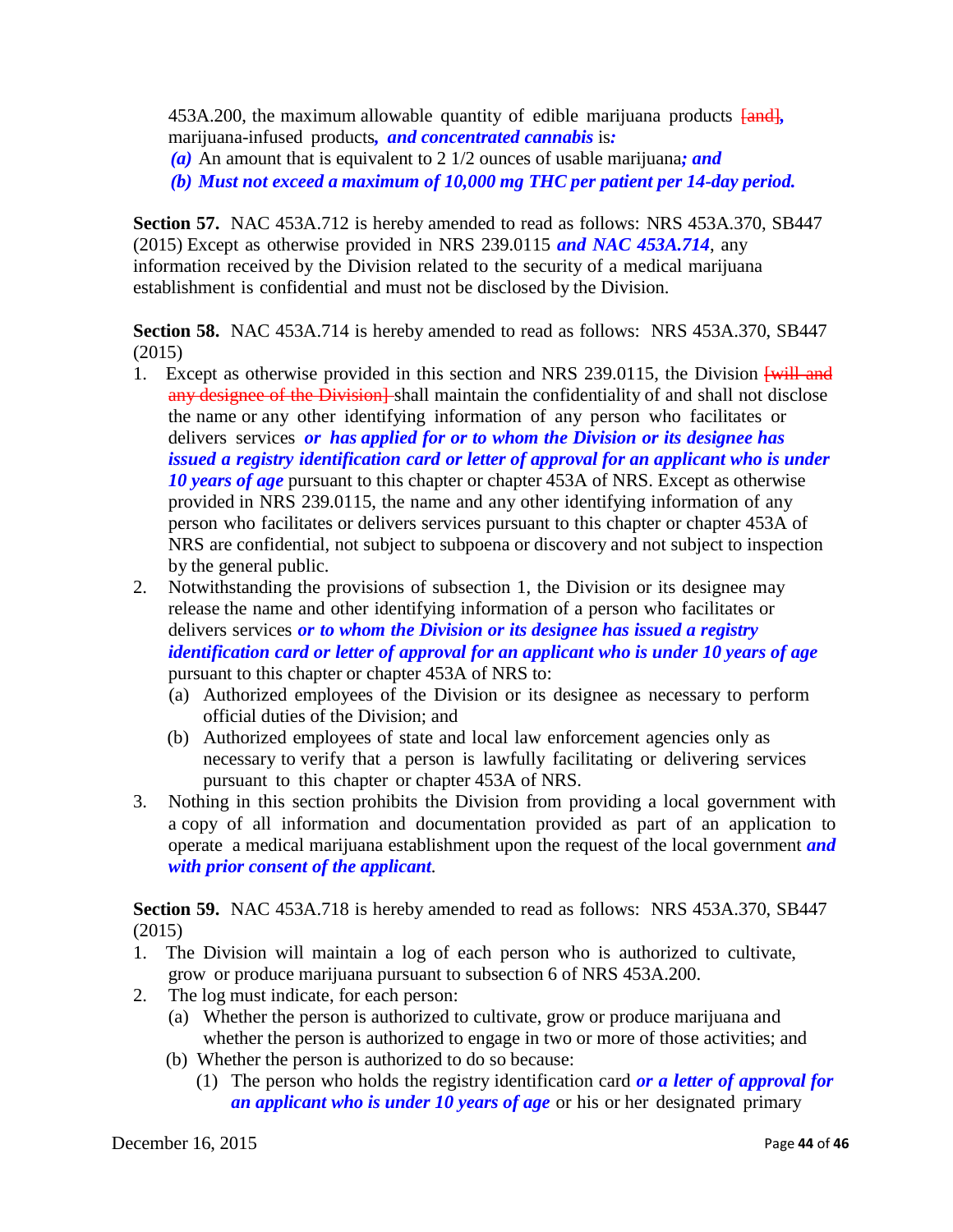453A.200, the maximum allowable quantity of edible marijuana products [and]**,** marijuana-infused products**, *and concentrated cannabis*** is**:**

***(a)*** An amount that is equivalent to 2 1/2 ounces of usable marijuana***; and***

***(b) Must not exceed a maximum of 10,000 mg THC per patient per 14-day period.***

**Section 57.** NAC 453A.712 is hereby amended to read as follows: NRS 453A.370, SB447 (2015) Except as otherwise provided in NRS 239.0115 ***and NAC 453A.714***, any information received by the Division related to the security of a medical marijuana establishment is confidential and must not be disclosed by the Division.

**Section 58.** NAC 453A.714 is hereby amended to read as follows: NRS 453A.370, SB447 (2015)

1. Except as otherwise provided in this section and NRS 239.0115, the Division [will and any designee of the Division] shall maintain the confidentiality of and shall not disclose the name or any other identifying information of any person who facilitates or delivers services ***or has applied for or to whom the Division or its designee has issued a registry identification card or letter of approval for an applicant who is under 10 years of age*** pursuant to this chapter or chapter 453A of NRS. Except as otherwise provided in NRS 239.0115, the name and any other identifying information of any person who facilitates or delivers services pursuant to this chapter or chapter 453A of NRS are confidential, not subject to subpoena or discovery and not subject to inspection by the general public.
2. Notwithstanding the provisions of subsection 1, the Division or its designee may release the name and other identifying information of a person who facilitates or delivers services ***or to whom the Division or its designee has issued a registry identification card or letter of approval for an applicant who is under 10 years of age*** pursuant to this chapter or chapter 453A of NRS to:
   - (a) Authorized employees of the Division or its designee as necessary to perform official duties of the Division; and
   - (b) Authorized employees of state and local law enforcement agencies only as necessary to verify that a person is lawfully facilitating or delivering services pursuant to this chapter or chapter 453A of NRS.
3. Nothing in this section prohibits the Division from providing a local government with a copy of all information and documentation provided as part of an application to operate a medical marijuana establishment upon the request of the local government ***and with prior consent of the applicant***.

**Section 59.** NAC 453A.718 is hereby amended to read as follows: NRS 453A.370, SB447 (2015)

1. The Division will maintain a log of each person who is authorized to cultivate, grow or produce marijuana pursuant to subsection 6 of NRS 453A.200.
2. The log must indicate, for each person:
   - (a) Whether the person is authorized to cultivate, grow or produce marijuana and whether the person is authorized to engage in two or more of those activities; and
   - (b) Whether the person is authorized to do so because:
     - (1) The person who holds the registry identification card ***or a letter of approval for an applicant who is under 10 years of age*** or his or her designated primary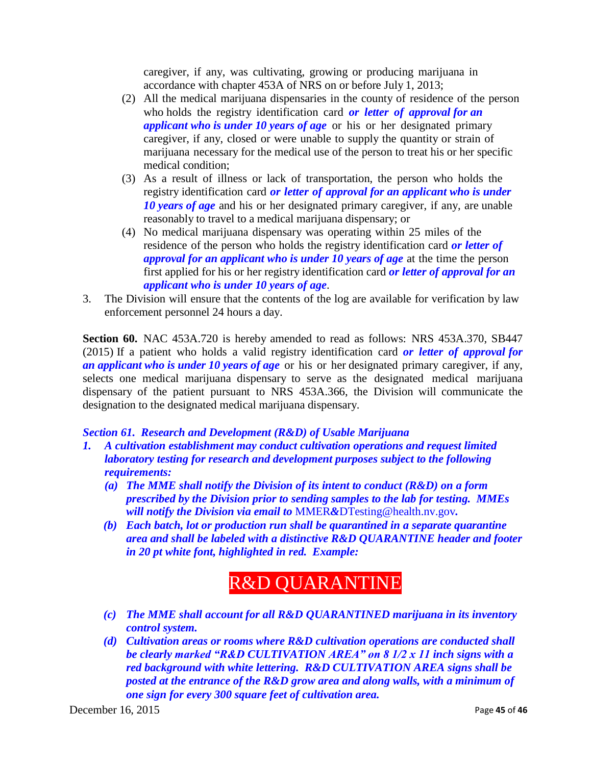caregiver, if any, was cultivating, growing or producing marijuana in accordance with chapter 453A of NRS on or before July 1, 2013;

(2) All the medical marijuana dispensaries in the county of residence of the person who holds the registry identification card ***or letter of approval for an applicant who is under 10 years of age*** or his or her designated primary caregiver, if any, closed or were unable to supply the quantity or strain of marijuana necessary for the medical use of the person to treat his or her specific medical condition;

(3) As a result of illness or lack of transportation, the person who holds the registry identification card ***or letter of approval for an applicant who is under 10 years of age*** and his or her designated primary caregiver, if any, are unable reasonably to travel to a medical marijuana dispensary; or

(4) No medical marijuana dispensary was operating within 25 miles of the residence of the person who holds the registry identification card ***or letter of approval for an applicant who is under 10 years of age*** at the time the person first applied for his or her registry identification card ***or letter of approval for an applicant who is under 10 years of age***.

3. The Division will ensure that the contents of the log are available for verification by law enforcement personnel 24 hours a day.

**Section 60.** NAC 453A.720 is hereby amended to read as follows: NRS 453A.370, SB447 (2015) If a patient who holds a valid registry identification card ***or letter of approval for an applicant who is under 10 years of age*** or his or her designated primary caregiver, if any, selects one medical marijuana dispensary to serve as the designated medical marijuana dispensary of the patient pursuant to NRS 453A.366, the Division will communicate the designation to the designated medical marijuana dispensary.

***Section 61. Research and Development (R&D) of Usable Marijuana***

***1. A cultivation establishment may conduct cultivation operations and request limited laboratory testing for research and development purposes subject to the following requirements:***

***(a) The MME shall notify the Division of its intent to conduct (R&D) on a form prescribed by the Division prior to sending samples to the lab for testing. MMEs will notify the Division via email to*** MMER&DTesting@health.nv.gov***.***

***(b) Each batch, lot or production run shall be quarantined in a separate quarantine area and shall be labeled with a distinctive R&D QUARANTINE header and footer in 20 pt white font, highlighted in red. Example:***

R&D QUARANTINE

***(c) The MME shall account for all R&D QUARANTINED marijuana in its inventory control system.***

***(d) Cultivation areas or rooms where R&D cultivation operations are conducted shall be clearly marked "R&D CULTIVATION AREA" on 8 1/2 x 11 inch signs with a red background with white lettering. R&D CULTIVATION AREA signs shall be posted at the entrance of the R&D grow area and along walls, with a minimum of one sign for every 300 square feet of cultivation area.***

December 16, 2015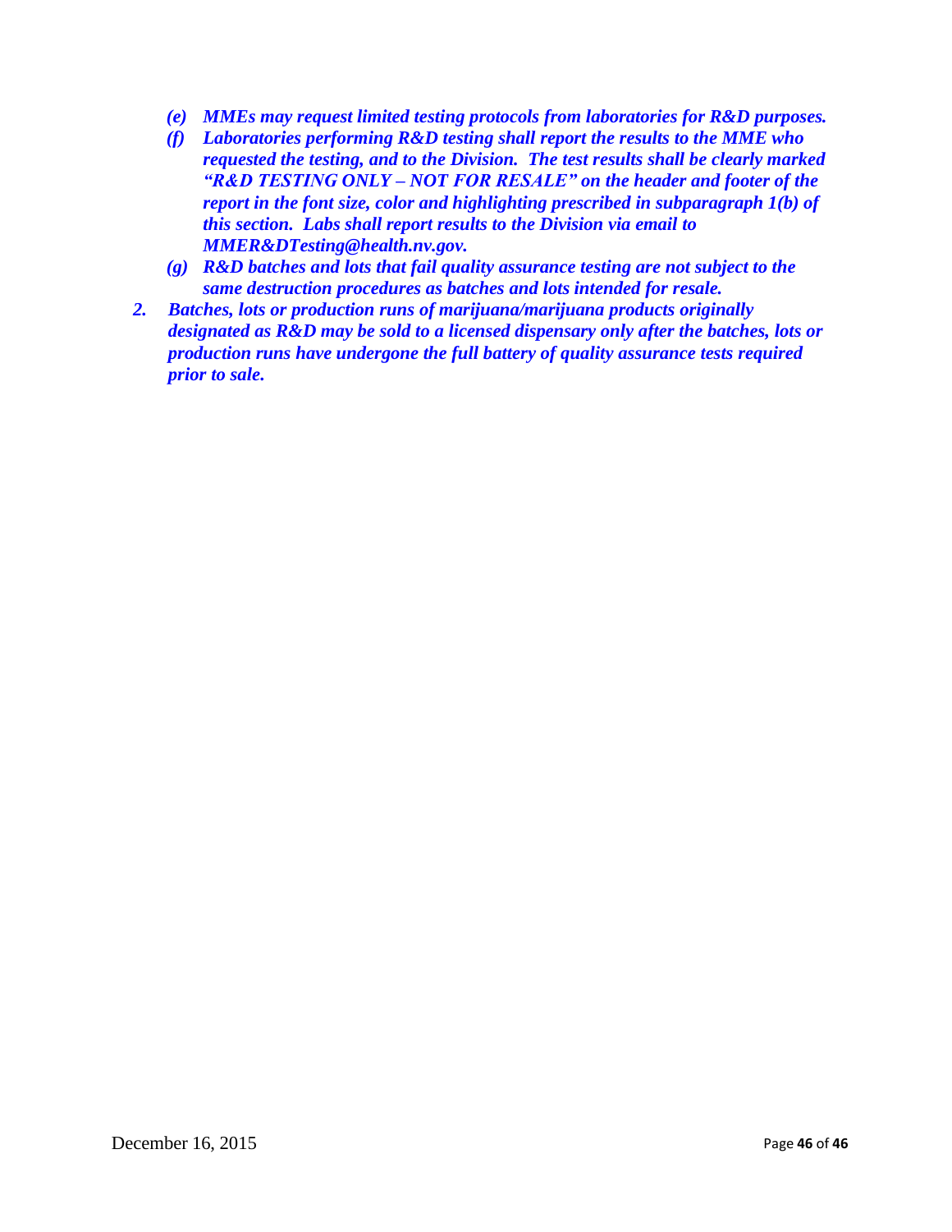*(e) MMEs may request limited testing protocols from laboratories for R&D purposes.*

***(f) Laboratories performing R&D testing shall report the results to the MME who requested the testing, and to the Division. The test results shall be clearly marked "R&D TESTING ONLY – NOT FOR RESALE" on the header and footer of the report in the font size, color and highlighting prescribed in subparagraph 1(b) of this section. Labs shall report results to the Division via email to MMER&DTesting@health.nv.gov.***

***(g) R&D batches and lots that fail quality assurance testing are not subject to the same destruction procedures as batches and lots intended for resale.***

***2. Batches, lots or production runs of marijuana/marijuana products originally designated as R&D may be sold to a licensed dispensary only after the batches, lots or production runs have undergone the full battery of quality assurance tests required prior to sale.***

December 16, 2015